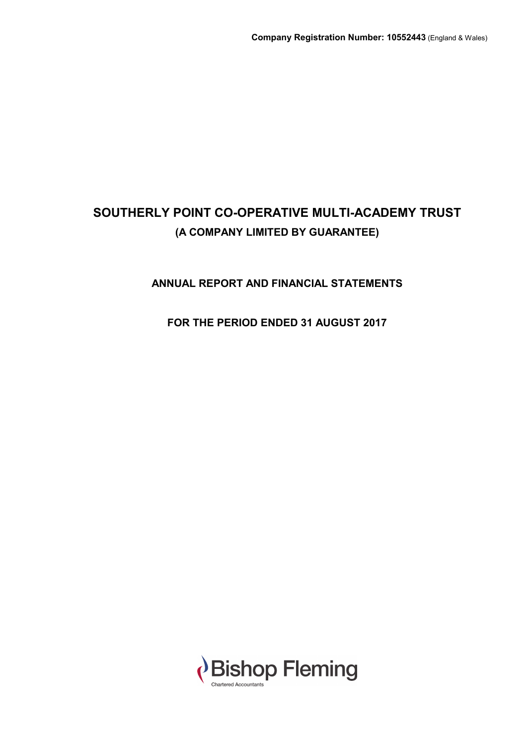**Company Registration Number: 10552443** (England & Wales)

# SOUTHERLY POINT CO-OPERATIVE MULTI-ACADEMY TRUST

## (A COMPANY LIMITED BY GUARANTEE)

## ANNUAL REPORT AND FINANCIAL STATEMENTS

## FOR THE PERIOD ENDED 31 AUGUST 2017

Bishop Fleming

Chartered Accountants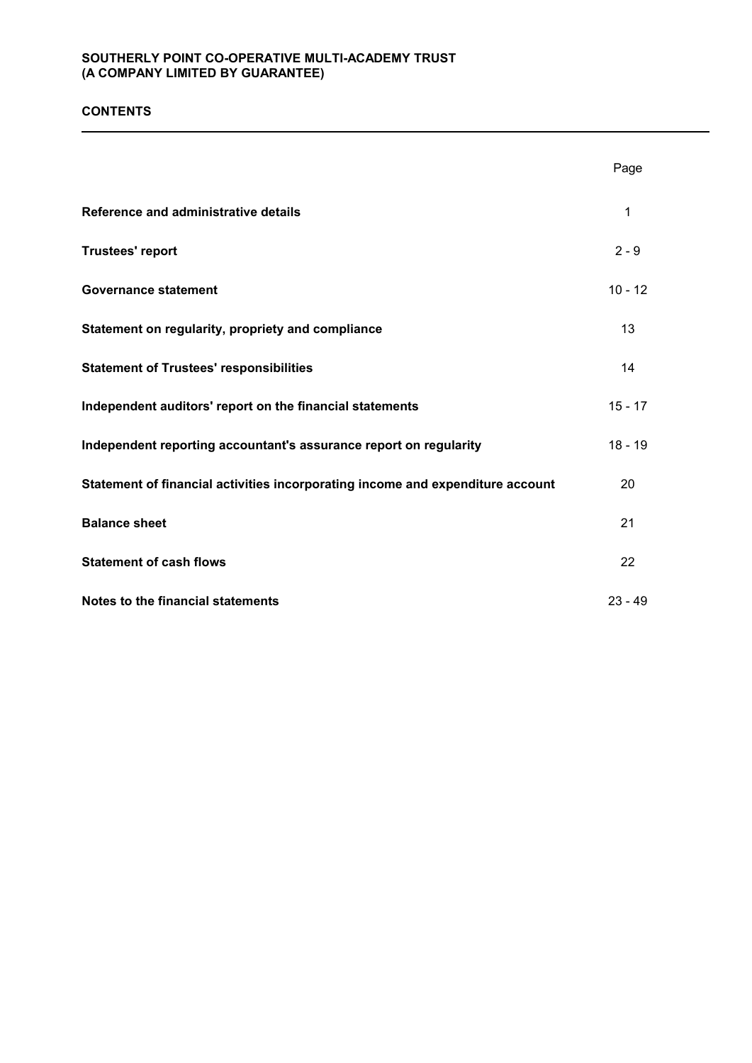**SOUTHERLY POINT CO-OPERATIVE MULTI-ACADEMY TRUST**
**(A COMPANY LIMITED BY GUARANTEE)**

## CONTENTS

| | Page |
|---|---|
| **Reference and administrative details** | 1 |
| **Trustees' report** | 2 - 9 |
| **Governance statement** | 10 - 12 |
| **Statement on regularity, propriety and compliance** | 13 |
| **Statement of Trustees' responsibilities** | 14 |
| **Independent auditors' report on the financial statements** | 15 - 17 |
| **Independent reporting accountant's assurance report on regularity** | 18 - 19 |
| **Statement of financial activities incorporating income and expenditure account** | 20 |
| **Balance sheet** | 21 |
| **Statement of cash flows** | 22 |
| **Notes to the financial statements** | 23 - 49 |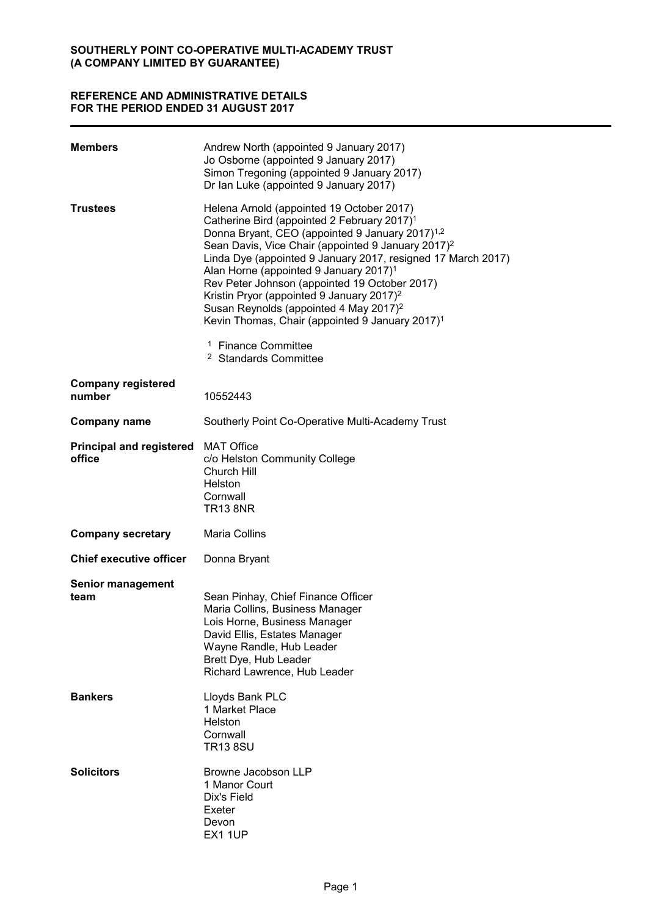**SOUTHERLY POINT CO-OPERATIVE MULTI-ACADEMY TRUST**
**(A COMPANY LIMITED BY GUARANTEE)**

**REFERENCE AND ADMINISTRATIVE DETAILS**
**FOR THE PERIOD ENDED 31 AUGUST 2017**

---

**Members**

Andrew North (appointed 9 January 2017)
Jo Osborne (appointed 9 January 2017)
Simon Tregoning (appointed 9 January 2017)
Dr Ian Luke (appointed 9 January 2017)

**Trustees**

Helena Arnold (appointed 19 October 2017)
Catherine Bird (appointed 2 February 2017)[1]
Donna Bryant, CEO (appointed 9 January 2017)[1,2]
Sean Davis, Vice Chair (appointed 9 January 2017)[2]
Linda Dye (appointed 9 January 2017, resigned 17 March 2017)
Alan Horne (appointed 9 January 2017)[1]
Rev Peter Johnson (appointed 19 October 2017)
Kristin Pryor (appointed 9 January 2017)[2]
Susan Reynolds (appointed 4 May 2017)[2]
Kevin Thomas, Chair (appointed 9 January 2017)[1]

[1] Finance Committee
[2] Standards Committee

**Company registered number**

10552443

**Company name**

Southerly Point Co-Operative Multi-Academy Trust

**Principal and registered office**

MAT Office
c/o Helston Community College
Church Hill
Helston
Cornwall
TR13 8NR

**Company secretary**

Maria Collins

**Chief executive officer**

Donna Bryant

**Senior management team**

Sean Pinhay, Chief Finance Officer
Maria Collins, Business Manager
Lois Horne, Business Manager
David Ellis, Estates Manager
Wayne Randle, Hub Leader
Brett Dye, Hub Leader
Richard Lawrence, Hub Leader

**Bankers**

Lloyds Bank PLC
1 Market Place
Helston
Cornwall
TR13 8SU

**Solicitors**

Browne Jacobson LLP
1 Manor Court
Dix's Field
Exeter
Devon
EX1 1UP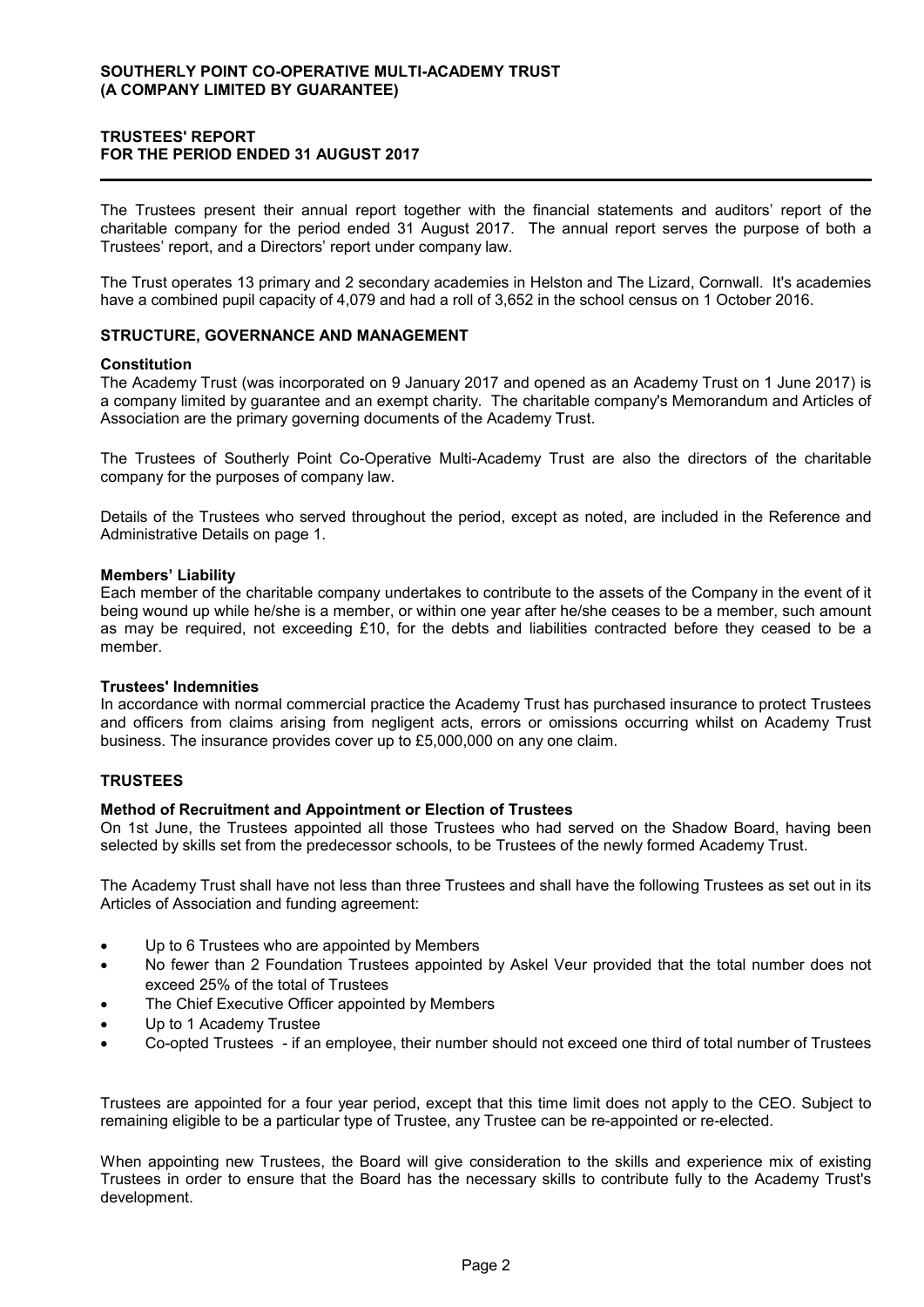**SOUTHERLY POINT CO-OPERATIVE MULTI-ACADEMY TRUST (A COMPANY LIMITED BY GUARANTEE)**

**TRUSTEES' REPORT FOR THE PERIOD ENDED 31 AUGUST 2017**

The Trustees present their annual report together with the financial statements and auditors' report of the charitable company for the period ended 31 August 2017. The annual report serves the purpose of both a Trustees' report, and a Directors' report under company law.

The Trust operates 13 primary and 2 secondary academies in Helston and The Lizard, Cornwall. It's academies have a combined pupil capacity of 4,079 and had a roll of 3,652 in the school census on 1 October 2016.

## STRUCTURE, GOVERNANCE AND MANAGEMENT

### Constitution

The Academy Trust (was incorporated on 9 January 2017 and opened as an Academy Trust on 1 June 2017) is a company limited by guarantee and an exempt charity. The charitable company's Memorandum and Articles of Association are the primary governing documents of the Academy Trust.

The Trustees of Southerly Point Co-Operative Multi-Academy Trust are also the directors of the charitable company for the purposes of company law.

Details of the Trustees who served throughout the period, except as noted, are included in the Reference and Administrative Details on page 1.

### Members' Liability

Each member of the charitable company undertakes to contribute to the assets of the Company in the event of it being wound up while he/she is a member, or within one year after he/she ceases to be a member, such amount as may be required, not exceeding £10, for the debts and liabilities contracted before they ceased to be a member.

### Trustees' Indemnities

In accordance with normal commercial practice the Academy Trust has purchased insurance to protect Trustees and officers from claims arising from negligent acts, errors or omissions occurring whilst on Academy Trust business. The insurance provides cover up to £5,000,000 on any one claim.

## TRUSTEES

### Method of Recruitment and Appointment or Election of Trustees

On 1st June, the Trustees appointed all those Trustees who had served on the Shadow Board, having been selected by skills set from the predecessor schools, to be Trustees of the newly formed Academy Trust.

The Academy Trust shall have not less than three Trustees and shall have the following Trustees as set out in its Articles of Association and funding agreement:

- Up to 6 Trustees who are appointed by Members
- No fewer than 2 Foundation Trustees appointed by Askel Veur provided that the total number does not exceed 25% of the total of Trustees
- The Chief Executive Officer appointed by Members
- Up to 1 Academy Trustee
- Co-opted Trustees - if an employee, their number should not exceed one third of total number of Trustees

Trustees are appointed for a four year period, except that this time limit does not apply to the CEO. Subject to remaining eligible to be a particular type of Trustee, any Trustee can be re-appointed or re-elected.

When appointing new Trustees, the Board will give consideration to the skills and experience mix of existing Trustees in order to ensure that the Board has the necessary skills to contribute fully to the Academy Trust's development.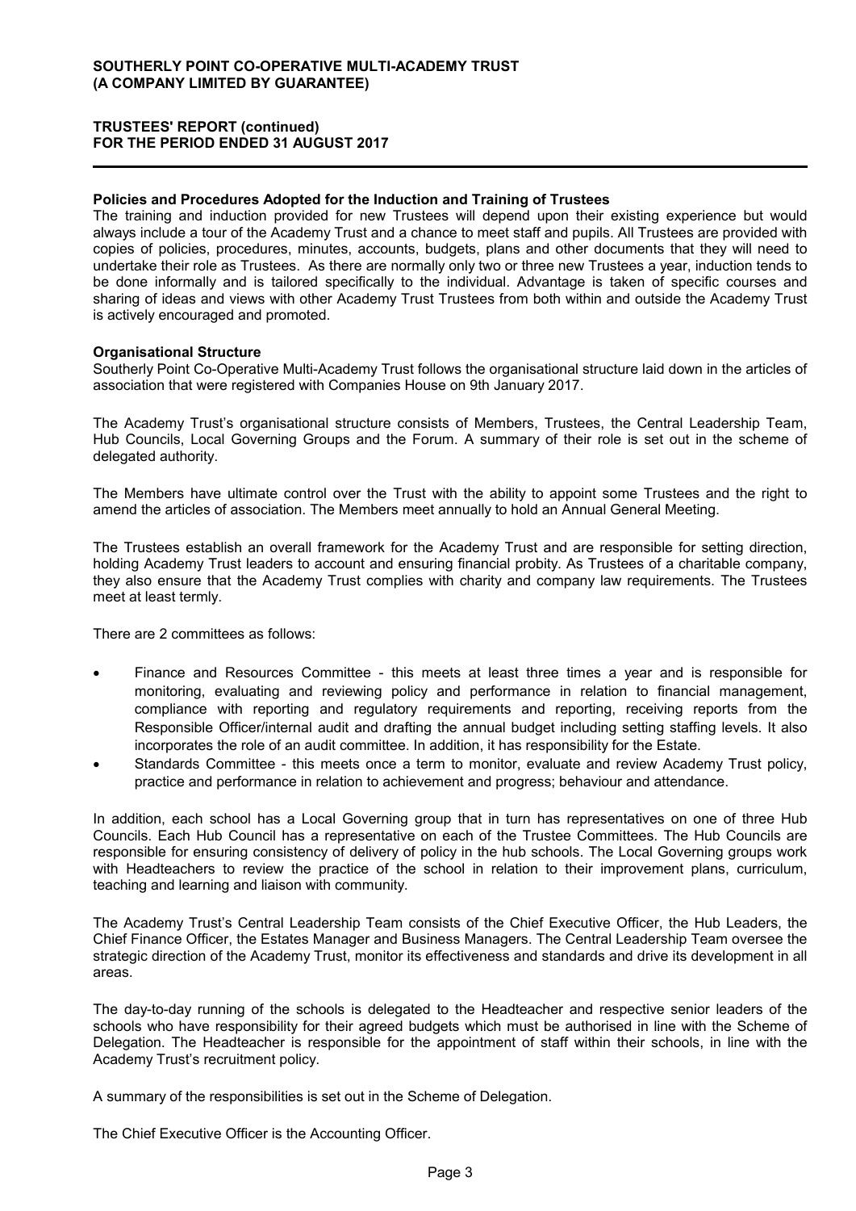### Policies and Procedures Adopted for the Induction and Training of Trustees

The training and induction provided for new Trustees will depend upon their existing experience but would always include a tour of the Academy Trust and a chance to meet staff and pupils. All Trustees are provided with copies of policies, procedures, minutes, accounts, budgets, plans and other documents that they will need to undertake their role as Trustees. As there are normally only two or three new Trustees a year, induction tends to be done informally and is tailored specifically to the individual. Advantage is taken of specific courses and sharing of ideas and views with other Academy Trust Trustees from both within and outside the Academy Trust is actively encouraged and promoted.

### Organisational Structure

Southerly Point Co-Operative Multi-Academy Trust follows the organisational structure laid down in the articles of association that were registered with Companies House on 9th January 2017.

The Academy Trust's organisational structure consists of Members, Trustees, the Central Leadership Team, Hub Councils, Local Governing Groups and the Forum. A summary of their role is set out in the scheme of delegated authority.

The Members have ultimate control over the Trust with the ability to appoint some Trustees and the right to amend the articles of association. The Members meet annually to hold an Annual General Meeting.

The Trustees establish an overall framework for the Academy Trust and are responsible for setting direction, holding Academy Trust leaders to account and ensuring financial probity. As Trustees of a charitable company, they also ensure that the Academy Trust complies with charity and company law requirements. The Trustees meet at least termly.

There are 2 committees as follows:

- Finance and Resources Committee - this meets at least three times a year and is responsible for monitoring, evaluating and reviewing policy and performance in relation to financial management, compliance with reporting and regulatory requirements and reporting, receiving reports from the Responsible Officer/internal audit and drafting the annual budget including setting staffing levels. It also incorporates the role of an audit committee. In addition, it has responsibility for the Estate.
- Standards Committee - this meets once a term to monitor, evaluate and review Academy Trust policy, practice and performance in relation to achievement and progress; behaviour and attendance.

In addition, each school has a Local Governing group that in turn has representatives on one of three Hub Councils. Each Hub Council has a representative on each of the Trustee Committees. The Hub Councils are responsible for ensuring consistency of delivery of policy in the hub schools. The Local Governing groups work with Headteachers to review the practice of the school in relation to their improvement plans, curriculum, teaching and learning and liaison with community.

The Academy Trust's Central Leadership Team consists of the Chief Executive Officer, the Hub Leaders, the Chief Finance Officer, the Estates Manager and Business Managers. The Central Leadership Team oversee the strategic direction of the Academy Trust, monitor its effectiveness and standards and drive its development in all areas.

The day-to-day running of the schools is delegated to the Headteacher and respective senior leaders of the schools who have responsibility for their agreed budgets which must be authorised in line with the Scheme of Delegation. The Headteacher is responsible for the appointment of staff within their schools, in line with the Academy Trust's recruitment policy.

A summary of the responsibilities is set out in the Scheme of Delegation.

The Chief Executive Officer is the Accounting Officer.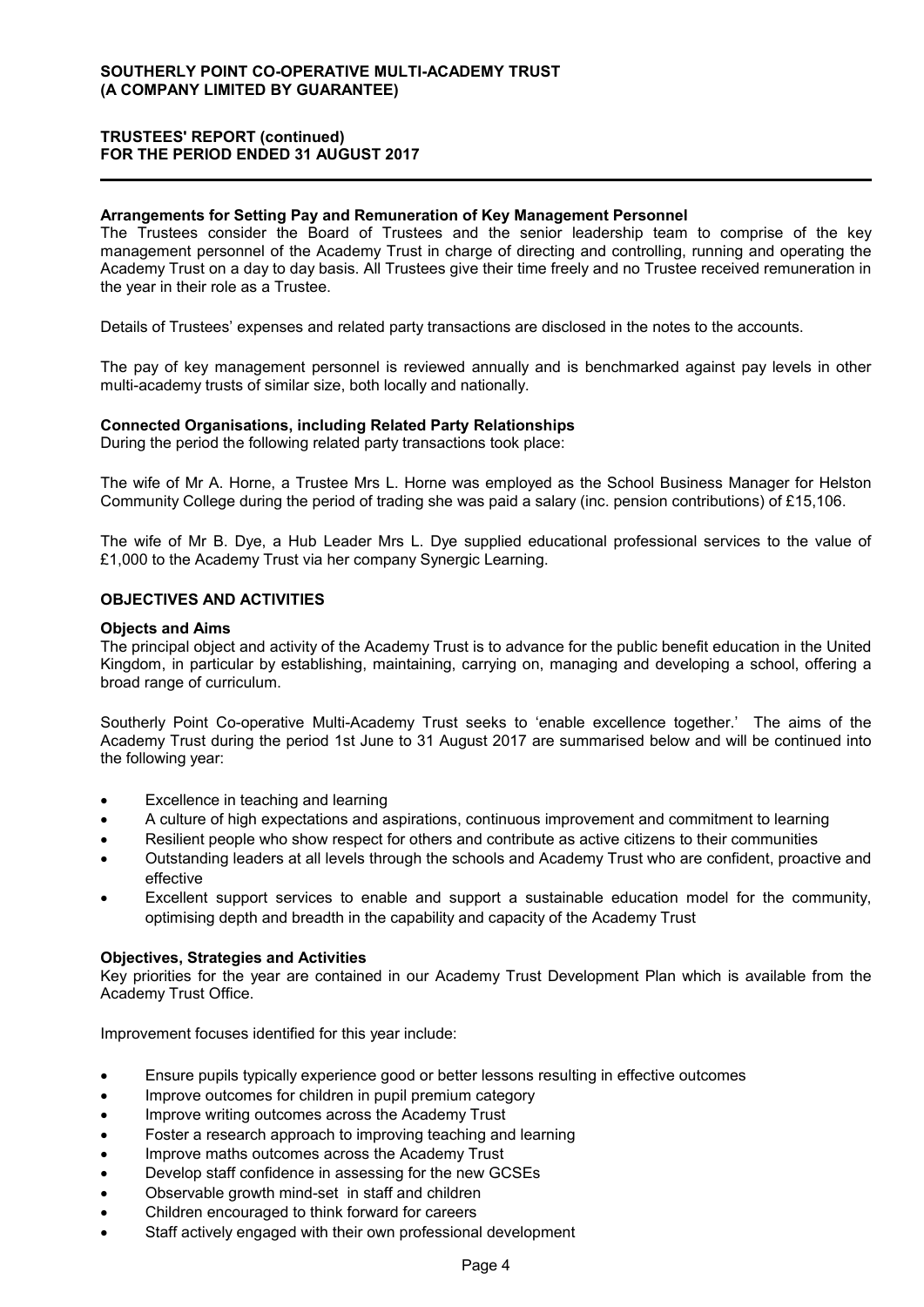### Arrangements for Setting Pay and Remuneration of Key Management Personnel

The Trustees consider the Board of Trustees and the senior leadership team to comprise of the key management personnel of the Academy Trust in charge of directing and controlling, running and operating the Academy Trust on a day to day basis. All Trustees give their time freely and no Trustee received remuneration in the year in their role as a Trustee.

Details of Trustees' expenses and related party transactions are disclosed in the notes to the accounts.

The pay of key management personnel is reviewed annually and is benchmarked against pay levels in other multi-academy trusts of similar size, both locally and nationally.

### Connected Organisations, including Related Party Relationships

During the period the following related party transactions took place:

The wife of Mr A. Horne, a Trustee Mrs L. Horne was employed as the School Business Manager for Helston Community College during the period of trading she was paid a salary (inc. pension contributions) of £15,106.

The wife of Mr B. Dye, a Hub Leader Mrs L. Dye supplied educational professional services to the value of £1,000 to the Academy Trust via her company Synergic Learning.

## OBJECTIVES AND ACTIVITIES

### Objects and Aims

The principal object and activity of the Academy Trust is to advance for the public benefit education in the United Kingdom, in particular by establishing, maintaining, carrying on, managing and developing a school, offering a broad range of curriculum.

Southerly Point Co-operative Multi-Academy Trust seeks to 'enable excellence together.' The aims of the Academy Trust during the period 1st June to 31 August 2017 are summarised below and will be continued into the following year:

- Excellence in teaching and learning
- A culture of high expectations and aspirations, continuous improvement and commitment to learning
- Resilient people who show respect for others and contribute as active citizens to their communities
- Outstanding leaders at all levels through the schools and Academy Trust who are confident, proactive and effective
- Excellent support services to enable and support a sustainable education model for the community, optimising depth and breadth in the capability and capacity of the Academy Trust

### Objectives, Strategies and Activities

Key priorities for the year are contained in our Academy Trust Development Plan which is available from the Academy Trust Office.

Improvement focuses identified for this year include:

- Ensure pupils typically experience good or better lessons resulting in effective outcomes
- Improve outcomes for children in pupil premium category
- Improve writing outcomes across the Academy Trust
- Foster a research approach to improving teaching and learning
- Improve maths outcomes across the Academy Trust
- Develop staff confidence in assessing for the new GCSEs
- Observable growth mind-set in staff and children
- Children encouraged to think forward for careers
- Staff actively engaged with their own professional development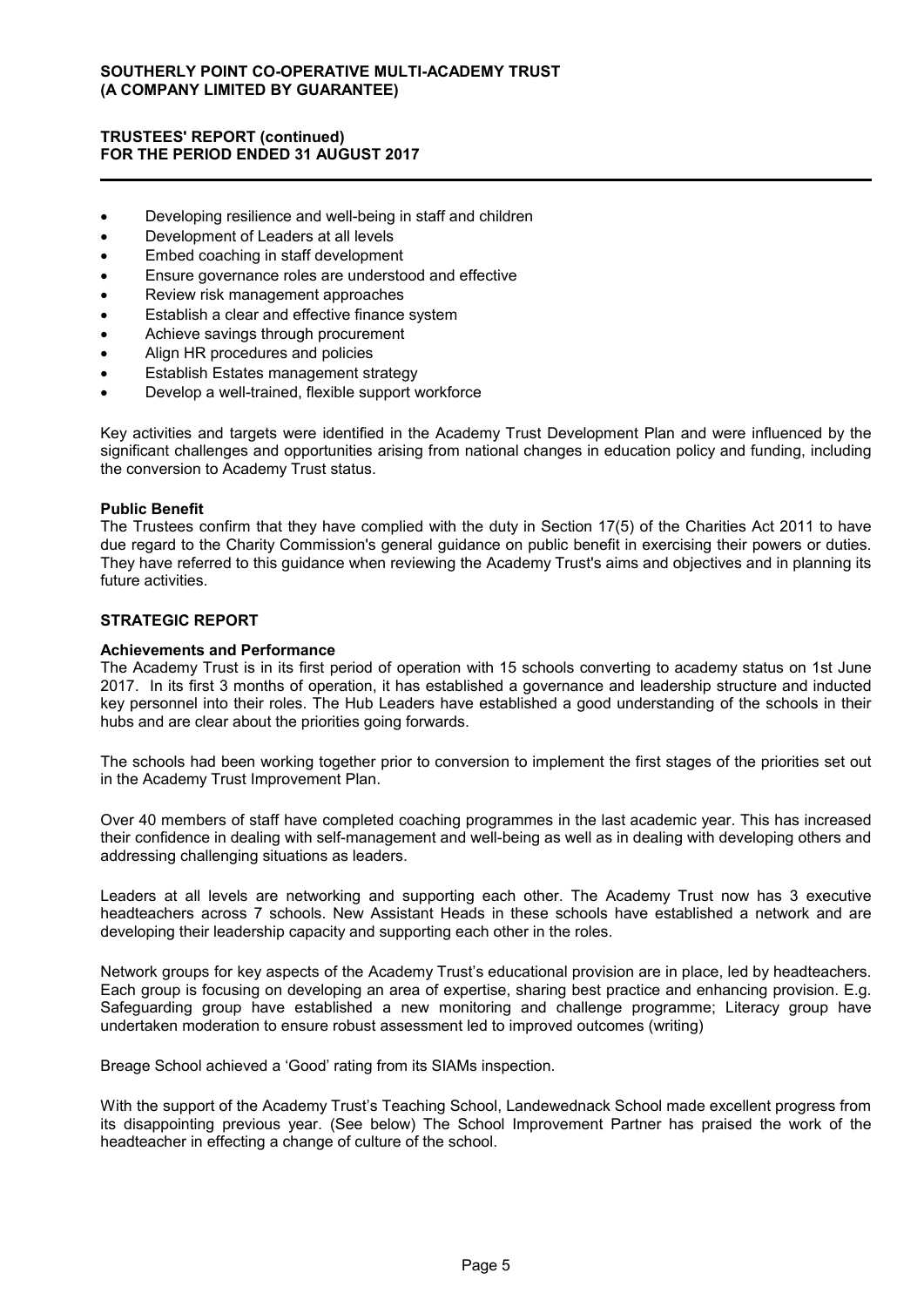- Developing resilience and well-being in staff and children
- Development of Leaders at all levels
- Embed coaching in staff development
- Ensure governance roles are understood and effective
- Review risk management approaches
- Establish a clear and effective finance system
- Achieve savings through procurement
- Align HR procedures and policies
- Establish Estates management strategy
- Develop a well-trained, flexible support workforce

Key activities and targets were identified in the Academy Trust Development Plan and were influenced by the significant challenges and opportunities arising from national changes in education policy and funding, including the conversion to Academy Trust status.

**Public Benefit**

The Trustees confirm that they have complied with the duty in Section 17(5) of the Charities Act 2011 to have due regard to the Charity Commission's general guidance on public benefit in exercising their powers or duties. They have referred to this guidance when reviewing the Academy Trust's aims and objectives and in planning its future activities.

## STRATEGIC REPORT

**Achievements and Performance**

The Academy Trust is in its first period of operation with 15 schools converting to academy status on 1st June 2017. In its first 3 months of operation, it has established a governance and leadership structure and inducted key personnel into their roles. The Hub Leaders have established a good understanding of the schools in their hubs and are clear about the priorities going forwards.

The schools had been working together prior to conversion to implement the first stages of the priorities set out in the Academy Trust Improvement Plan.

Over 40 members of staff have completed coaching programmes in the last academic year. This has increased their confidence in dealing with self-management and well-being as well as in dealing with developing others and addressing challenging situations as leaders.

Leaders at all levels are networking and supporting each other. The Academy Trust now has 3 executive headteachers across 7 schools. New Assistant Heads in these schools have established a network and are developing their leadership capacity and supporting each other in the roles.

Network groups for key aspects of the Academy Trust's educational provision are in place, led by headteachers. Each group is focusing on developing an area of expertise, sharing best practice and enhancing provision. E.g. Safeguarding group have established a new monitoring and challenge programme; Literacy group have undertaken moderation to ensure robust assessment led to improved outcomes (writing)

Breage School achieved a 'Good' rating from its SIAMs inspection.

With the support of the Academy Trust's Teaching School, Landewednack School made excellent progress from its disappointing previous year. (See below) The School Improvement Partner has praised the work of the headteacher in effecting a change of culture of the school.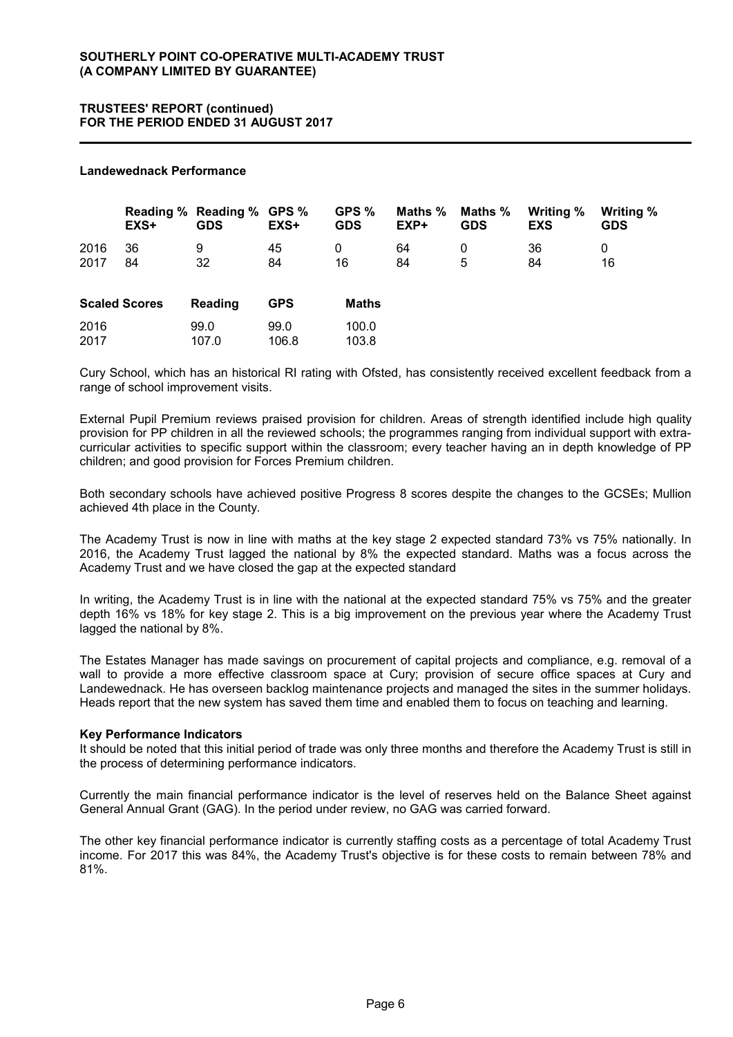### Landewednack Performance

| | Reading % EXS+ | Reading % GDS | GPS % EXS+ | GPS % GDS | Maths % EXP+ | Maths % GDS | Writing % EXS | Writing % GDS |
|---|---|---|---|---|---|---|---|---|
| 2016 | 36 | 9 | 45 | 0 | 64 | 0 | 36 | 0 |
| 2017 | 84 | 32 | 84 | 16 | 84 | 5 | 84 | 16 |

| Scaled Scores | Reading | GPS | Maths |
|---|---|---|---|
| 2016 | 99.0 | 99.0 | 100.0 |
| 2017 | 107.0 | 106.8 | 103.8 |

Cury School, which has an historical RI rating with Ofsted, has consistently received excellent feedback from a range of school improvement visits.

External Pupil Premium reviews praised provision for children. Areas of strength identified include high quality provision for PP children in all the reviewed schools; the programmes ranging from individual support with extra-curricular activities to specific support within the classroom; every teacher having an in depth knowledge of PP children; and good provision for Forces Premium children.

Both secondary schools have achieved positive Progress 8 scores despite the changes to the GCSEs; Mullion achieved 4th place in the County.

The Academy Trust is now in line with maths at the key stage 2 expected standard 73% vs 75% nationally. In 2016, the Academy Trust lagged the national by 8% the expected standard. Maths was a focus across the Academy Trust and we have closed the gap at the expected standard

In writing, the Academy Trust is in line with the national at the expected standard 75% vs 75% and the greater depth 16% vs 18% for key stage 2. This is a big improvement on the previous year where the Academy Trust lagged the national by 8%.

The Estates Manager has made savings on procurement of capital projects and compliance, e.g. removal of a wall to provide a more effective classroom space at Cury; provision of secure office spaces at Cury and Landewednack. He has overseen backlog maintenance projects and managed the sites in the summer holidays. Heads report that the new system has saved them time and enabled them to focus on teaching and learning.

### Key Performance Indicators

It should be noted that this initial period of trade was only three months and therefore the Academy Trust is still in the process of determining performance indicators.

Currently the main financial performance indicator is the level of reserves held on the Balance Sheet against General Annual Grant (GAG). In the period under review, no GAG was carried forward.

The other key financial performance indicator is currently staffing costs as a percentage of total Academy Trust income. For 2017 this was 84%, the Academy Trust's objective is for these costs to remain between 78% and 81%.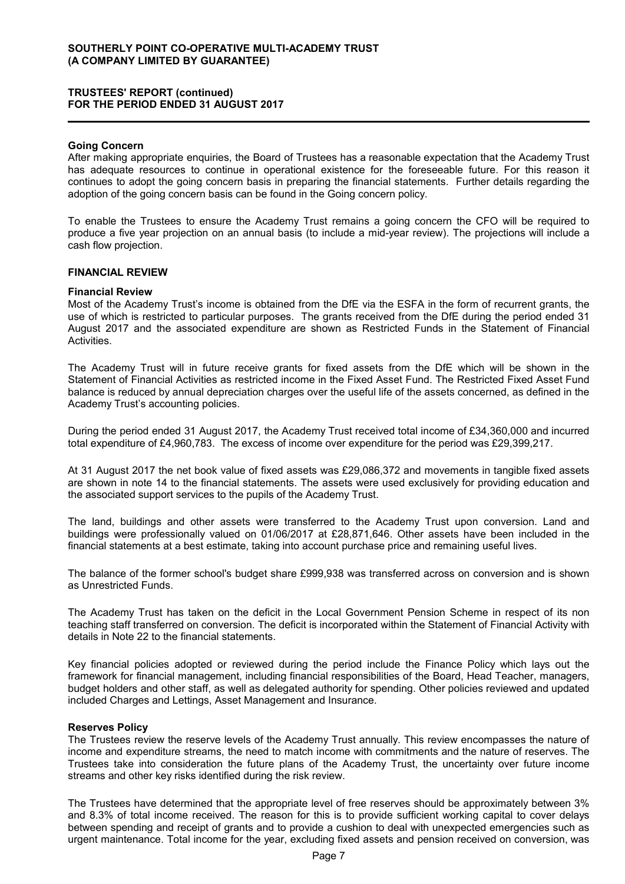**Going Concern**

After making appropriate enquiries, the Board of Trustees has a reasonable expectation that the Academy Trust has adequate resources to continue in operational existence for the foreseeable future. For this reason it continues to adopt the going concern basis in preparing the financial statements. Further details regarding the adoption of the going concern basis can be found in the Going concern policy.

To enable the Trustees to ensure the Academy Trust remains a going concern the CFO will be required to produce a five year projection on an annual basis (to include a mid-year review). The projections will include a cash flow projection.

## FINANCIAL REVIEW

**Financial Review**

Most of the Academy Trust's income is obtained from the DfE via the ESFA in the form of recurrent grants, the use of which is restricted to particular purposes. The grants received from the DfE during the period ended 31 August 2017 and the associated expenditure are shown as Restricted Funds in the Statement of Financial Activities.

The Academy Trust will in future receive grants for fixed assets from the DfE which will be shown in the Statement of Financial Activities as restricted income in the Fixed Asset Fund. The Restricted Fixed Asset Fund balance is reduced by annual depreciation charges over the useful life of the assets concerned, as defined in the Academy Trust's accounting policies.

During the period ended 31 August 2017, the Academy Trust received total income of £34,360,000 and incurred total expenditure of £4,960,783. The excess of income over expenditure for the period was £29,399,217.

At 31 August 2017 the net book value of fixed assets was £29,086,372 and movements in tangible fixed assets are shown in note 14 to the financial statements. The assets were used exclusively for providing education and the associated support services to the pupils of the Academy Trust.

The land, buildings and other assets were transferred to the Academy Trust upon conversion. Land and buildings were professionally valued on 01/06/2017 at £28,871,646. Other assets have been included in the financial statements at a best estimate, taking into account purchase price and remaining useful lives.

The balance of the former school's budget share £999,938 was transferred across on conversion and is shown as Unrestricted Funds.

The Academy Trust has taken on the deficit in the Local Government Pension Scheme in respect of its non teaching staff transferred on conversion. The deficit is incorporated within the Statement of Financial Activity with details in Note 22 to the financial statements.

Key financial policies adopted or reviewed during the period include the Finance Policy which lays out the framework for financial management, including financial responsibilities of the Board, Head Teacher, managers, budget holders and other staff, as well as delegated authority for spending. Other policies reviewed and updated included Charges and Lettings, Asset Management and Insurance.

**Reserves Policy**

The Trustees review the reserve levels of the Academy Trust annually. This review encompasses the nature of income and expenditure streams, the need to match income with commitments and the nature of reserves. The Trustees take into consideration the future plans of the Academy Trust, the uncertainty over future income streams and other key risks identified during the risk review.

The Trustees have determined that the appropriate level of free reserves should be approximately between 3% and 8.3% of total income received. The reason for this is to provide sufficient working capital to cover delays between spending and receipt of grants and to provide a cushion to deal with unexpected emergencies such as urgent maintenance. Total income for the year, excluding fixed assets and pension received on conversion, was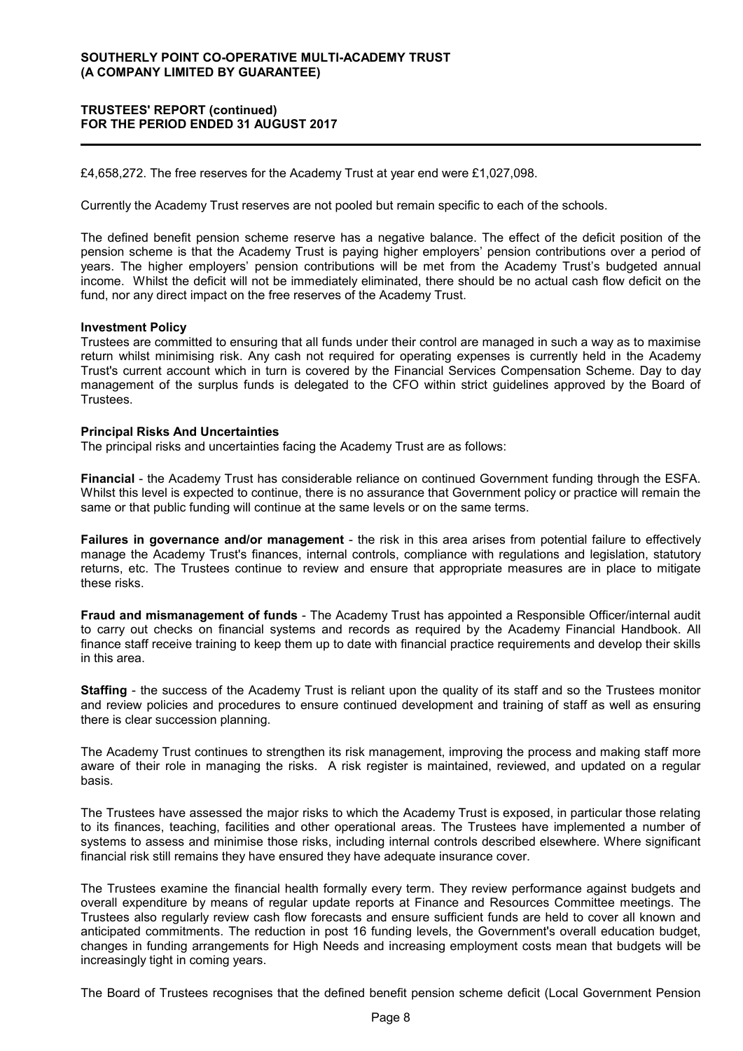£4,658,272. The free reserves for the Academy Trust at year end were £1,027,098.

Currently the Academy Trust reserves are not pooled but remain specific to each of the schools.

The defined benefit pension scheme reserve has a negative balance. The effect of the deficit position of the pension scheme is that the Academy Trust is paying higher employers' pension contributions over a period of years. The higher employers' pension contributions will be met from the Academy Trust's budgeted annual income. Whilst the deficit will not be immediately eliminated, there should be no actual cash flow deficit on the fund, nor any direct impact on the free reserves of the Academy Trust.

**Investment Policy**

Trustees are committed to ensuring that all funds under their control are managed in such a way as to maximise return whilst minimising risk. Any cash not required for operating expenses is currently held in the Academy Trust's current account which in turn is covered by the Financial Services Compensation Scheme. Day to day management of the surplus funds is delegated to the CFO within strict guidelines approved by the Board of Trustees.

**Principal Risks And Uncertainties**

The principal risks and uncertainties facing the Academy Trust are as follows:

**Financial** - the Academy Trust has considerable reliance on continued Government funding through the ESFA. Whilst this level is expected to continue, there is no assurance that Government policy or practice will remain the same or that public funding will continue at the same levels or on the same terms.

**Failures in governance and/or management** - the risk in this area arises from potential failure to effectively manage the Academy Trust's finances, internal controls, compliance with regulations and legislation, statutory returns, etc. The Trustees continue to review and ensure that appropriate measures are in place to mitigate these risks.

**Fraud and mismanagement of funds** - The Academy Trust has appointed a Responsible Officer/internal audit to carry out checks on financial systems and records as required by the Academy Financial Handbook. All finance staff receive training to keep them up to date with financial practice requirements and develop their skills in this area.

**Staffing** - the success of the Academy Trust is reliant upon the quality of its staff and so the Trustees monitor and review policies and procedures to ensure continued development and training of staff as well as ensuring there is clear succession planning.

The Academy Trust continues to strengthen its risk management, improving the process and making staff more aware of their role in managing the risks. A risk register is maintained, reviewed, and updated on a regular basis.

The Trustees have assessed the major risks to which the Academy Trust is exposed, in particular those relating to its finances, teaching, facilities and other operational areas. The Trustees have implemented a number of systems to assess and minimise those risks, including internal controls described elsewhere. Where significant financial risk still remains they have ensured they have adequate insurance cover.

The Trustees examine the financial health formally every term. They review performance against budgets and overall expenditure by means of regular update reports at Finance and Resources Committee meetings. The Trustees also regularly review cash flow forecasts and ensure sufficient funds are held to cover all known and anticipated commitments. The reduction in post 16 funding levels, the Government's overall education budget, changes in funding arrangements for High Needs and increasing employment costs mean that budgets will be increasingly tight in coming years.

The Board of Trustees recognises that the defined benefit pension scheme deficit (Local Government Pension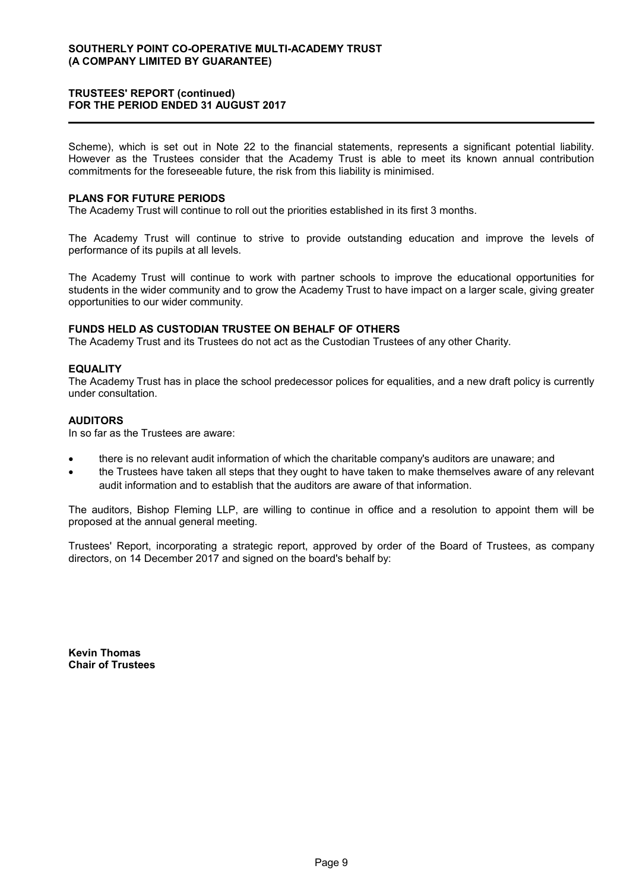Scheme), which is set out in Note 22 to the financial statements, represents a significant potential liability. However as the Trustees consider that the Academy Trust is able to meet its known annual contribution commitments for the foreseeable future, the risk from this liability is minimised.

**PLANS FOR FUTURE PERIODS**

The Academy Trust will continue to roll out the priorities established in its first 3 months.

The Academy Trust will continue to strive to provide outstanding education and improve the levels of performance of its pupils at all levels.

The Academy Trust will continue to work with partner schools to improve the educational opportunities for students in the wider community and to grow the Academy Trust to have impact on a larger scale, giving greater opportunities to our wider community.

**FUNDS HELD AS CUSTODIAN TRUSTEE ON BEHALF OF OTHERS**

The Academy Trust and its Trustees do not act as the Custodian Trustees of any other Charity.

**EQUALITY**

The Academy Trust has in place the school predecessor polices for equalities, and a new draft policy is currently under consultation.

**AUDITORS**

In so far as the Trustees are aware:

- there is no relevant audit information of which the charitable company's auditors are unaware; and
- the Trustees have taken all steps that they ought to have taken to make themselves aware of any relevant audit information and to establish that the auditors are aware of that information.

The auditors, Bishop Fleming LLP, are willing to continue in office and a resolution to appoint them will be proposed at the annual general meeting.

Trustees' Report, incorporating a strategic report, approved by order of the Board of Trustees, as company directors, on 14 December 2017 and signed on the board's behalf by:

**Kevin Thomas**
**Chair of Trustees**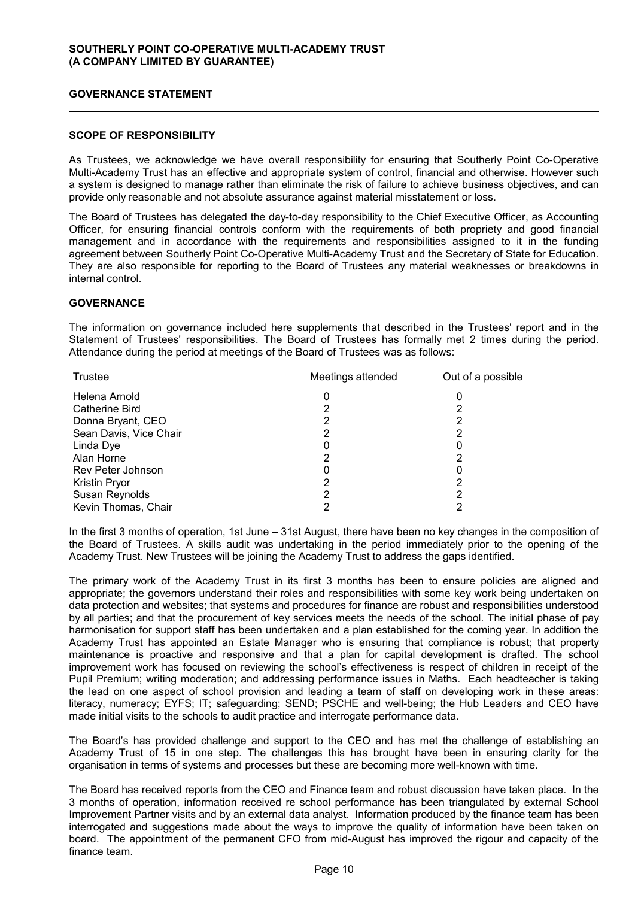**SOUTHERLY POINT CO-OPERATIVE MULTI-ACADEMY TRUST**
**(A COMPANY LIMITED BY GUARANTEE)**

## GOVERNANCE STATEMENT

### SCOPE OF RESPONSIBILITY

As Trustees, we acknowledge we have overall responsibility for ensuring that Southerly Point Co-Operative Multi-Academy Trust has an effective and appropriate system of control, financial and otherwise. However such a system is designed to manage rather than eliminate the risk of failure to achieve business objectives, and can provide only reasonable and not absolute assurance against material misstatement or loss.

The Board of Trustees has delegated the day-to-day responsibility to the Chief Executive Officer, as Accounting Officer, for ensuring financial controls conform with the requirements of both propriety and good financial management and in accordance with the requirements and responsibilities assigned to it in the funding agreement between Southerly Point Co-Operative Multi-Academy Trust and the Secretary of State for Education. They are also responsible for reporting to the Board of Trustees any material weaknesses or breakdowns in internal control.

### GOVERNANCE

The information on governance included here supplements that described in the Trustees' report and in the Statement of Trustees' responsibilities. The Board of Trustees has formally met 2 times during the period. Attendance during the period at meetings of the Board of Trustees was as follows:

| Trustee | Meetings attended | Out of a possible |
|---|---|---|
| Helena Arnold | 0 | 0 |
| Catherine Bird | 2 | 2 |
| Donna Bryant, CEO | 2 | 2 |
| Sean Davis, Vice Chair | 2 | 2 |
| Linda Dye | 0 | 0 |
| Alan Horne | 2 | 2 |
| Rev Peter Johnson | 0 | 0 |
| Kristin Pryor | 2 | 2 |
| Susan Reynolds | 2 | 2 |
| Kevin Thomas, Chair | 2 | 2 |

In the first 3 months of operation, 1st June – 31st August, there have been no key changes in the composition of the Board of Trustees. A skills audit was undertaking in the period immediately prior to the opening of the Academy Trust. New Trustees will be joining the Academy Trust to address the gaps identified.

The primary work of the Academy Trust in its first 3 months has been to ensure policies are aligned and appropriate; the governors understand their roles and responsibilities with some key work being undertaken on data protection and websites; that systems and procedures for finance are robust and responsibilities understood by all parties; and that the procurement of key services meets the needs of the school. The initial phase of pay harmonisation for support staff has been undertaken and a plan established for the coming year. In addition the Academy Trust has appointed an Estate Manager who is ensuring that compliance is robust; that property maintenance is proactive and responsive and that a plan for capital development is drafted. The school improvement work has focused on reviewing the school's effectiveness is respect of children in receipt of the Pupil Premium; writing moderation; and addressing performance issues in Maths. Each headteacher is taking the lead on one aspect of school provision and leading a team of staff on developing work in these areas: literacy, numeracy; EYFS; IT; safeguarding; SEND; PSCHE and well-being; the Hub Leaders and CEO have made initial visits to the schools to audit practice and interrogate performance data.

The Board's has provided challenge and support to the CEO and has met the challenge of establishing an Academy Trust of 15 in one step. The challenges this has brought have been in ensuring clarity for the organisation in terms of systems and processes but these are becoming more well-known with time.

The Board has received reports from the CEO and Finance team and robust discussion have taken place. In the 3 months of operation, information received re school performance has been triangulated by external School Improvement Partner visits and by an external data analyst. Information produced by the finance team has been interrogated and suggestions made about the ways to improve the quality of information have been taken on board. The appointment of the permanent CFO from mid-August has improved the rigour and capacity of the finance team.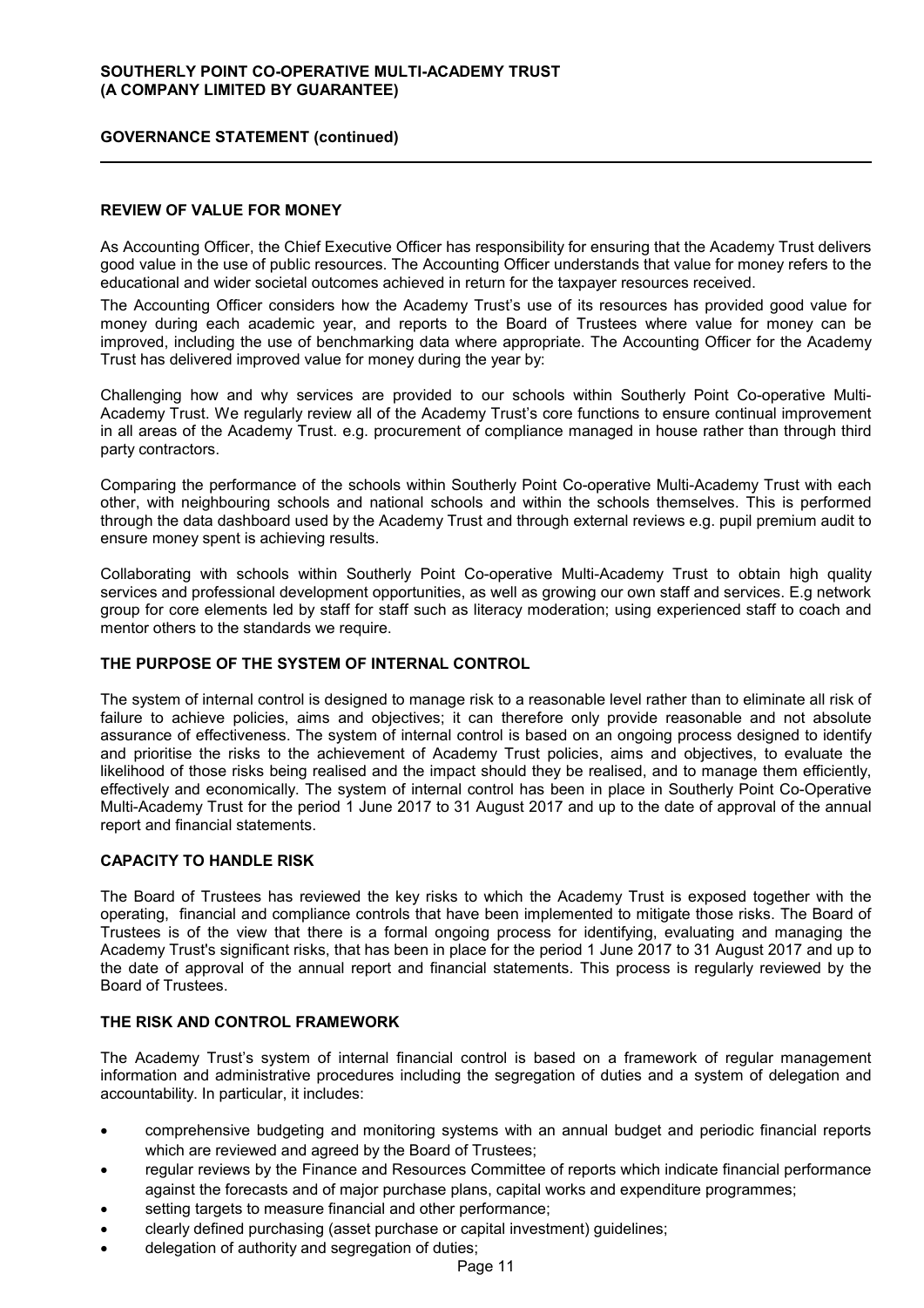## REVIEW OF VALUE FOR MONEY

As Accounting Officer, the Chief Executive Officer has responsibility for ensuring that the Academy Trust delivers good value in the use of public resources. The Accounting Officer understands that value for money refers to the educational and wider societal outcomes achieved in return for the taxpayer resources received.

The Accounting Officer considers how the Academy Trust's use of its resources has provided good value for money during each academic year, and reports to the Board of Trustees where value for money can be improved, including the use of benchmarking data where appropriate. The Accounting Officer for the Academy Trust has delivered improved value for money during the year by:

Challenging how and why services are provided to our schools within Southerly Point Co-operative Multi-Academy Trust. We regularly review all of the Academy Trust's core functions to ensure continual improvement in all areas of the Academy Trust. e.g. procurement of compliance managed in house rather than through third party contractors.

Comparing the performance of the schools within Southerly Point Co-operative Multi-Academy Trust with each other, with neighbouring schools and national schools and within the schools themselves. This is performed through the data dashboard used by the Academy Trust and through external reviews e.g. pupil premium audit to ensure money spent is achieving results.

Collaborating with schools within Southerly Point Co-operative Multi-Academy Trust to obtain high quality services and professional development opportunities, as well as growing our own staff and services. E.g network group for core elements led by staff for staff such as literacy moderation; using experienced staff to coach and mentor others to the standards we require.

## THE PURPOSE OF THE SYSTEM OF INTERNAL CONTROL

The system of internal control is designed to manage risk to a reasonable level rather than to eliminate all risk of failure to achieve policies, aims and objectives; it can therefore only provide reasonable and not absolute assurance of effectiveness. The system of internal control is based on an ongoing process designed to identify and prioritise the risks to the achievement of Academy Trust policies, aims and objectives, to evaluate the likelihood of those risks being realised and the impact should they be realised, and to manage them efficiently, effectively and economically. The system of internal control has been in place in Southerly Point Co-Operative Multi-Academy Trust for the period 1 June 2017 to 31 August 2017 and up to the date of approval of the annual report and financial statements.

## CAPACITY TO HANDLE RISK

The Board of Trustees has reviewed the key risks to which the Academy Trust is exposed together with the operating, financial and compliance controls that have been implemented to mitigate those risks. The Board of Trustees is of the view that there is a formal ongoing process for identifying, evaluating and managing the Academy Trust's significant risks, that has been in place for the period 1 June 2017 to 31 August 2017 and up to the date of approval of the annual report and financial statements. This process is regularly reviewed by the Board of Trustees.

## THE RISK AND CONTROL FRAMEWORK

The Academy Trust's system of internal financial control is based on a framework of regular management information and administrative procedures including the segregation of duties and a system of delegation and accountability. In particular, it includes:

- comprehensive budgeting and monitoring systems with an annual budget and periodic financial reports which are reviewed and agreed by the Board of Trustees;
- regular reviews by the Finance and Resources Committee of reports which indicate financial performance against the forecasts and of major purchase plans, capital works and expenditure programmes;
- setting targets to measure financial and other performance;
- clearly defined purchasing (asset purchase or capital investment) guidelines;
- delegation of authority and segregation of duties;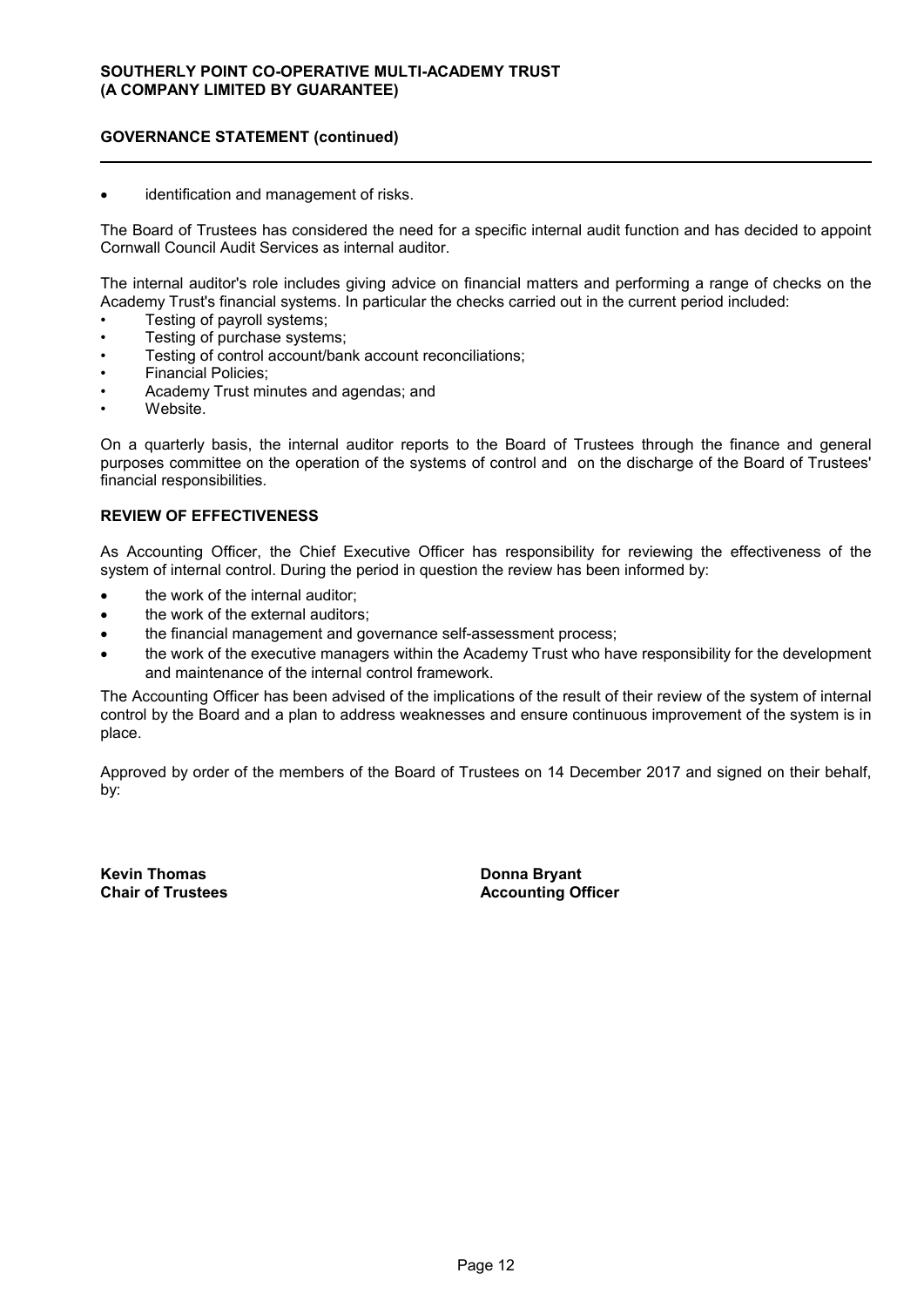- identification and management of risks.

The Board of Trustees has considered the need for a specific internal audit function and has decided to appoint Cornwall Council Audit Services as internal auditor.

The internal auditor's role includes giving advice on financial matters and performing a range of checks on the Academy Trust's financial systems. In particular the checks carried out in the current period included:

- Testing of payroll systems;
- Testing of purchase systems;
- Testing of control account/bank account reconciliations;
- Financial Policies;
- Academy Trust minutes and agendas; and
- Website.

On a quarterly basis, the internal auditor reports to the Board of Trustees through the finance and general purposes committee on the operation of the systems of control and on the discharge of the Board of Trustees' financial responsibilities.

## REVIEW OF EFFECTIVENESS

As Accounting Officer, the Chief Executive Officer has responsibility for reviewing the effectiveness of the system of internal control. During the period in question the review has been informed by:

- the work of the internal auditor;
- the work of the external auditors;
- the financial management and governance self-assessment process;
- the work of the executive managers within the Academy Trust who have responsibility for the development and maintenance of the internal control framework.

The Accounting Officer has been advised of the implications of the result of their review of the system of internal control by the Board and a plan to address weaknesses and ensure continuous improvement of the system is in place.

Approved by order of the members of the Board of Trustees on 14 December 2017 and signed on their behalf, by:

**Kevin Thomas**
**Chair of Trustees**

**Donna Bryant**
**Accounting Officer**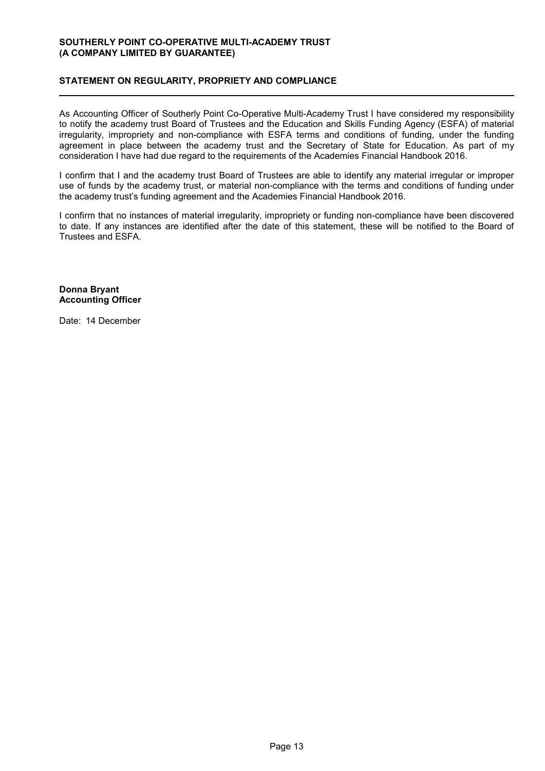## STATEMENT ON REGULARITY, PROPRIETY AND COMPLIANCE

As Accounting Officer of Southerly Point Co-Operative Multi-Academy Trust I have considered my responsibility to notify the academy trust Board of Trustees and the Education and Skills Funding Agency (ESFA) of material irregularity, impropriety and non-compliance with ESFA terms and conditions of funding, under the funding agreement in place between the academy trust and the Secretary of State for Education. As part of my consideration I have had due regard to the requirements of the Academies Financial Handbook 2016.

I confirm that I and the academy trust Board of Trustees are able to identify any material irregular or improper use of funds by the academy trust, or material non-compliance with the terms and conditions of funding under the academy trust's funding agreement and the Academies Financial Handbook 2016.

I confirm that no instances of material irregularity, impropriety or funding non-compliance have been discovered to date. If any instances are identified after the date of this statement, these will be notified to the Board of Trustees and ESFA.

**Donna Bryant**
**Accounting Officer**

Date: 14 December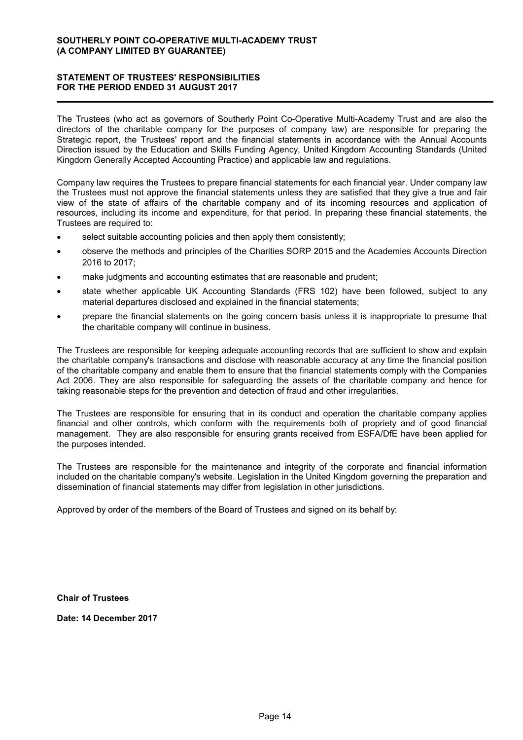**SOUTHERLY POINT CO-OPERATIVE MULTI-ACADEMY TRUST**
**(A COMPANY LIMITED BY GUARANTEE)**

# STATEMENT OF TRUSTEES' RESPONSIBILITIES FOR THE PERIOD ENDED 31 AUGUST 2017

The Trustees (who act as governors of Southerly Point Co-Operative Multi-Academy Trust and are also the directors of the charitable company for the purposes of company law) are responsible for preparing the Strategic report, the Trustees' report and the financial statements in accordance with the Annual Accounts Direction issued by the Education and Skills Funding Agency, United Kingdom Accounting Standards (United Kingdom Generally Accepted Accounting Practice) and applicable law and regulations.

Company law requires the Trustees to prepare financial statements for each financial year. Under company law the Trustees must not approve the financial statements unless they are satisfied that they give a true and fair view of the state of affairs of the charitable company and of its incoming resources and application of resources, including its income and expenditure, for that period. In preparing these financial statements, the Trustees are required to:

- select suitable accounting policies and then apply them consistently;
- observe the methods and principles of the Charities SORP 2015 and the Academies Accounts Direction 2016 to 2017;
- make judgments and accounting estimates that are reasonable and prudent;
- state whether applicable UK Accounting Standards (FRS 102) have been followed, subject to any material departures disclosed and explained in the financial statements;
- prepare the financial statements on the going concern basis unless it is inappropriate to presume that the charitable company will continue in business.

The Trustees are responsible for keeping adequate accounting records that are sufficient to show and explain the charitable company's transactions and disclose with reasonable accuracy at any time the financial position of the charitable company and enable them to ensure that the financial statements comply with the Companies Act 2006. They are also responsible for safeguarding the assets of the charitable company and hence for taking reasonable steps for the prevention and detection of fraud and other irregularities.

The Trustees are responsible for ensuring that in its conduct and operation the charitable company applies financial and other controls, which conform with the requirements both of propriety and of good financial management. They are also responsible for ensuring grants received from ESFA/DfE have been applied for the purposes intended.

The Trustees are responsible for the maintenance and integrity of the corporate and financial information included on the charitable company's website. Legislation in the United Kingdom governing the preparation and dissemination of financial statements may differ from legislation in other jurisdictions.

Approved by order of the members of the Board of Trustees and signed on its behalf by:

**Chair of Trustees**

**Date: 14 December 2017**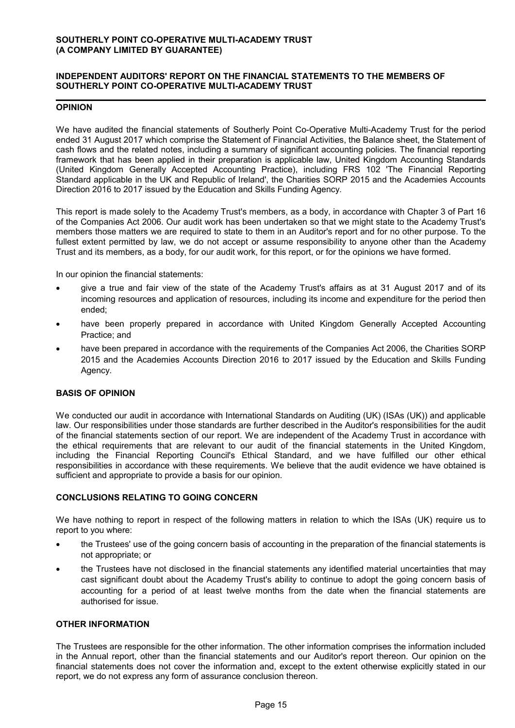**SOUTHERLY POINT CO-OPERATIVE MULTI-ACADEMY TRUST**
**(A COMPANY LIMITED BY GUARANTEE)**

**INDEPENDENT AUDITORS' REPORT ON THE FINANCIAL STATEMENTS TO THE MEMBERS OF SOUTHERLY POINT CO-OPERATIVE MULTI-ACADEMY TRUST**

## OPINION

We have audited the financial statements of Southerly Point Co-Operative Multi-Academy Trust for the period ended 31 August 2017 which comprise the Statement of Financial Activities, the Balance sheet, the Statement of cash flows and the related notes, including a summary of significant accounting policies. The financial reporting framework that has been applied in their preparation is applicable law, United Kingdom Accounting Standards (United Kingdom Generally Accepted Accounting Practice), including FRS 102 'The Financial Reporting Standard applicable in the UK and Republic of Ireland', the Charities SORP 2015 and the Academies Accounts Direction 2016 to 2017 issued by the Education and Skills Funding Agency.

This report is made solely to the Academy Trust's members, as a body, in accordance with Chapter 3 of Part 16 of the Companies Act 2006. Our audit work has been undertaken so that we might state to the Academy Trust's members those matters we are required to state to them in an Auditor's report and for no other purpose. To the fullest extent permitted by law, we do not accept or assume responsibility to anyone other than the Academy Trust and its members, as a body, for our audit work, for this report, or for the opinions we have formed.

In our opinion the financial statements:

- give a true and fair view of the state of the Academy Trust's affairs as at 31 August 2017 and of its incoming resources and application of resources, including its income and expenditure for the period then ended;
- have been properly prepared in accordance with United Kingdom Generally Accepted Accounting Practice; and
- have been prepared in accordance with the requirements of the Companies Act 2006, the Charities SORP 2015 and the Academies Accounts Direction 2016 to 2017 issued by the Education and Skills Funding Agency.

## BASIS OF OPINION

We conducted our audit in accordance with International Standards on Auditing (UK) (ISAs (UK)) and applicable law. Our responsibilities under those standards are further described in the Auditor's responsibilities for the audit of the financial statements section of our report. We are independent of the Academy Trust in accordance with the ethical requirements that are relevant to our audit of the financial statements in the United Kingdom, including the Financial Reporting Council's Ethical Standard, and we have fulfilled our other ethical responsibilities in accordance with these requirements. We believe that the audit evidence we have obtained is sufficient and appropriate to provide a basis for our opinion.

## CONCLUSIONS RELATING TO GOING CONCERN

We have nothing to report in respect of the following matters in relation to which the ISAs (UK) require us to report to you where:

- the Trustees' use of the going concern basis of accounting in the preparation of the financial statements is not appropriate; or
- the Trustees have not disclosed in the financial statements any identified material uncertainties that may cast significant doubt about the Academy Trust's ability to continue to adopt the going concern basis of accounting for a period of at least twelve months from the date when the financial statements are authorised for issue.

## OTHER INFORMATION

The Trustees are responsible for the other information. The other information comprises the information included in the Annual report, other than the financial statements and our Auditor's report thereon. Our opinion on the financial statements does not cover the information and, except to the extent otherwise explicitly stated in our report, we do not express any form of assurance conclusion thereon.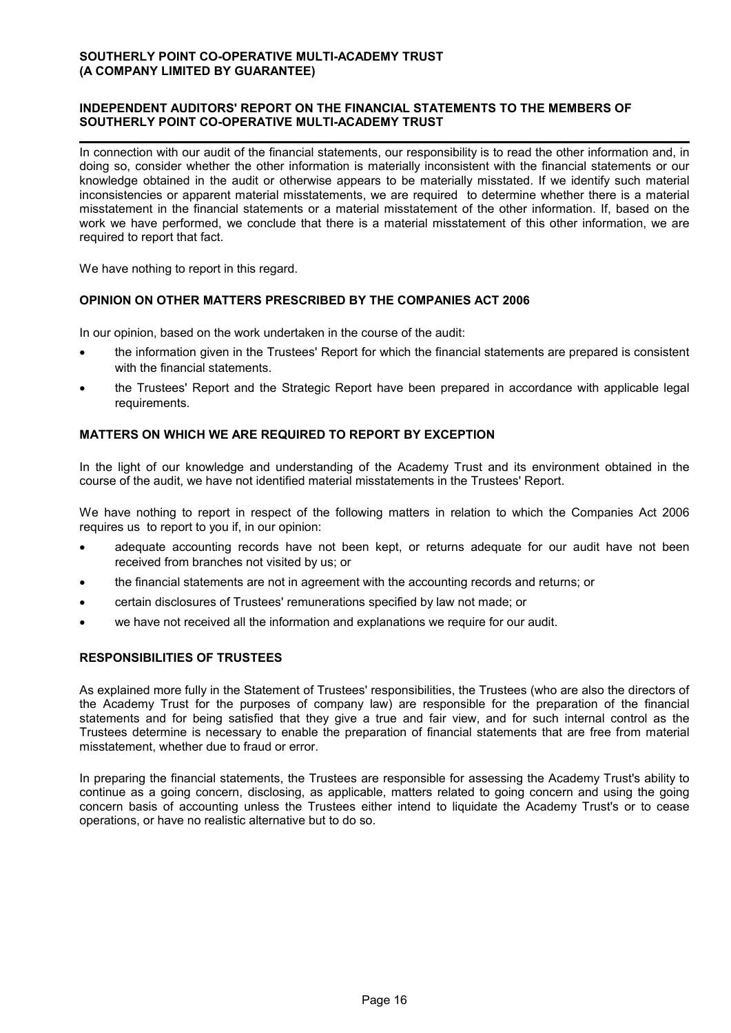In connection with our audit of the financial statements, our responsibility is to read the other information and, in doing so, consider whether the other information is materially inconsistent with the financial statements or our knowledge obtained in the audit or otherwise appears to be materially misstated. If we identify such material inconsistencies or apparent material misstatements, we are required to determine whether there is a material misstatement in the financial statements or a material misstatement of the other information. If, based on the work we have performed, we conclude that there is a material misstatement of this other information, we are required to report that fact.

We have nothing to report in this regard.

## OPINION ON OTHER MATTERS PRESCRIBED BY THE COMPANIES ACT 2006

In our opinion, based on the work undertaken in the course of the audit:

- the information given in the Trustees' Report for which the financial statements are prepared is consistent with the financial statements.
- the Trustees' Report and the Strategic Report have been prepared in accordance with applicable legal requirements.

## MATTERS ON WHICH WE ARE REQUIRED TO REPORT BY EXCEPTION

In the light of our knowledge and understanding of the Academy Trust and its environment obtained in the course of the audit, we have not identified material misstatements in the Trustees' Report.

We have nothing to report in respect of the following matters in relation to which the Companies Act 2006 requires us to report to you if, in our opinion:

- adequate accounting records have not been kept, or returns adequate for our audit have not been received from branches not visited by us; or
- the financial statements are not in agreement with the accounting records and returns; or
- certain disclosures of Trustees' remunerations specified by law not made; or
- we have not received all the information and explanations we require for our audit.

## RESPONSIBILITIES OF TRUSTEES

As explained more fully in the Statement of Trustees' responsibilities, the Trustees (who are also the directors of the Academy Trust for the purposes of company law) are responsible for the preparation of the financial statements and for being satisfied that they give a true and fair view, and for such internal control as the Trustees determine is necessary to enable the preparation of financial statements that are free from material misstatement, whether due to fraud or error.

In preparing the financial statements, the Trustees are responsible for assessing the Academy Trust's ability to continue as a going concern, disclosing, as applicable, matters related to going concern and using the going concern basis of accounting unless the Trustees either intend to liquidate the Academy Trust's or to cease operations, or have no realistic alternative but to do so.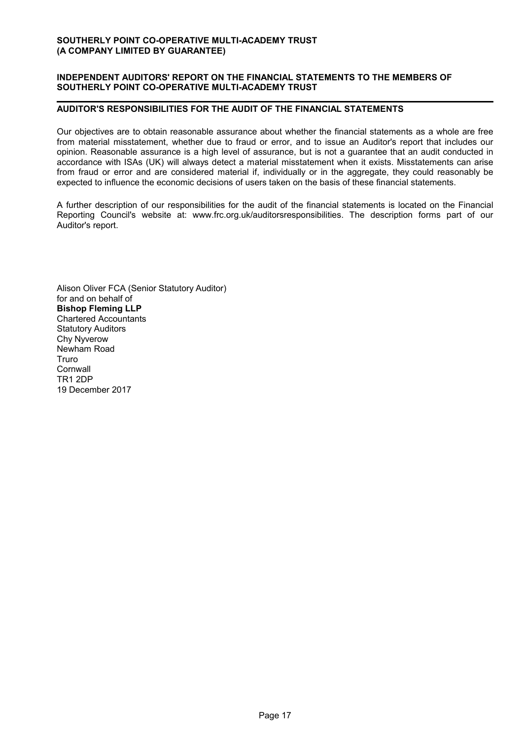## AUDITOR'S RESPONSIBILITIES FOR THE AUDIT OF THE FINANCIAL STATEMENTS

Our objectives are to obtain reasonable assurance about whether the financial statements as a whole are free from material misstatement, whether due to fraud or error, and to issue an Auditor's report that includes our opinion. Reasonable assurance is a high level of assurance, but is not a guarantee that an audit conducted in accordance with ISAs (UK) will always detect a material misstatement when it exists. Misstatements can arise from fraud or error and are considered material if, individually or in the aggregate, they could reasonably be expected to influence the economic decisions of users taken on the basis of these financial statements.

A further description of our responsibilities for the audit of the financial statements is located on the Financial Reporting Council's website at: www.frc.org.uk/auditorsresponsibilities. The description forms part of our Auditor's report.

Alison Oliver FCA (Senior Statutory Auditor)
for and on behalf of
**Bishop Fleming LLP**
Chartered Accountants
Statutory Auditors
Chy Nyverow
Newham Road
Truro
Cornwall
TR1 2DP
19 December 2017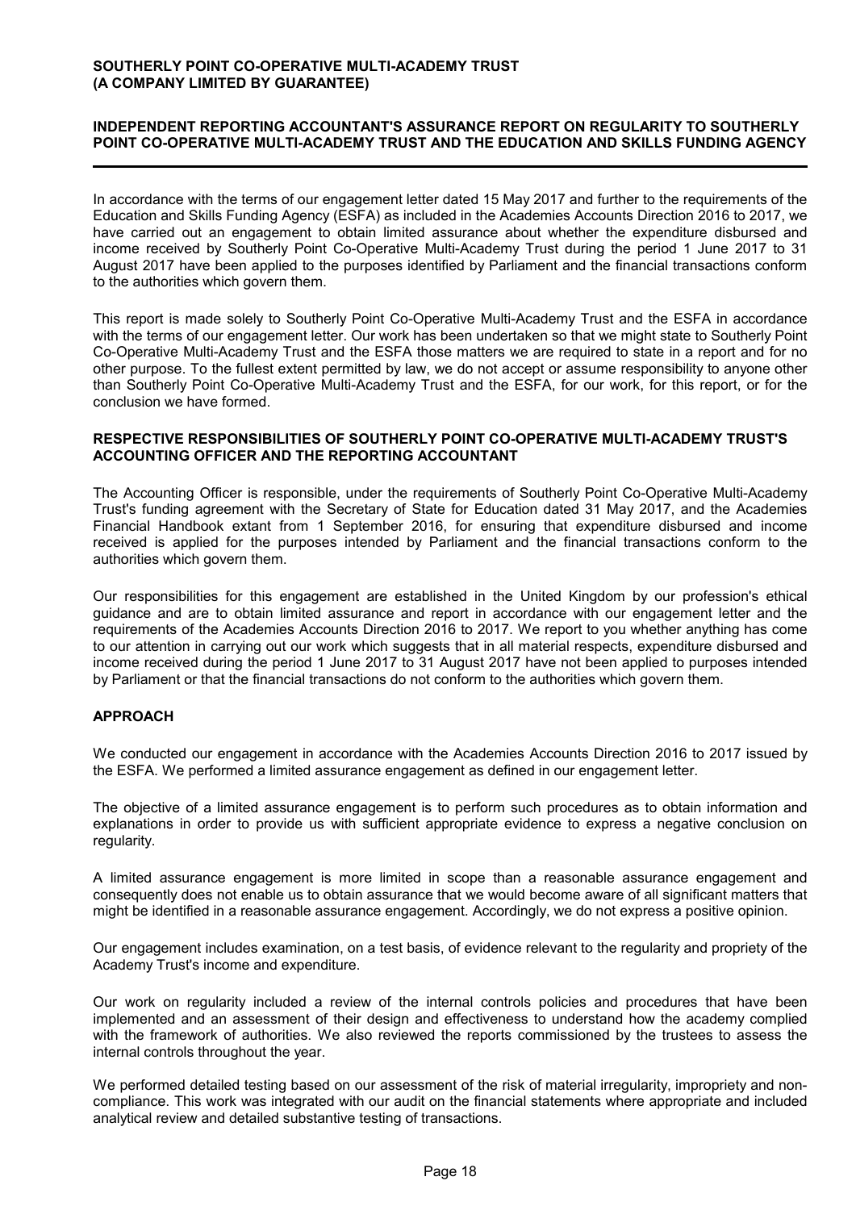**SOUTHERLY POINT CO-OPERATIVE MULTI-ACADEMY TRUST**
**(A COMPANY LIMITED BY GUARANTEE)**

## INDEPENDENT REPORTING ACCOUNTANT'S ASSURANCE REPORT ON REGULARITY TO SOUTHERLY POINT CO-OPERATIVE MULTI-ACADEMY TRUST AND THE EDUCATION AND SKILLS FUNDING AGENCY

In accordance with the terms of our engagement letter dated 15 May 2017 and further to the requirements of the Education and Skills Funding Agency (ESFA) as included in the Academies Accounts Direction 2016 to 2017, we have carried out an engagement to obtain limited assurance about whether the expenditure disbursed and income received by Southerly Point Co-Operative Multi-Academy Trust during the period 1 June 2017 to 31 August 2017 have been applied to the purposes identified by Parliament and the financial transactions conform to the authorities which govern them.

This report is made solely to Southerly Point Co-Operative Multi-Academy Trust and the ESFA in accordance with the terms of our engagement letter. Our work has been undertaken so that we might state to Southerly Point Co-Operative Multi-Academy Trust and the ESFA those matters we are required to state in a report and for no other purpose. To the fullest extent permitted by law, we do not accept or assume responsibility to anyone other than Southerly Point Co-Operative Multi-Academy Trust and the ESFA, for our work, for this report, or for the conclusion we have formed.

### RESPECTIVE RESPONSIBILITIES OF SOUTHERLY POINT CO-OPERATIVE MULTI-ACADEMY TRUST'S ACCOUNTING OFFICER AND THE REPORTING ACCOUNTANT

The Accounting Officer is responsible, under the requirements of Southerly Point Co-Operative Multi-Academy Trust's funding agreement with the Secretary of State for Education dated 31 May 2017, and the Academies Financial Handbook extant from 1 September 2016, for ensuring that expenditure disbursed and income received is applied for the purposes intended by Parliament and the financial transactions conform to the authorities which govern them.

Our responsibilities for this engagement are established in the United Kingdom by our profession's ethical guidance and are to obtain limited assurance and report in accordance with our engagement letter and the requirements of the Academies Accounts Direction 2016 to 2017. We report to you whether anything has come to our attention in carrying out our work which suggests that in all material respects, expenditure disbursed and income received during the period 1 June 2017 to 31 August 2017 have not been applied to purposes intended by Parliament or that the financial transactions do not conform to the authorities which govern them.

### APPROACH

We conducted our engagement in accordance with the Academies Accounts Direction 2016 to 2017 issued by the ESFA. We performed a limited assurance engagement as defined in our engagement letter.

The objective of a limited assurance engagement is to perform such procedures as to obtain information and explanations in order to provide us with sufficient appropriate evidence to express a negative conclusion on regularity.

A limited assurance engagement is more limited in scope than a reasonable assurance engagement and consequently does not enable us to obtain assurance that we would become aware of all significant matters that might be identified in a reasonable assurance engagement. Accordingly, we do not express a positive opinion.

Our engagement includes examination, on a test basis, of evidence relevant to the regularity and propriety of the Academy Trust's income and expenditure.

Our work on regularity included a review of the internal controls policies and procedures that have been implemented and an assessment of their design and effectiveness to understand how the academy complied with the framework of authorities. We also reviewed the reports commissioned by the trustees to assess the internal controls throughout the year.

We performed detailed testing based on our assessment of the risk of material irregularity, impropriety and non-compliance. This work was integrated with our audit on the financial statements where appropriate and included analytical review and detailed substantive testing of transactions.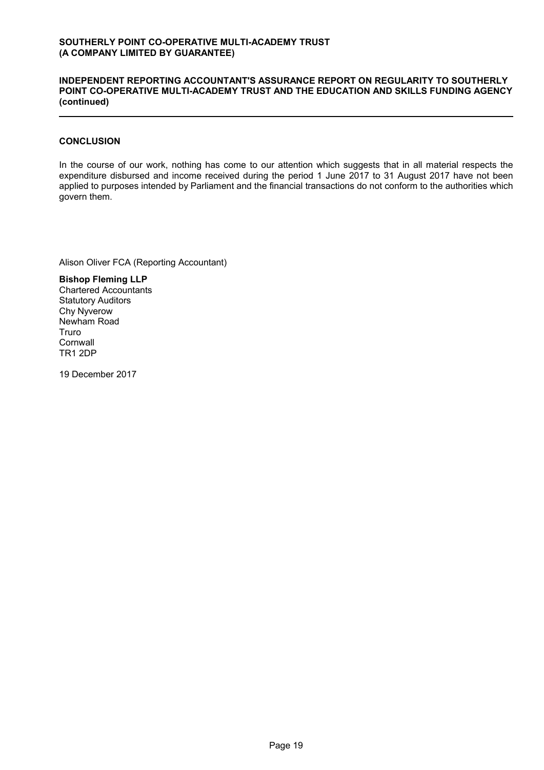## CONCLUSION

In the course of our work, nothing has come to our attention which suggests that in all material respects the expenditure disbursed and income received during the period 1 June 2017 to 31 August 2017 have not been applied to purposes intended by Parliament and the financial transactions do not conform to the authorities which govern them.

Alison Oliver FCA (Reporting Accountant)

**Bishop Fleming LLP**
Chartered Accountants
Statutory Auditors
Chy Nyverow
Newham Road
Truro
Cornwall
TR1 2DP

19 December 2017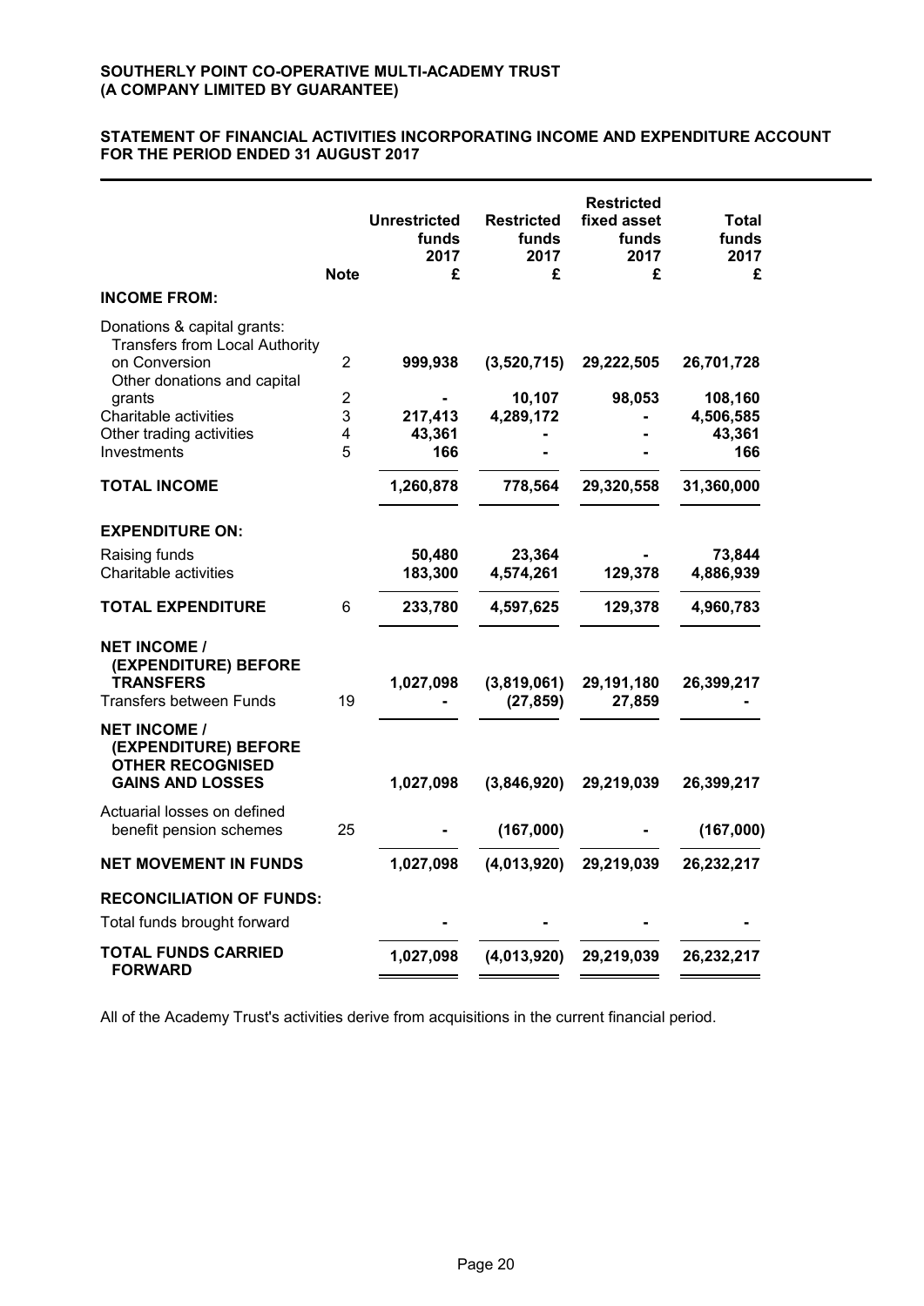**SOUTHERLY POINT CO-OPERATIVE MULTI-ACADEMY TRUST**
**(A COMPANY LIMITED BY GUARANTEE)**

**STATEMENT OF FINANCIAL ACTIVITIES INCORPORATING INCOME AND EXPENDITURE ACCOUNT FOR THE PERIOD ENDED 31 AUGUST 2017**

| | Note | Unrestricted funds 2017 £ | Restricted funds 2017 £ | Restricted fixed asset funds 2017 £ | Total funds 2017 £ |
|---|---|---|---|---|---|
| **INCOME FROM:** | | | | | |
| Donations & capital grants: | | | | | |
| Transfers from Local Authority on Conversion | 2 | 999,938 | (3,520,715) | 29,222,505 | 26,701,728 |
| Other donations and capital grants | 2 | - | 10,107 | 98,053 | 108,160 |
| Charitable activities | 3 | 217,413 | 4,289,172 | - | 4,506,585 |
| Other trading activities | 4 | 43,361 | - | - | 43,361 |
| Investments | 5 | 166 | - | - | 166 |
| **TOTAL INCOME** | | 1,260,878 | 778,564 | 29,320,558 | 31,360,000 |
| **EXPENDITURE ON:** | | | | | |
| Raising funds | | 50,480 | 23,364 | - | 73,844 |
| Charitable activities | | 183,300 | 4,574,261 | 129,378 | 4,886,939 |
| **TOTAL EXPENDITURE** | 6 | 233,780 | 4,597,625 | 129,378 | 4,960,783 |
| **NET INCOME / (EXPENDITURE) BEFORE TRANSFERS** | | 1,027,098 | (3,819,061) | 29,191,180 | 26,399,217 |
| Transfers between Funds | 19 | - | (27,859) | 27,859 | - |
| **NET INCOME / (EXPENDITURE) BEFORE OTHER RECOGNISED GAINS AND LOSSES** | | 1,027,098 | (3,846,920) | 29,219,039 | 26,399,217 |
| Actuarial losses on defined benefit pension schemes | 25 | - | (167,000) | - | (167,000) |
| **NET MOVEMENT IN FUNDS** | | 1,027,098 | (4,013,920) | 29,219,039 | 26,232,217 |
| **RECONCILIATION OF FUNDS:** | | | | | |
| Total funds brought forward | | - | - | - | - |
| **TOTAL FUNDS CARRIED FORWARD** | | 1,027,098 | (4,013,920) | 29,219,039 | 26,232,217 |

All of the Academy Trust's activities derive from acquisitions in the current financial period.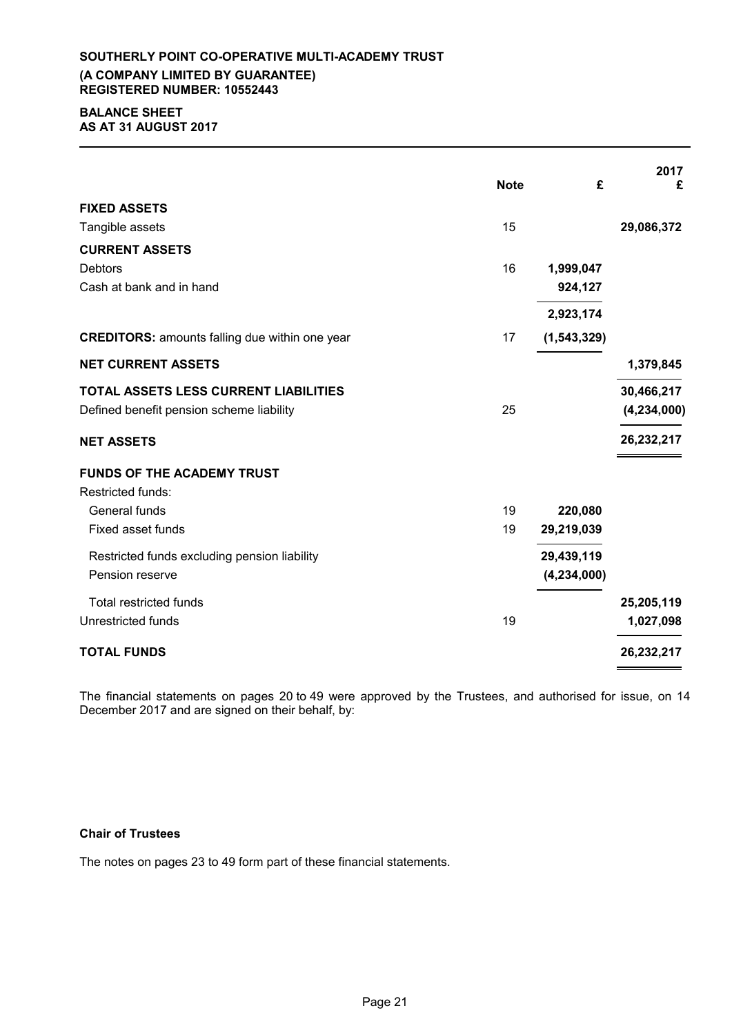**SOUTHERLY POINT CO-OPERATIVE MULTI-ACADEMY TRUST**
**(A COMPANY LIMITED BY GUARANTEE)**
**REGISTERED NUMBER: 10552443**

# BALANCE SHEET
## AS AT 31 AUGUST 2017

| | Note | £ | 2017 £ |
|---|---|---|---|
| **FIXED ASSETS** | | | |
| Tangible assets | 15 | | **29,086,372** |
| **CURRENT ASSETS** | | | |
| Debtors | 16 | **1,999,047** | |
| Cash at bank and in hand | | **924,127** | |
| | | **2,923,174** | |
| **CREDITORS:** amounts falling due within one year | 17 | **(1,543,329)** | |
| **NET CURRENT ASSETS** | | | **1,379,845** |
| **TOTAL ASSETS LESS CURRENT LIABILITIES** | | | **30,466,217** |
| Defined benefit pension scheme liability | 25 | | **(4,234,000)** |
| **NET ASSETS** | | | **26,232,217** |
| **FUNDS OF THE ACADEMY TRUST** | | | |
| Restricted funds: | | | |
| General funds | 19 | **220,080** | |
| Fixed asset funds | 19 | **29,219,039** | |
| Restricted funds excluding pension liability | | **29,439,119** | |
| Pension reserve | | **(4,234,000)** | |
| Total restricted funds | | | **25,205,119** |
| Unrestricted funds | 19 | | **1,027,098** |
| **TOTAL FUNDS** | | | **26,232,217** |

The financial statements on pages 20 to 49 were approved by the Trustees, and authorised for issue, on 14 December 2017 and are signed on their behalf, by:

**Chair of Trustees**

The notes on pages 23 to 49 form part of these financial statements.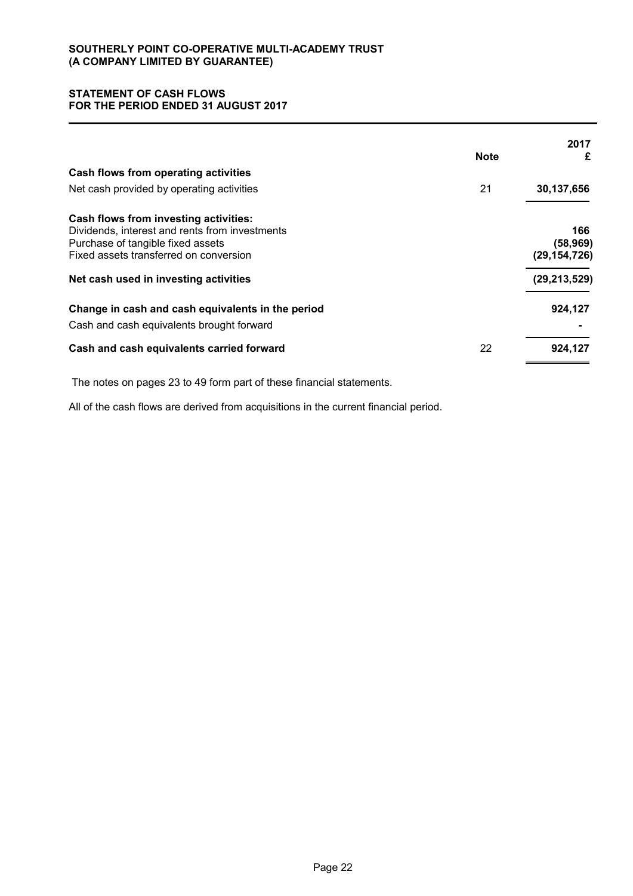**SOUTHERLY POINT CO-OPERATIVE MULTI-ACADEMY TRUST**
**(A COMPANY LIMITED BY GUARANTEE)**

## STATEMENT OF CASH FLOWS
## FOR THE PERIOD ENDED 31 AUGUST 2017

| | Note | 2017 £ |
|---|---|---|
| **Cash flows from operating activities** | | |
| Net cash provided by operating activities | 21 | **30,137,656** |
| **Cash flows from investing activities:** | | |
| Dividends, interest and rents from investments | | **166** |
| Purchase of tangible fixed assets | | **(58,969)** |
| Fixed assets transferred on conversion | | **(29,154,726)** |
| **Net cash used in investing activities** | | **(29,213,529)** |
| **Change in cash and cash equivalents in the period** | | **924,127** |
| Cash and cash equivalents brought forward | | **-** |
| **Cash and cash equivalents carried forward** | 22 | **924,127** |

The notes on pages 23 to 49 form part of these financial statements.

All of the cash flows are derived from acquisitions in the current financial period.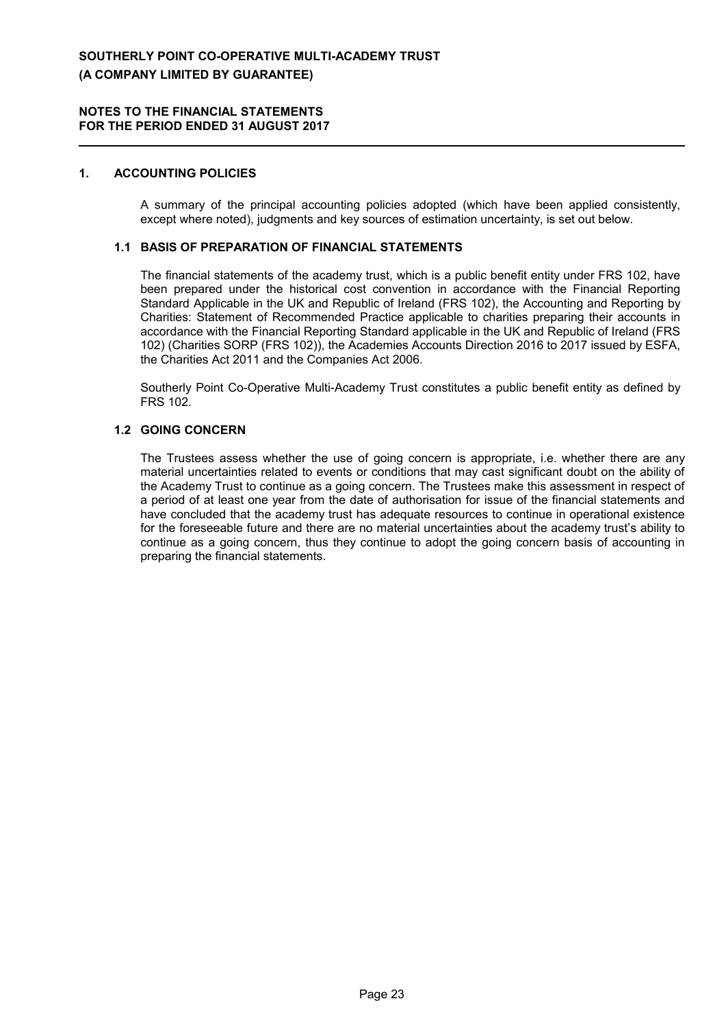## 1. ACCOUNTING POLICIES

A summary of the principal accounting policies adopted (which have been applied consistently, except where noted), judgments and key sources of estimation uncertainty, is set out below.

### 1.1 BASIS OF PREPARATION OF FINANCIAL STATEMENTS

The financial statements of the academy trust, which is a public benefit entity under FRS 102, have been prepared under the historical cost convention in accordance with the Financial Reporting Standard Applicable in the UK and Republic of Ireland (FRS 102), the Accounting and Reporting by Charities: Statement of Recommended Practice applicable to charities preparing their accounts in accordance with the Financial Reporting Standard applicable in the UK and Republic of Ireland (FRS 102) (Charities SORP (FRS 102)), the Academies Accounts Direction 2016 to 2017 issued by ESFA, the Charities Act 2011 and the Companies Act 2006.

Southerly Point Co-Operative Multi-Academy Trust constitutes a public benefit entity as defined by FRS 102.

### 1.2 GOING CONCERN

The Trustees assess whether the use of going concern is appropriate, i.e. whether there are any material uncertainties related to events or conditions that may cast significant doubt on the ability of the Academy Trust to continue as a going concern. The Trustees make this assessment in respect of a period of at least one year from the date of authorisation for issue of the financial statements and have concluded that the academy trust has adequate resources to continue in operational existence for the foreseeable future and there are no material uncertainties about the academy trust's ability to continue as a going concern, thus they continue to adopt the going concern basis of accounting in preparing the financial statements.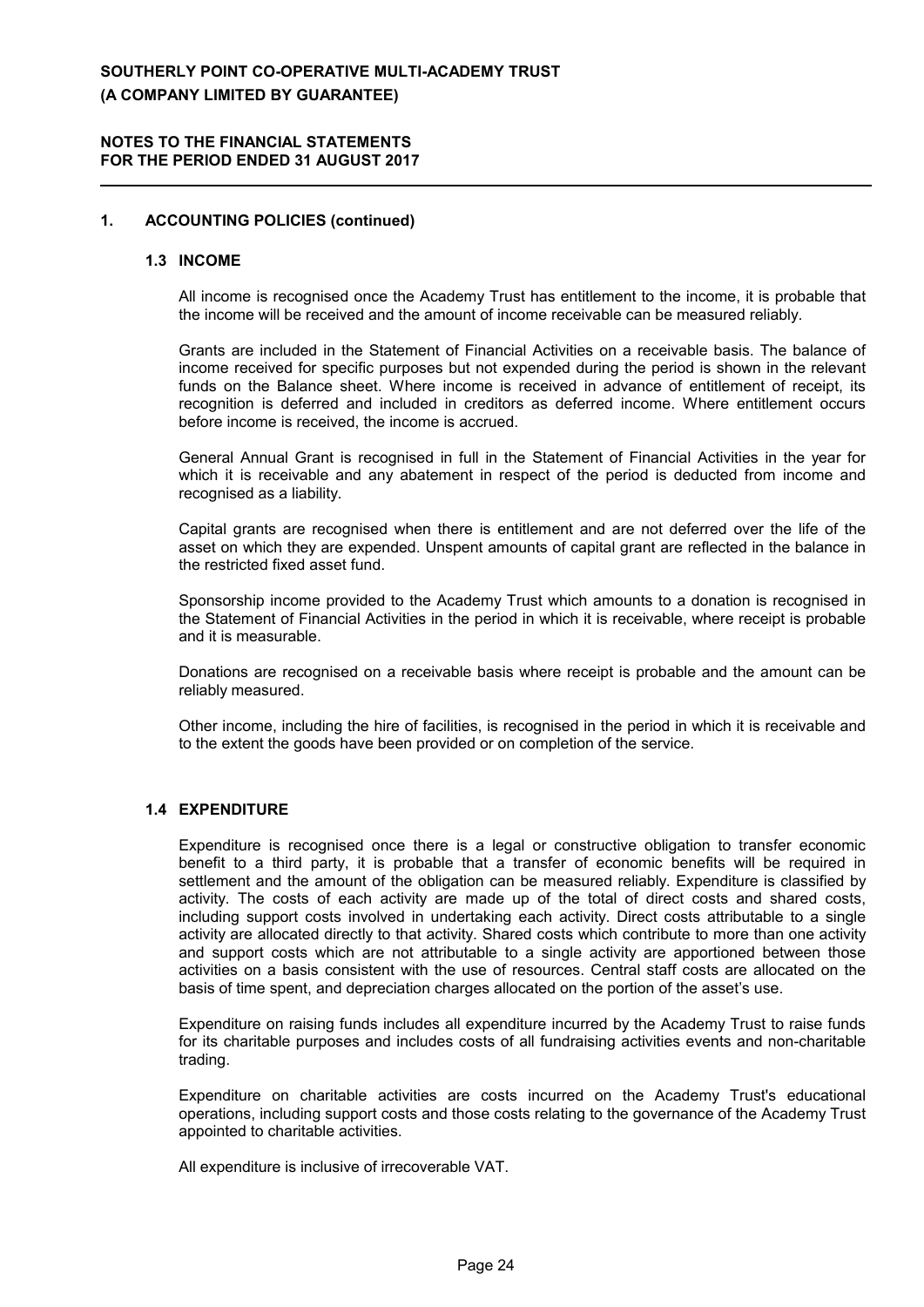## 1. ACCOUNTING POLICIES (continued)

### 1.3 INCOME

All income is recognised once the Academy Trust has entitlement to the income, it is probable that the income will be received and the amount of income receivable can be measured reliably.

Grants are included in the Statement of Financial Activities on a receivable basis. The balance of income received for specific purposes but not expended during the period is shown in the relevant funds on the Balance sheet. Where income is received in advance of entitlement of receipt, its recognition is deferred and included in creditors as deferred income. Where entitlement occurs before income is received, the income is accrued.

General Annual Grant is recognised in full in the Statement of Financial Activities in the year for which it is receivable and any abatement in respect of the period is deducted from income and recognised as a liability.

Capital grants are recognised when there is entitlement and are not deferred over the life of the asset on which they are expended. Unspent amounts of capital grant are reflected in the balance in the restricted fixed asset fund.

Sponsorship income provided to the Academy Trust which amounts to a donation is recognised in the Statement of Financial Activities in the period in which it is receivable, where receipt is probable and it is measurable.

Donations are recognised on a receivable basis where receipt is probable and the amount can be reliably measured.

Other income, including the hire of facilities, is recognised in the period in which it is receivable and to the extent the goods have been provided or on completion of the service.

### 1.4 EXPENDITURE

Expenditure is recognised once there is a legal or constructive obligation to transfer economic benefit to a third party, it is probable that a transfer of economic benefits will be required in settlement and the amount of the obligation can be measured reliably. Expenditure is classified by activity. The costs of each activity are made up of the total of direct costs and shared costs, including support costs involved in undertaking each activity. Direct costs attributable to a single activity are allocated directly to that activity. Shared costs which contribute to more than one activity and support costs which are not attributable to a single activity are apportioned between those activities on a basis consistent with the use of resources. Central staff costs are allocated on the basis of time spent, and depreciation charges allocated on the portion of the asset's use.

Expenditure on raising funds includes all expenditure incurred by the Academy Trust to raise funds for its charitable purposes and includes costs of all fundraising activities events and non-charitable trading.

Expenditure on charitable activities are costs incurred on the Academy Trust's educational operations, including support costs and those costs relating to the governance of the Academy Trust appointed to charitable activities.

All expenditure is inclusive of irrecoverable VAT.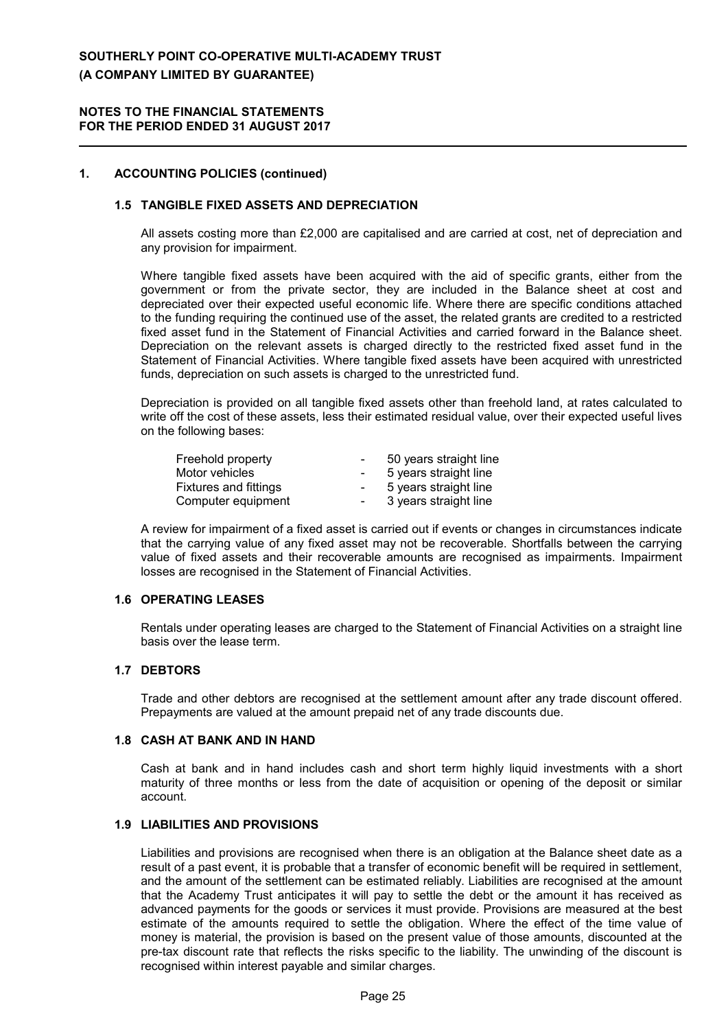## 1. ACCOUNTING POLICIES (continued)

### 1.5 TANGIBLE FIXED ASSETS AND DEPRECIATION

All assets costing more than £2,000 are capitalised and are carried at cost, net of depreciation and any provision for impairment.

Where tangible fixed assets have been acquired with the aid of specific grants, either from the government or from the private sector, they are included in the Balance sheet at cost and depreciated over their expected useful economic life. Where there are specific conditions attached to the funding requiring the continued use of the asset, the related grants are credited to a restricted fixed asset fund in the Statement of Financial Activities and carried forward in the Balance sheet. Depreciation on the relevant assets is charged directly to the restricted fixed asset fund in the Statement of Financial Activities. Where tangible fixed assets have been acquired with unrestricted funds, depreciation on such assets is charged to the unrestricted fund.

Depreciation is provided on all tangible fixed assets other than freehold land, at rates calculated to write off the cost of these assets, less their estimated residual value, over their expected useful lives on the following bases:

| | | |
|---|---|---|
| Freehold property | - | 50 years straight line |
| Motor vehicles | - | 5 years straight line |
| Fixtures and fittings | - | 5 years straight line |
| Computer equipment | - | 3 years straight line |

A review for impairment of a fixed asset is carried out if events or changes in circumstances indicate that the carrying value of any fixed asset may not be recoverable. Shortfalls between the carrying value of fixed assets and their recoverable amounts are recognised as impairments. Impairment losses are recognised in the Statement of Financial Activities.

### 1.6 OPERATING LEASES

Rentals under operating leases are charged to the Statement of Financial Activities on a straight line basis over the lease term.

### 1.7 DEBTORS

Trade and other debtors are recognised at the settlement amount after any trade discount offered. Prepayments are valued at the amount prepaid net of any trade discounts due.

### 1.8 CASH AT BANK AND IN HAND

Cash at bank and in hand includes cash and short term highly liquid investments with a short maturity of three months or less from the date of acquisition or opening of the deposit or similar account.

### 1.9 LIABILITIES AND PROVISIONS

Liabilities and provisions are recognised when there is an obligation at the Balance sheet date as a result of a past event, it is probable that a transfer of economic benefit will be required in settlement, and the amount of the settlement can be estimated reliably. Liabilities are recognised at the amount that the Academy Trust anticipates it will pay to settle the debt or the amount it has received as advanced payments for the goods or services it must provide. Provisions are measured at the best estimate of the amounts required to settle the obligation. Where the effect of the time value of money is material, the provision is based on the present value of those amounts, discounted at the pre-tax discount rate that reflects the risks specific to the liability. The unwinding of the discount is recognised within interest payable and similar charges.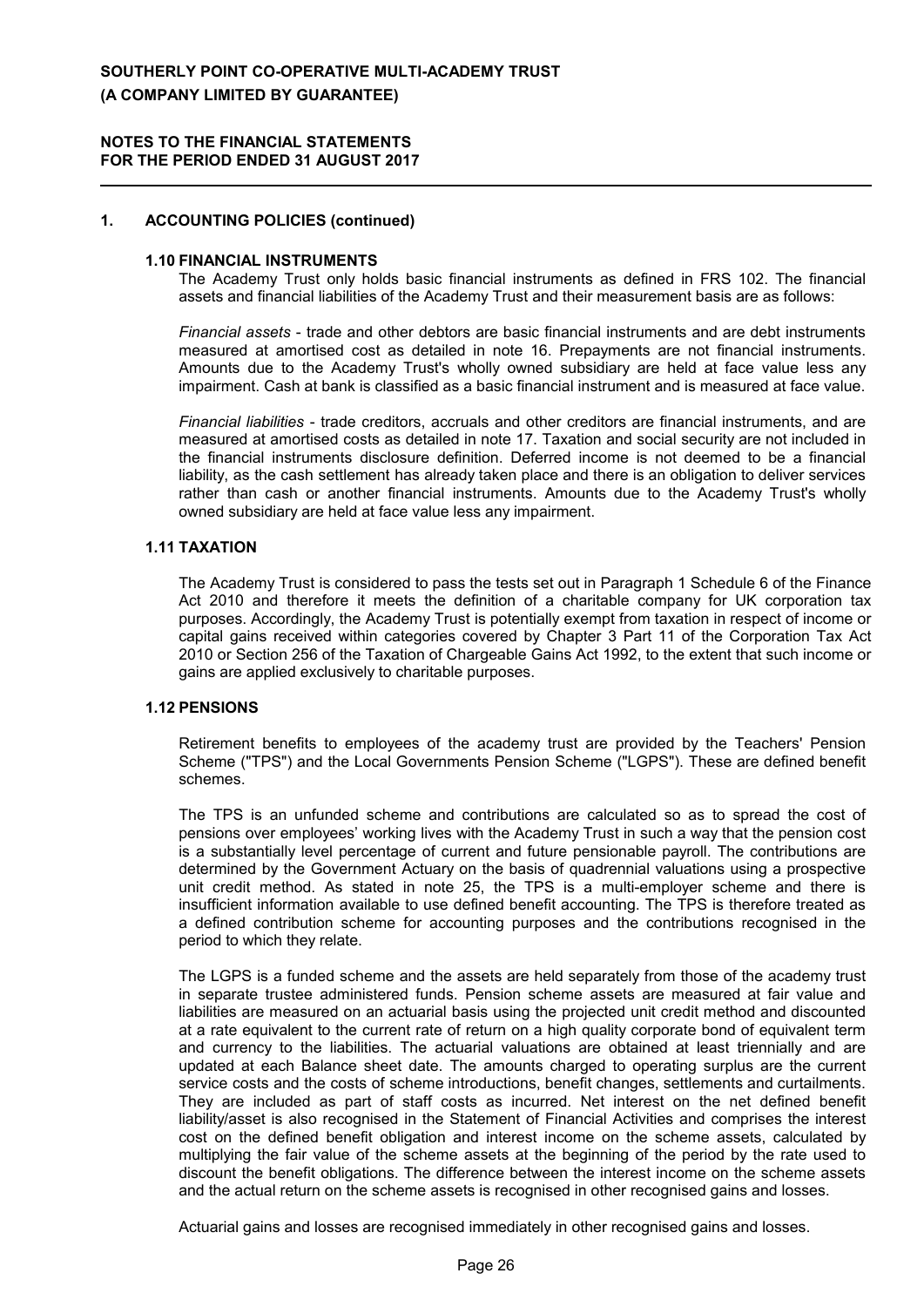## 1. ACCOUNTING POLICIES (continued)

### 1.10 FINANCIAL INSTRUMENTS

The Academy Trust only holds basic financial instruments as defined in FRS 102. The financial assets and financial liabilities of the Academy Trust and their measurement basis are as follows:

*Financial assets* - trade and other debtors are basic financial instruments and are debt instruments measured at amortised cost as detailed in note 16. Prepayments are not financial instruments. Amounts due to the Academy Trust's wholly owned subsidiary are held at face value less any impairment. Cash at bank is classified as a basic financial instrument and is measured at face value.

*Financial liabilities* - trade creditors, accruals and other creditors are financial instruments, and are measured at amortised costs as detailed in note 17. Taxation and social security are not included in the financial instruments disclosure definition. Deferred income is not deemed to be a financial liability, as the cash settlement has already taken place and there is an obligation to deliver services rather than cash or another financial instruments. Amounts due to the Academy Trust's wholly owned subsidiary are held at face value less any impairment.

### 1.11 TAXATION

The Academy Trust is considered to pass the tests set out in Paragraph 1 Schedule 6 of the Finance Act 2010 and therefore it meets the definition of a charitable company for UK corporation tax purposes. Accordingly, the Academy Trust is potentially exempt from taxation in respect of income or capital gains received within categories covered by Chapter 3 Part 11 of the Corporation Tax Act 2010 or Section 256 of the Taxation of Chargeable Gains Act 1992, to the extent that such income or gains are applied exclusively to charitable purposes.

### 1.12 PENSIONS

Retirement benefits to employees of the academy trust are provided by the Teachers' Pension Scheme ("TPS") and the Local Governments Pension Scheme ("LGPS"). These are defined benefit schemes.

The TPS is an unfunded scheme and contributions are calculated so as to spread the cost of pensions over employees' working lives with the Academy Trust in such a way that the pension cost is a substantially level percentage of current and future pensionable payroll. The contributions are determined by the Government Actuary on the basis of quadrennial valuations using a prospective unit credit method. As stated in note 25, the TPS is a multi-employer scheme and there is insufficient information available to use defined benefit accounting. The TPS is therefore treated as a defined contribution scheme for accounting purposes and the contributions recognised in the period to which they relate.

The LGPS is a funded scheme and the assets are held separately from those of the academy trust in separate trustee administered funds. Pension scheme assets are measured at fair value and liabilities are measured on an actuarial basis using the projected unit credit method and discounted at a rate equivalent to the current rate of return on a high quality corporate bond of equivalent term and currency to the liabilities. The actuarial valuations are obtained at least triennially and are updated at each Balance sheet date. The amounts charged to operating surplus are the current service costs and the costs of scheme introductions, benefit changes, settlements and curtailments. They are included as part of staff costs as incurred. Net interest on the net defined benefit liability/asset is also recognised in the Statement of Financial Activities and comprises the interest cost on the defined benefit obligation and interest income on the scheme assets, calculated by multiplying the fair value of the scheme assets at the beginning of the period by the rate used to discount the benefit obligations. The difference between the interest income on the scheme assets and the actual return on the scheme assets is recognised in other recognised gains and losses.

Actuarial gains and losses are recognised immediately in other recognised gains and losses.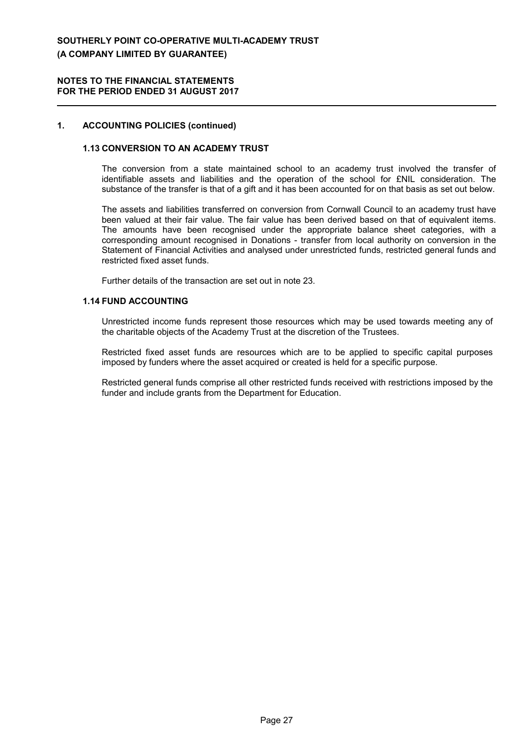## 1. ACCOUNTING POLICIES (continued)

### 1.13 CONVERSION TO AN ACADEMY TRUST

The conversion from a state maintained school to an academy trust involved the transfer of identifiable assets and liabilities and the operation of the school for £NIL consideration. The substance of the transfer is that of a gift and it has been accounted for on that basis as set out below.

The assets and liabilities transferred on conversion from Cornwall Council to an academy trust have been valued at their fair value. The fair value has been derived based on that of equivalent items. The amounts have been recognised under the appropriate balance sheet categories, with a corresponding amount recognised in Donations - transfer from local authority on conversion in the Statement of Financial Activities and analysed under unrestricted funds, restricted general funds and restricted fixed asset funds.

Further details of the transaction are set out in note 23.

### 1.14 FUND ACCOUNTING

Unrestricted income funds represent those resources which may be used towards meeting any of the charitable objects of the Academy Trust at the discretion of the Trustees.

Restricted fixed asset funds are resources which are to be applied to specific capital purposes imposed by funders where the asset acquired or created is held for a specific purpose.

Restricted general funds comprise all other restricted funds received with restrictions imposed by the funder and include grants from the Department for Education.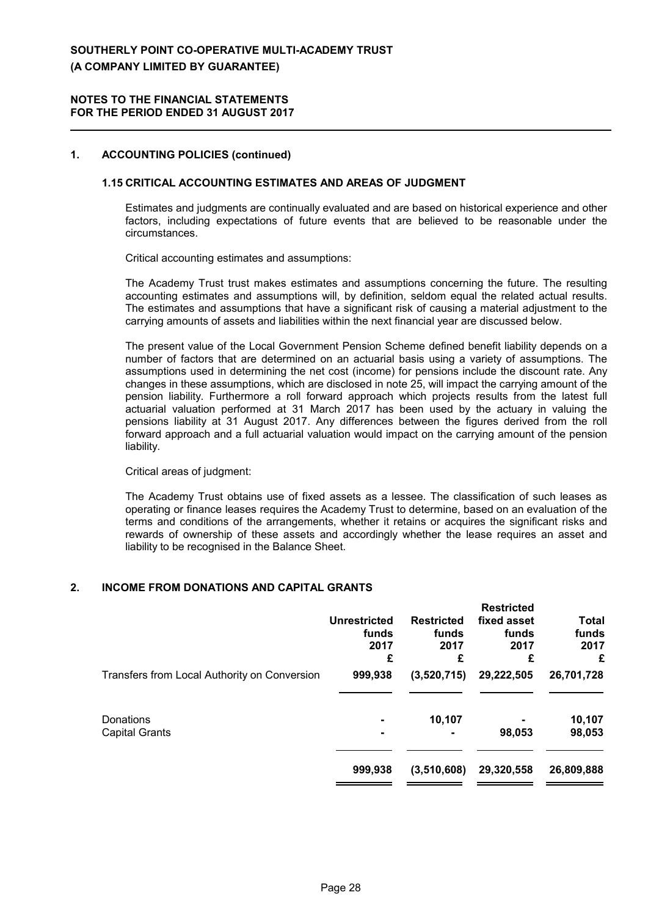## 1. ACCOUNTING POLICIES (continued)

### 1.15 CRITICAL ACCOUNTING ESTIMATES AND AREAS OF JUDGMENT

Estimates and judgments are continually evaluated and are based on historical experience and other factors, including expectations of future events that are believed to be reasonable under the circumstances.

Critical accounting estimates and assumptions:

The Academy Trust trust makes estimates and assumptions concerning the future. The resulting accounting estimates and assumptions will, by definition, seldom equal the related actual results. The estimates and assumptions that have a significant risk of causing a material adjustment to the carrying amounts of assets and liabilities within the next financial year are discussed below.

The present value of the Local Government Pension Scheme defined benefit liability depends on a number of factors that are determined on an actuarial basis using a variety of assumptions. The assumptions used in determining the net cost (income) for pensions include the discount rate. Any changes in these assumptions, which are disclosed in note 25, will impact the carrying amount of the pension liability. Furthermore a roll forward approach which projects results from the latest full actuarial valuation performed at 31 March 2017 has been used by the actuary in valuing the pensions liability at 31 August 2017. Any differences between the figures derived from the roll forward approach and a full actuarial valuation would impact on the carrying amount of the pension liability.

Critical areas of judgment:

The Academy Trust obtains use of fixed assets as a lessee. The classification of such leases as operating or finance leases requires the Academy Trust to determine, based on an evaluation of the terms and conditions of the arrangements, whether it retains or acquires the significant risks and rewards of ownership of these assets and accordingly whether the lease requires an asset and liability to be recognised in the Balance Sheet.

## 2. INCOME FROM DONATIONS AND CAPITAL GRANTS

| | Unrestricted funds 2017 £ | Restricted funds 2017 £ | Restricted fixed asset funds 2017 £ | Total funds 2017 £ |
|---|---|---|---|---|
| Transfers from Local Authority on Conversion | 999,938 | (3,520,715) | 29,222,505 | 26,701,728 |
| Donations | - | 10,107 | - | 10,107 |
| Capital Grants | - | - | 98,053 | 98,053 |
| | 999,938 | (3,510,608) | 29,320,558 | 26,809,888 |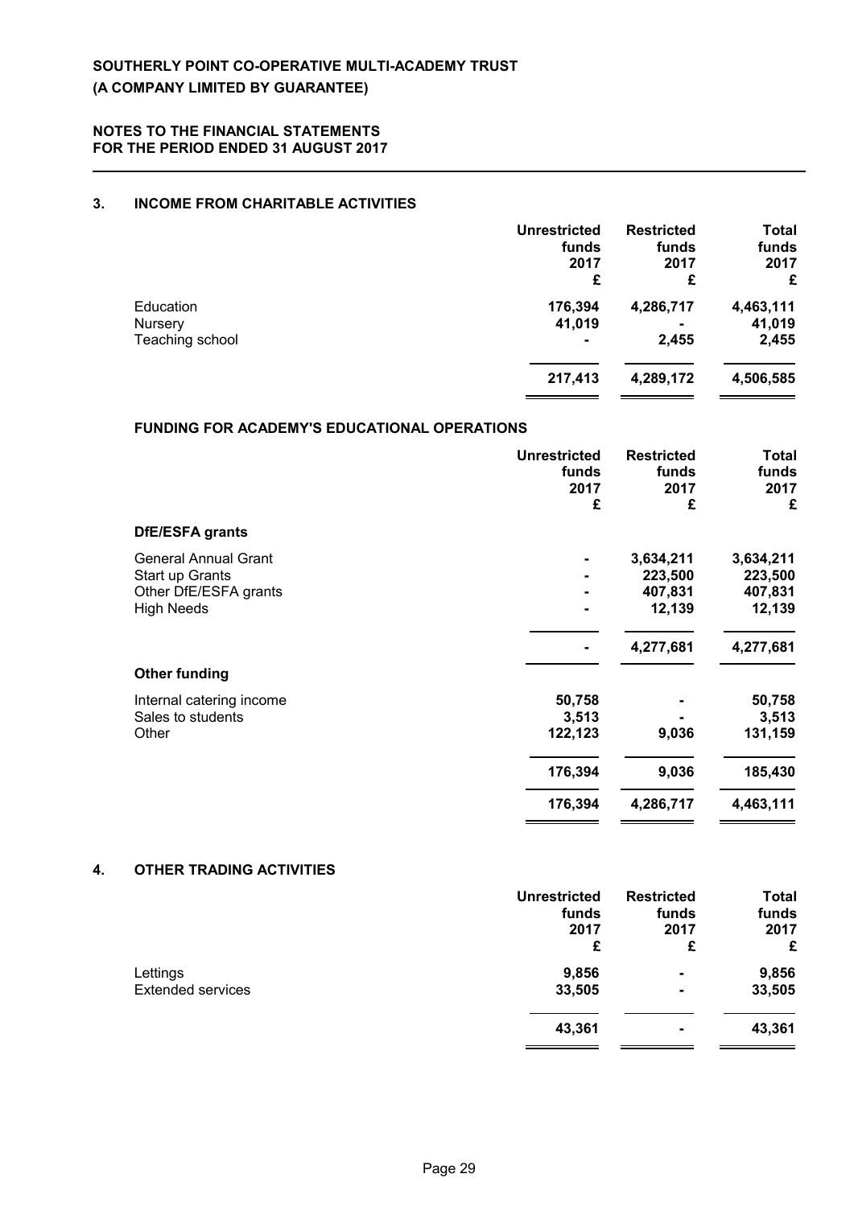**SOUTHERLY POINT CO-OPERATIVE MULTI-ACADEMY TRUST**
**(A COMPANY LIMITED BY GUARANTEE)**

**NOTES TO THE FINANCIAL STATEMENTS**
**FOR THE PERIOD ENDED 31 AUGUST 2017**

## 3. INCOME FROM CHARITABLE ACTIVITIES

| | Unrestricted funds 2017 £ | Restricted funds 2017 £ | Total funds 2017 £ |
|---|---|---|---|
| Education | 176,394 | 4,286,717 | 4,463,111 |
| Nursery | 41,019 | - | 41,019 |
| Teaching school | - | 2,455 | 2,455 |
| | **217,413** | **4,289,172** | **4,506,585** |

### FUNDING FOR ACADEMY'S EDUCATIONAL OPERATIONS

| | Unrestricted funds 2017 £ | Restricted funds 2017 £ | Total funds 2017 £ |
|---|---|---|---|
| **DfE/ESFA grants** | | | |
| General Annual Grant | - | 3,634,211 | 3,634,211 |
| Start up Grants | - | 223,500 | 223,500 |
| Other DfE/ESFA grants | - | 407,831 | 407,831 |
| High Needs | - | 12,139 | 12,139 |
| | **-** | **4,277,681** | **4,277,681** |
| **Other funding** | | | |
| Internal catering income | 50,758 | - | 50,758 |
| Sales to students | 3,513 | - | 3,513 |
| Other | 122,123 | 9,036 | 131,159 |
| | **176,394** | **9,036** | **185,430** |
| | **176,394** | **4,286,717** | **4,463,111** |

## 4. OTHER TRADING ACTIVITIES

| | Unrestricted funds 2017 £ | Restricted funds 2017 £ | Total funds 2017 £ |
|---|---|---|---|
| Lettings | 9,856 | - | 9,856 |
| Extended services | 33,505 | - | 33,505 |
| | **43,361** | **-** | **43,361** |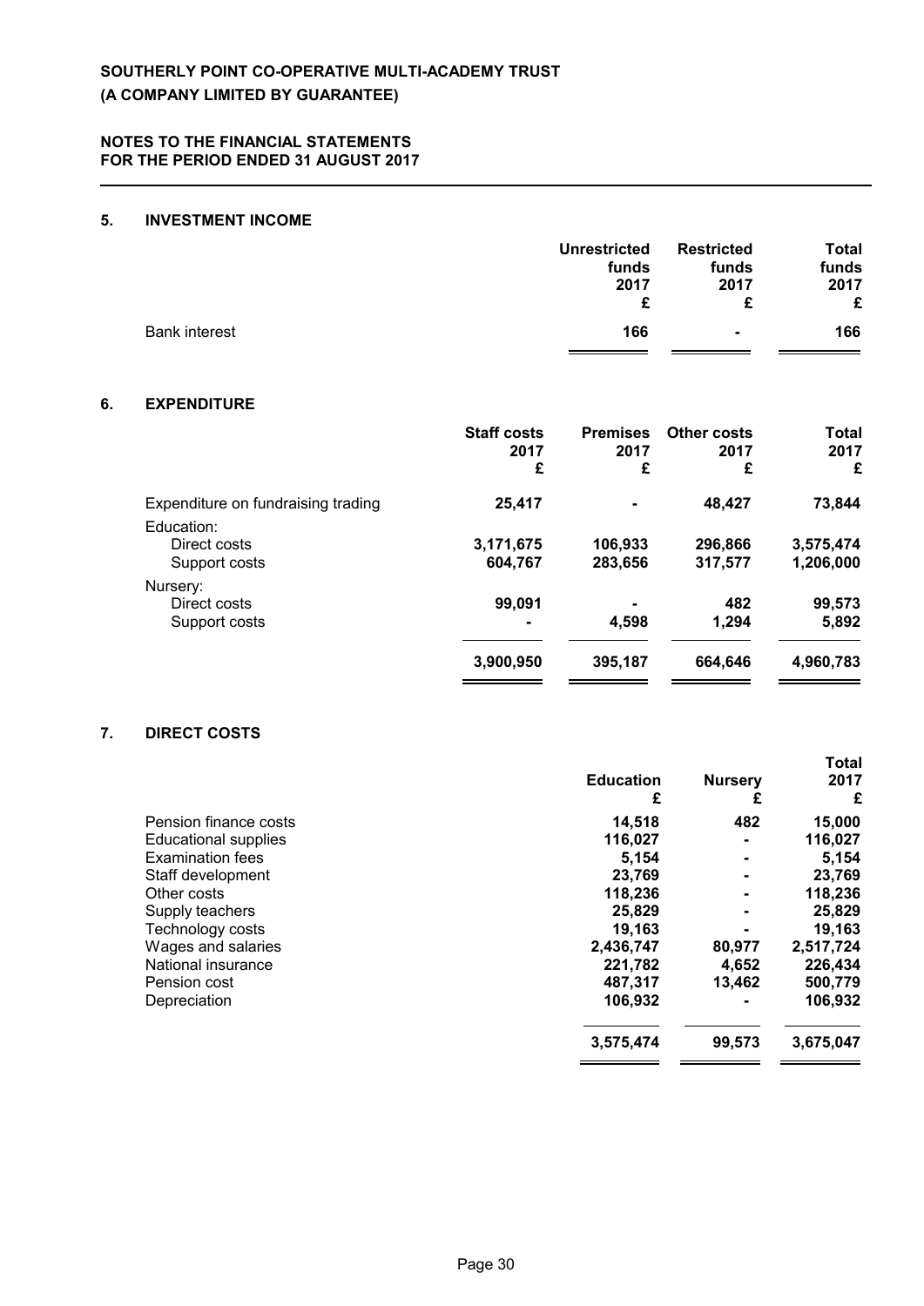SOUTHERLY POINT CO-OPERATIVE MULTI-ACADEMY TRUST
(A COMPANY LIMITED BY GUARANTEE)

NOTES TO THE FINANCIAL STATEMENTS
FOR THE PERIOD ENDED 31 AUGUST 2017

## 5. INVESTMENT INCOME

| | Unrestricted funds 2017 £ | Restricted funds 2017 £ | Total funds 2017 £ |
|---|---|---|---|
| Bank interest | 166 | - | 166 |

## 6. EXPENDITURE

| | Staff costs 2017 £ | Premises 2017 £ | Other costs 2017 £ | Total 2017 £ |
|---|---|---|---|---|
| Expenditure on fundraising trading | 25,417 | - | 48,427 | 73,844 |
| Education: | | | | |
| Direct costs | 3,171,675 | 106,933 | 296,866 | 3,575,474 |
| Support costs | 604,767 | 283,656 | 317,577 | 1,206,000 |
| Nursery: | | | | |
| Direct costs | 99,091 | - | 482 | 99,573 |
| Support costs | - | 4,598 | 1,294 | 5,892 |
| | 3,900,950 | 395,187 | 664,646 | 4,960,783 |

## 7. DIRECT COSTS

| | Education £ | Nursery £ | Total 2017 £ |
|---|---|---|---|
| Pension finance costs | 14,518 | 482 | 15,000 |
| Educational supplies | 116,027 | - | 116,027 |
| Examination fees | 5,154 | - | 5,154 |
| Staff development | 23,769 | - | 23,769 |
| Other costs | 118,236 | - | 118,236 |
| Supply teachers | 25,829 | - | 25,829 |
| Technology costs | 19,163 | - | 19,163 |
| Wages and salaries | 2,436,747 | 80,977 | 2,517,724 |
| National insurance | 221,782 | 4,652 | 226,434 |
| Pension cost | 487,317 | 13,462 | 500,779 |
| Depreciation | 106,932 | - | 106,932 |
| | 3,575,474 | 99,573 | 3,675,047 |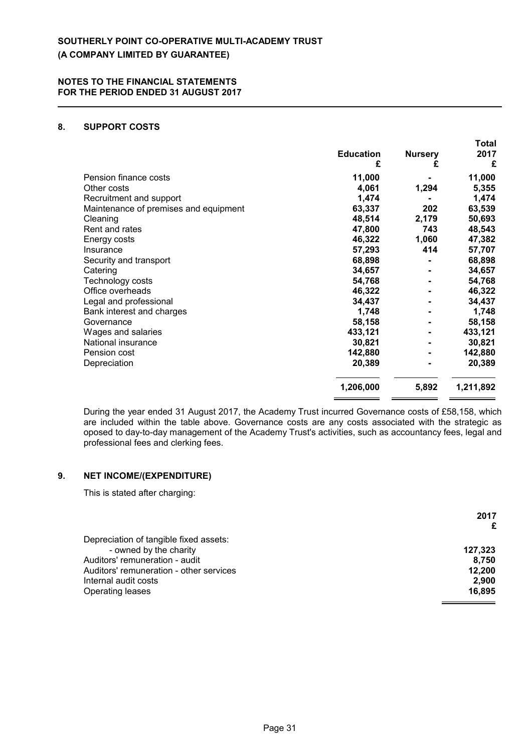## 8. SUPPORT COSTS

| | Education £ | Nursery £ | Total 2017 £ |
|---|---|---|---|
| Pension finance costs | 11,000 | - | 11,000 |
| Other costs | 4,061 | 1,294 | 5,355 |
| Recruitment and support | 1,474 | - | 1,474 |
| Maintenance of premises and equipment | 63,337 | 202 | 63,539 |
| Cleaning | 48,514 | 2,179 | 50,693 |
| Rent and rates | 47,800 | 743 | 48,543 |
| Energy costs | 46,322 | 1,060 | 47,382 |
| Insurance | 57,293 | 414 | 57,707 |
| Security and transport | 68,898 | - | 68,898 |
| Catering | 34,657 | - | 34,657 |
| Technology costs | 54,768 | - | 54,768 |
| Office overheads | 46,322 | - | 46,322 |
| Legal and professional | 34,437 | - | 34,437 |
| Bank interest and charges | 1,748 | - | 1,748 |
| Governance | 58,158 | - | 58,158 |
| Wages and salaries | 433,121 | - | 433,121 |
| National insurance | 30,821 | - | 30,821 |
| Pension cost | 142,880 | - | 142,880 |
| Depreciation | 20,389 | - | 20,389 |
| | **1,206,000** | **5,892** | **1,211,892** |

During the year ended 31 August 2017, the Academy Trust incurred Governance costs of £58,158, which are included within the table above. Governance costs are any costs associated with the strategic as oposed to day-to-day management of the Academy Trust's activities, such as accountancy fees, legal and professional fees and clerking fees.

## 9. NET INCOME/(EXPENDITURE)

This is stated after charging:

| | 2017 £ |
|---|---|
| Depreciation of tangible fixed assets: | |
| - owned by the charity | 127,323 |
| Auditors' remuneration - audit | 8,750 |
| Auditors' remuneration - other services | 12,200 |
| Internal audit costs | 2,900 |
| Operating leases | 16,895 |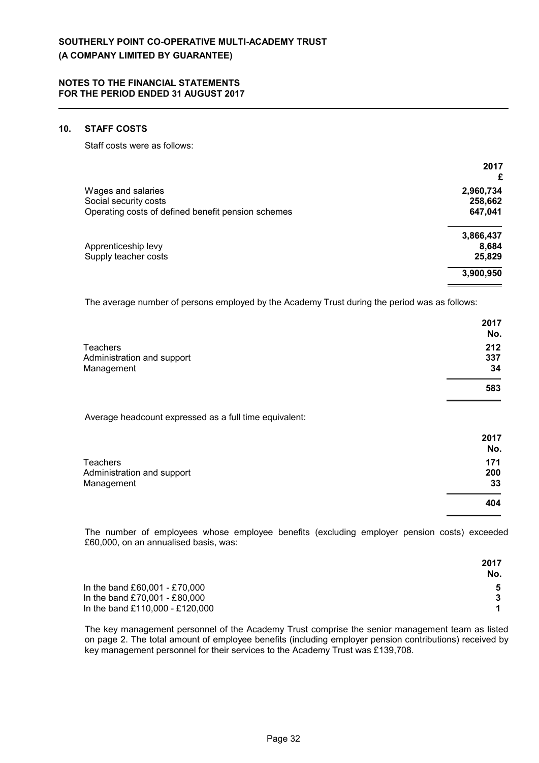## 10. STAFF COSTS

Staff costs were as follows:

| | 2017 £ |
|---|---|
| Wages and salaries | 2,960,734 |
| Social security costs | 258,662 |
| Operating costs of defined benefit pension schemes | 647,041 |
| | 3,866,437 |
| Apprenticeship levy | 8,684 |
| Supply teacher costs | 25,829 |
| | 3,900,950 |

The average number of persons employed by the Academy Trust during the period was as follows:

| | 2017 No. |
|---|---|
| Teachers | 212 |
| Administration and support | 337 |
| Management | 34 |
| | 583 |

Average headcount expressed as a full time equivalent:

| | 2017 No. |
|---|---|
| Teachers | 171 |
| Administration and support | 200 |
| Management | 33 |
| | 404 |

The number of employees whose employee benefits (excluding employer pension costs) exceeded £60,000, on an annualised basis, was:

| | 2017 No. |
|---|---|
| In the band £60,001 - £70,000 | 5 |
| In the band £70,001 - £80,000 | 3 |
| In the band £110,000 - £120,000 | 1 |

The key management personnel of the Academy Trust comprise the senior management team as listed on page 2. The total amount of employee benefits (including employer pension contributions) received by key management personnel for their services to the Academy Trust was £139,708.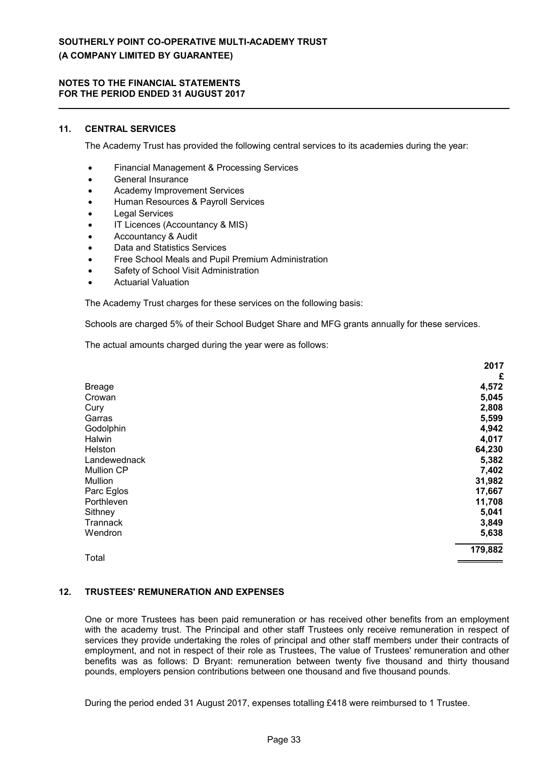## 11. CENTRAL SERVICES

The Academy Trust has provided the following central services to its academies during the year:

- Financial Management & Processing Services
- General Insurance
- Academy Improvement Services
- Human Resources & Payroll Services
- Legal Services
- IT Licences (Accountancy & MIS)
- Accountancy & Audit
- Data and Statistics Services
- Free School Meals and Pupil Premium Administration
- Safety of School Visit Administration
- Actuarial Valuation

The Academy Trust charges for these services on the following basis:

Schools are charged 5% of their School Budget Share and MFG grants annually for these services.

The actual amounts charged during the year were as follows:

| | 2017 £ |
|---|---|
| Breage | 4,572 |
| Crowan | 5,045 |
| Cury | 2,808 |
| Garras | 5,599 |
| Godolphin | 4,942 |
| Halwin | 4,017 |
| Helston | 64,230 |
| Landewednack | 5,382 |
| Mullion CP | 7,402 |
| Mullion | 31,982 |
| Parc Eglos | 17,667 |
| Porthleven | 11,708 |
| Sithney | 5,041 |
| Trannack | 3,849 |
| Wendron | 5,638 |
| Total | 179,882 |

## 12. TRUSTEES' REMUNERATION AND EXPENSES

One or more Trustees has been paid remuneration or has received other benefits from an employment with the academy trust. The Principal and other staff Trustees only receive remuneration in respect of services they provide undertaking the roles of principal and other staff members under their contracts of employment, and not in respect of their role as Trustees, The value of Trustees' remuneration and other benefits was as follows: D Bryant: remuneration between twenty five thousand and thirty thousand pounds, employers pension contributions between one thousand and five thousand pounds.

During the period ended 31 August 2017, expenses totalling £418 were reimbursed to 1 Trustee.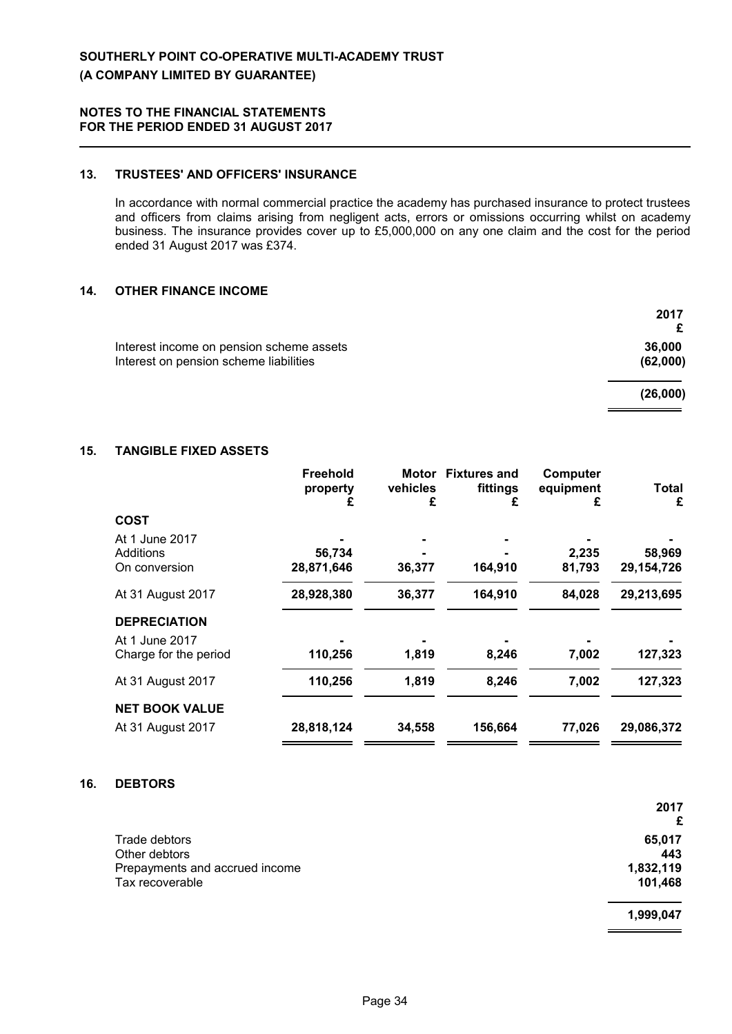# SOUTHERLY POINT CO-OPERATIVE MULTI-ACADEMY TRUST
## (A COMPANY LIMITED BY GUARANTEE)

### NOTES TO THE FINANCIAL STATEMENTS FOR THE PERIOD ENDED 31 AUGUST 2017

## 13. TRUSTEES' AND OFFICERS' INSURANCE

In accordance with normal commercial practice the academy has purchased insurance to protect trustees and officers from claims arising from negligent acts, errors or omissions occurring whilst on academy business. The insurance provides cover up to £5,000,000 on any one claim and the cost for the period ended 31 August 2017 was £374.

## 14. OTHER FINANCE INCOME

| | 2017 £ |
|---|---|
| Interest income on pension scheme assets | 36,000 |
| Interest on pension scheme liabilities | (62,000) |
| | **(26,000)** |

## 15. TANGIBLE FIXED ASSETS

| | Freehold property £ | Motor vehicles £ | Fixtures and fittings £ | Computer equipment £ | Total £ |
|---|---|---|---|---|---|
| **COST** | | | | | |
| At 1 June 2017 | - | - | - | - | - |
| Additions | 56,734 | - | - | 2,235 | 58,969 |
| On conversion | 28,871,646 | 36,377 | 164,910 | 81,793 | 29,154,726 |
| At 31 August 2017 | 28,928,380 | 36,377 | 164,910 | 84,028 | 29,213,695 |
| **DEPRECIATION** | | | | | |
| At 1 June 2017 | - | - | - | - | - |
| Charge for the period | 110,256 | 1,819 | 8,246 | 7,002 | 127,323 |
| At 31 August 2017 | 110,256 | 1,819 | 8,246 | 7,002 | 127,323 |
| **NET BOOK VALUE** | | | | | |
| At 31 August 2017 | 28,818,124 | 34,558 | 156,664 | 77,026 | 29,086,372 |

## 16. DEBTORS

| | 2017 £ |
|---|---|
| Trade debtors | 65,017 |
| Other debtors | 443 |
| Prepayments and accrued income | 1,832,119 |
| Tax recoverable | 101,468 |
| | **1,999,047** |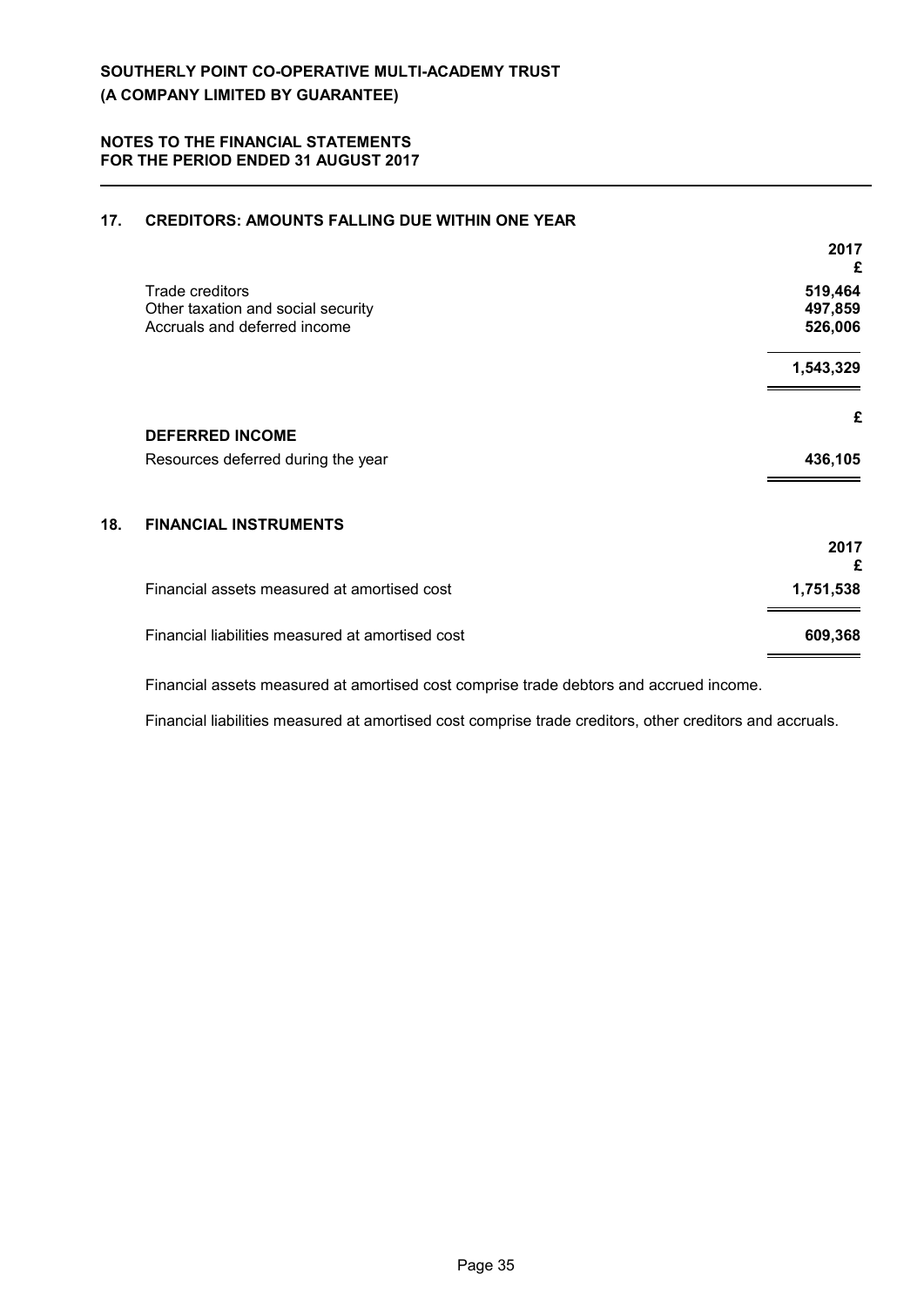**SOUTHERLY POINT CO-OPERATIVE MULTI-ACADEMY TRUST**
**(A COMPANY LIMITED BY GUARANTEE)**

**NOTES TO THE FINANCIAL STATEMENTS**
**FOR THE PERIOD ENDED 31 AUGUST 2017**

## 17. CREDITORS: AMOUNTS FALLING DUE WITHIN ONE YEAR

| | 2017 £ |
|---|---|
| Trade creditors | 519,464 |
| Other taxation and social security | 497,859 |
| Accruals and deferred income | 526,006 |
| | **1,543,329** |

| | £ |
|---|---|
| **DEFERRED INCOME** | |
| Resources deferred during the year | **436,105** |

## 18. FINANCIAL INSTRUMENTS

| | 2017 £ |
|---|---|
| Financial assets measured at amortised cost | **1,751,538** |
| Financial liabilities measured at amortised cost | **609,368** |

Financial assets measured at amortised cost comprise trade debtors and accrued income.

Financial liabilities measured at amortised cost comprise trade creditors, other creditors and accruals.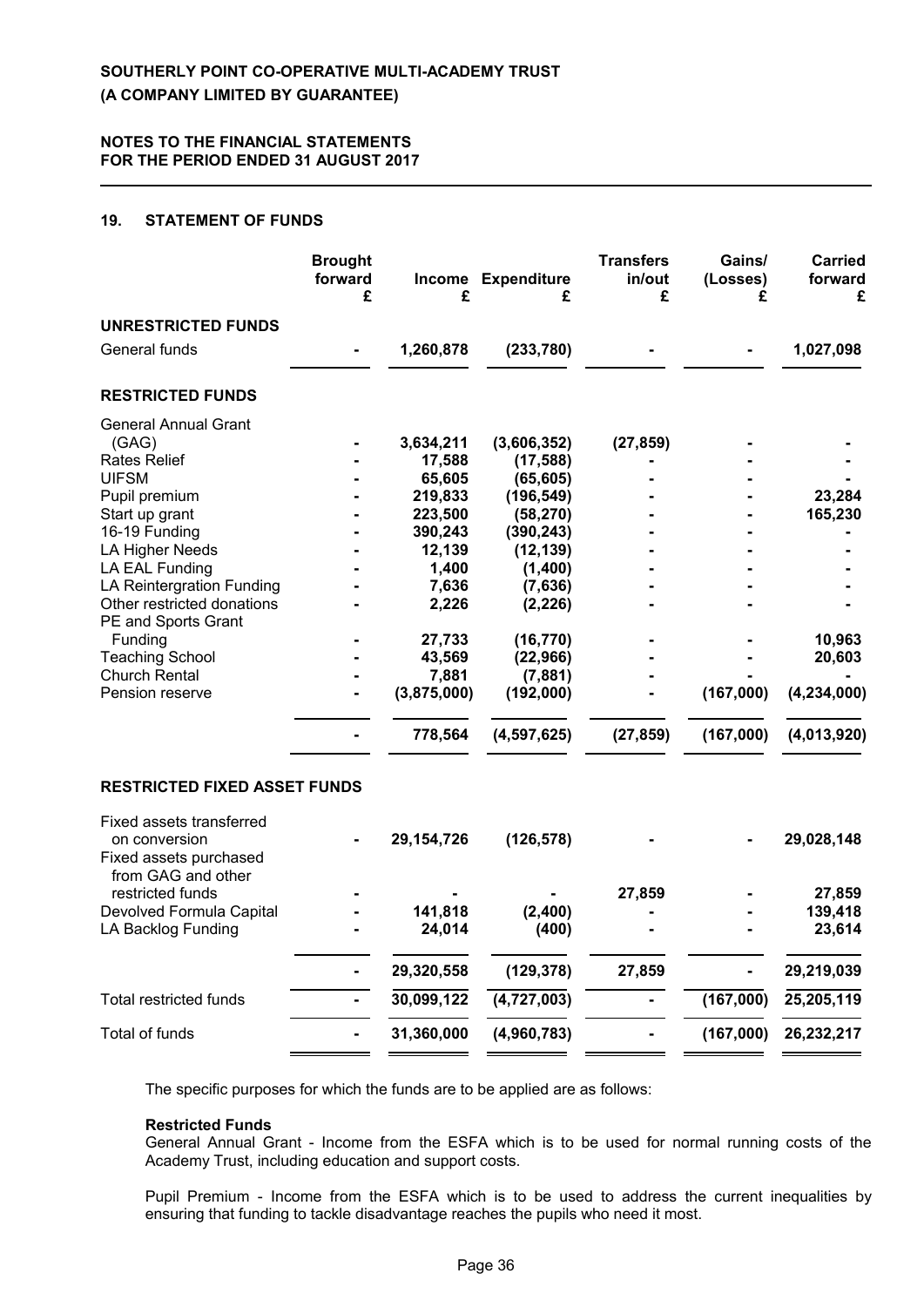## 19. STATEMENT OF FUNDS

| | Brought forward £ | Income £ | Expenditure £ | Transfers in/out £ | Gains/ (Losses) £ | Carried forward £ |
|---|---|---|---|---|---|---|
| **UNRESTRICTED FUNDS** | | | | | | |
| General funds | - | 1,260,878 | (233,780) | - | - | 1,027,098 |
| **RESTRICTED FUNDS** | | | | | | |
| General Annual Grant (GAG) | - | 3,634,211 | (3,606,352) | (27,859) | - | - |
| Rates Relief | - | 17,588 | (17,588) | - | - | - |
| UIFSM | - | 65,605 | (65,605) | - | - | - |
| Pupil premium | - | 219,833 | (196,549) | - | - | 23,284 |
| Start up grant | - | 223,500 | (58,270) | - | - | 165,230 |
| 16-19 Funding | - | 390,243 | (390,243) | - | - | - |
| LA Higher Needs | - | 12,139 | (12,139) | - | - | - |
| LA EAL Funding | - | 1,400 | (1,400) | - | - | - |
| LA Reintergration Funding | - | 7,636 | (7,636) | - | - | - |
| Other restricted donations | - | 2,226 | (2,226) | - | - | - |
| PE and Sports Grant Funding | - | 27,733 | (16,770) | - | - | 10,963 |
| Teaching School | - | 43,569 | (22,966) | - | - | 20,603 |
| Church Rental | - | 7,881 | (7,881) | - | - | - |
| Pension reserve | - | (3,875,000) | (192,000) | - | (167,000) | (4,234,000) |
| | - | 778,564 | (4,597,625) | (27,859) | (167,000) | (4,013,920) |
| **RESTRICTED FIXED ASSET FUNDS** | | | | | | |
| Fixed assets transferred on conversion | - | 29,154,726 | (126,578) | - | - | 29,028,148 |
| Fixed assets purchased from GAG and other restricted funds | - | - | - | 27,859 | - | 27,859 |
| Devolved Formula Capital | - | 141,818 | (2,400) | - | - | 139,418 |
| LA Backlog Funding | - | 24,014 | (400) | - | - | 23,614 |
| | - | 29,320,558 | (129,378) | 27,859 | - | 29,219,039 |
| Total restricted funds | - | 30,099,122 | (4,727,003) | - | (167,000) | 25,205,119 |
| Total of funds | - | 31,360,000 | (4,960,783) | - | (167,000) | 26,232,217 |

The specific purposes for which the funds are to be applied are as follows:

**Restricted Funds**

General Annual Grant - Income from the ESFA which is to be used for normal running costs of the Academy Trust, including education and support costs.

Pupil Premium - Income from the ESFA which is to be used to address the current inequalities by ensuring that funding to tackle disadvantage reaches the pupils who need it most.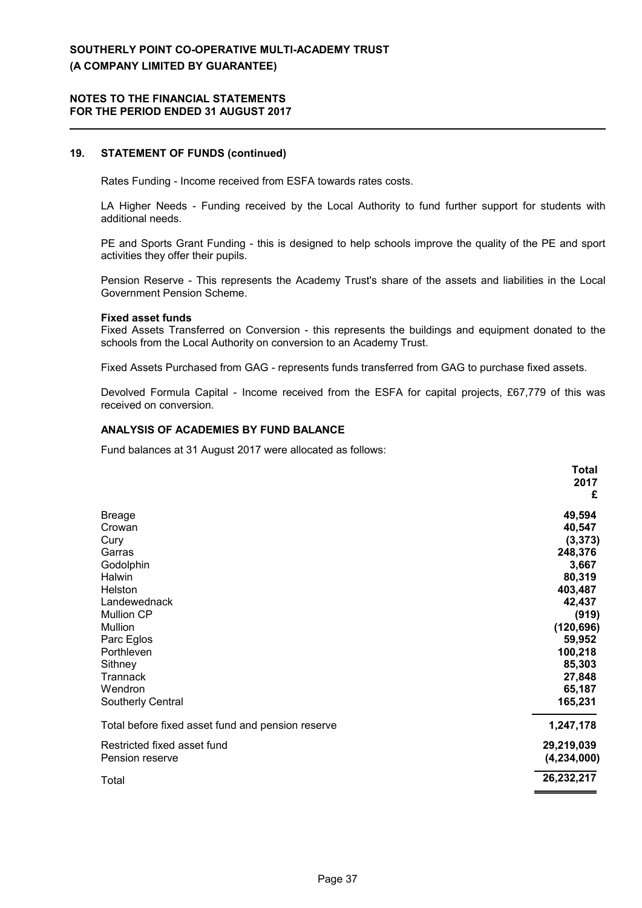## 19. STATEMENT OF FUNDS (continued)

Rates Funding - Income received from ESFA towards rates costs.

LA Higher Needs - Funding received by the Local Authority to fund further support for students with additional needs.

PE and Sports Grant Funding - this is designed to help schools improve the quality of the PE and sport activities they offer their pupils.

Pension Reserve - This represents the Academy Trust's share of the assets and liabilities in the Local Government Pension Scheme.

**Fixed asset funds**

Fixed Assets Transferred on Conversion - this represents the buildings and equipment donated to the schools from the Local Authority on conversion to an Academy Trust.

Fixed Assets Purchased from GAG - represents funds transferred from GAG to purchase fixed assets.

Devolved Formula Capital - Income received from the ESFA for capital projects, £67,779 of this was received on conversion.

### ANALYSIS OF ACADEMIES BY FUND BALANCE

Fund balances at 31 August 2017 were allocated as follows:

| | Total 2017 £ |
|---|---|
| Breage | 49,594 |
| Crowan | 40,547 |
| Cury | (3,373) |
| Garras | 248,376 |
| Godolphin | 3,667 |
| Halwin | 80,319 |
| Helston | 403,487 |
| Landewednack | 42,437 |
| Mullion CP | (919) |
| Mullion | (120,696) |
| Parc Eglos | 59,952 |
| Porthleven | 100,218 |
| Sithney | 85,303 |
| Trannack | 27,848 |
| Wendron | 65,187 |
| Southerly Central | 165,231 |
| Total before fixed asset fund and pension reserve | 1,247,178 |
| Restricted fixed asset fund | 29,219,039 |
| Pension reserve | (4,234,000) |
| Total | 26,232,217 |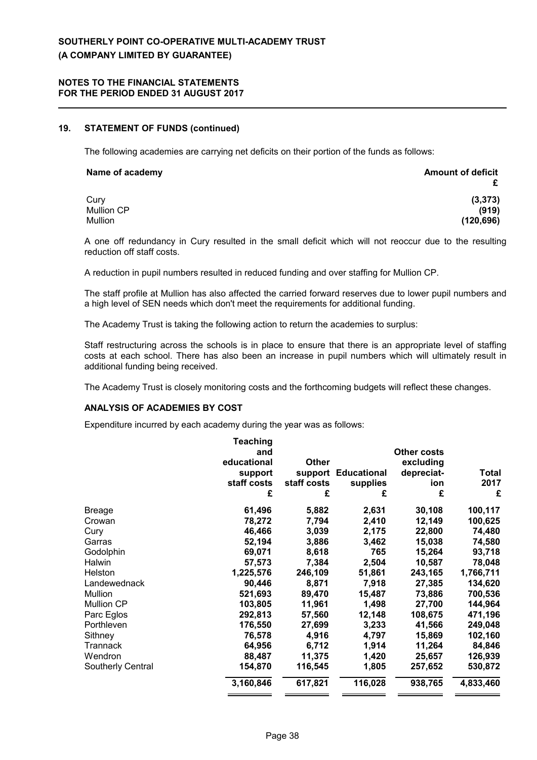## 19. STATEMENT OF FUNDS (continued)

The following academies are carrying net deficits on their portion of the funds as follows:

| Name of academy | Amount of deficit £ |
|---|---|
| Cury | (3,373) |
| Mullion CP | (919) |
| Mullion | (120,696) |

A one off redundancy in Cury resulted in the small deficit which will not reoccur due to the resulting reduction off staff costs.

A reduction in pupil numbers resulted in reduced funding and over staffing for Mullion CP.

The staff profile at Mullion has also affected the carried forward reserves due to lower pupil numbers and a high level of SEN needs which don't meet the requirements for additional funding.

The Academy Trust is taking the following action to return the academies to surplus:

Staff restructuring across the schools is in place to ensure that there is an appropriate level of staffing costs at each school. There has also been an increase in pupil numbers which will ultimately result in additional funding being received.

The Academy Trust is closely monitoring costs and the forthcoming budgets will reflect these changes.

### ANALYSIS OF ACADEMIES BY COST

Expenditure incurred by each academy during the year was as follows:

| | Teaching and educational support staff costs £ | Other support staff costs £ | Educational supplies £ | Other costs excluding depreciat-ion £ | Total 2017 £ |
|---|---|---|---|---|---|
| Breage | 61,496 | 5,882 | 2,631 | 30,108 | 100,117 |
| Crowan | 78,272 | 7,794 | 2,410 | 12,149 | 100,625 |
| Cury | 46,466 | 3,039 | 2,175 | 22,800 | 74,480 |
| Garras | 52,194 | 3,886 | 3,462 | 15,038 | 74,580 |
| Godolphin | 69,071 | 8,618 | 765 | 15,264 | 93,718 |
| Halwin | 57,573 | 7,384 | 2,504 | 10,587 | 78,048 |
| Helston | 1,225,576 | 246,109 | 51,861 | 243,165 | 1,766,711 |
| Landewednack | 90,446 | 8,871 | 7,918 | 27,385 | 134,620 |
| Mullion | 521,693 | 89,470 | 15,487 | 73,886 | 700,536 |
| Mullion CP | 103,805 | 11,961 | 1,498 | 27,700 | 144,964 |
| Parc Eglos | 292,813 | 57,560 | 12,148 | 108,675 | 471,196 |
| Porthleven | 176,550 | 27,699 | 3,233 | 41,566 | 249,048 |
| Sithney | 76,578 | 4,916 | 4,797 | 15,869 | 102,160 |
| Trannack | 64,956 | 6,712 | 1,914 | 11,264 | 84,846 |
| Wendron | 88,487 | 11,375 | 1,420 | 25,657 | 126,939 |
| Southerly Central | 154,870 | 116,545 | 1,805 | 257,652 | 530,872 |
| | 3,160,846 | 617,821 | 116,028 | 938,765 | 4,833,460 |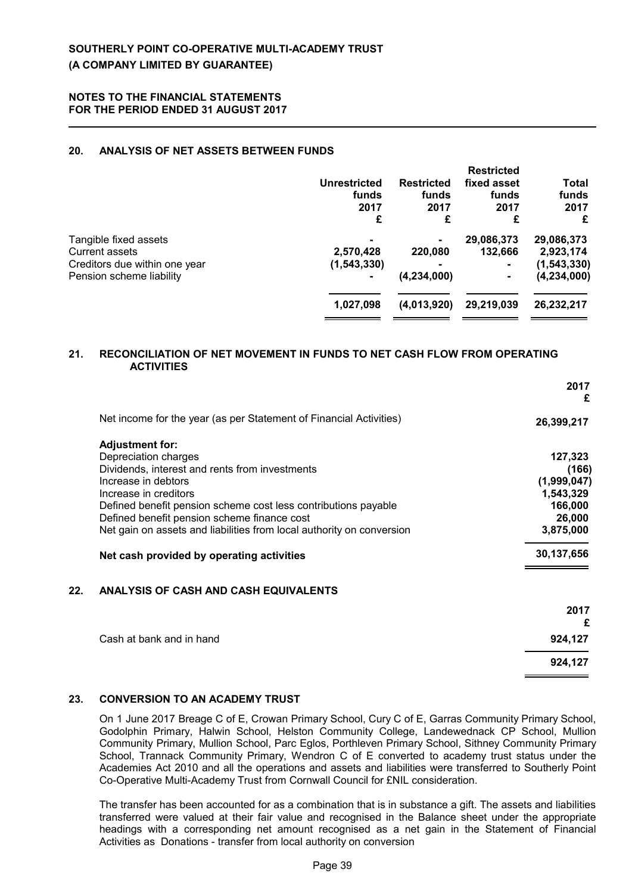## 20. ANALYSIS OF NET ASSETS BETWEEN FUNDS

| | Unrestricted funds 2017 £ | Restricted funds 2017 £ | Restricted fixed asset funds 2017 £ | Total funds 2017 £ |
|---|---|---|---|---|
| Tangible fixed assets | - | - | 29,086,373 | 29,086,373 |
| Current assets | 2,570,428 | 220,080 | 132,666 | 2,923,174 |
| Creditors due within one year | (1,543,330) | - | - | (1,543,330) |
| Pension scheme liability | - | (4,234,000) | - | (4,234,000) |
| | 1,027,098 | (4,013,920) | 29,219,039 | 26,232,217 |

## 21. RECONCILIATION OF NET MOVEMENT IN FUNDS TO NET CASH FLOW FROM OPERATING ACTIVITIES

| | 2017 £ |
|---|---|
| Net income for the year (as per Statement of Financial Activities) | 26,399,217 |
| **Adjustment for:** | |
| Depreciation charges | 127,323 |
| Dividends, interest and rents from investments | (166) |
| Increase in debtors | (1,999,047) |
| Increase in creditors | 1,543,329 |
| Defined benefit pension scheme cost less contributions payable | 166,000 |
| Defined benefit pension scheme finance cost | 26,000 |
| Net gain on assets and liabilities from local authority on conversion | 3,875,000 |
| **Net cash provided by operating activities** | 30,137,656 |

## 22. ANALYSIS OF CASH AND CASH EQUIVALENTS

| | 2017 £ |
|---|---|
| Cash at bank and in hand | 924,127 |
| | 924,127 |

## 23. CONVERSION TO AN ACADEMY TRUST

On 1 June 2017 Breage C of E, Crowan Primary School, Cury C of E, Garras Community Primary School, Godolphin Primary, Halwin School, Helston Community College, Landewednack CP School, Mullion Community Primary, Mullion School, Parc Eglos, Porthleven Primary School, Sithney Community Primary School, Trannack Community Primary, Wendron C of E converted to academy trust status under the Academies Act 2010 and all the operations and assets and liabilities were transferred to Southerly Point Co-Operative Multi-Academy Trust from Cornwall Council for £NIL consideration.

The transfer has been accounted for as a combination that is in substance a gift. The assets and liabilities transferred were valued at their fair value and recognised in the Balance sheet under the appropriate headings with a corresponding net amount recognised as a net gain in the Statement of Financial Activities as Donations - transfer from local authority on conversion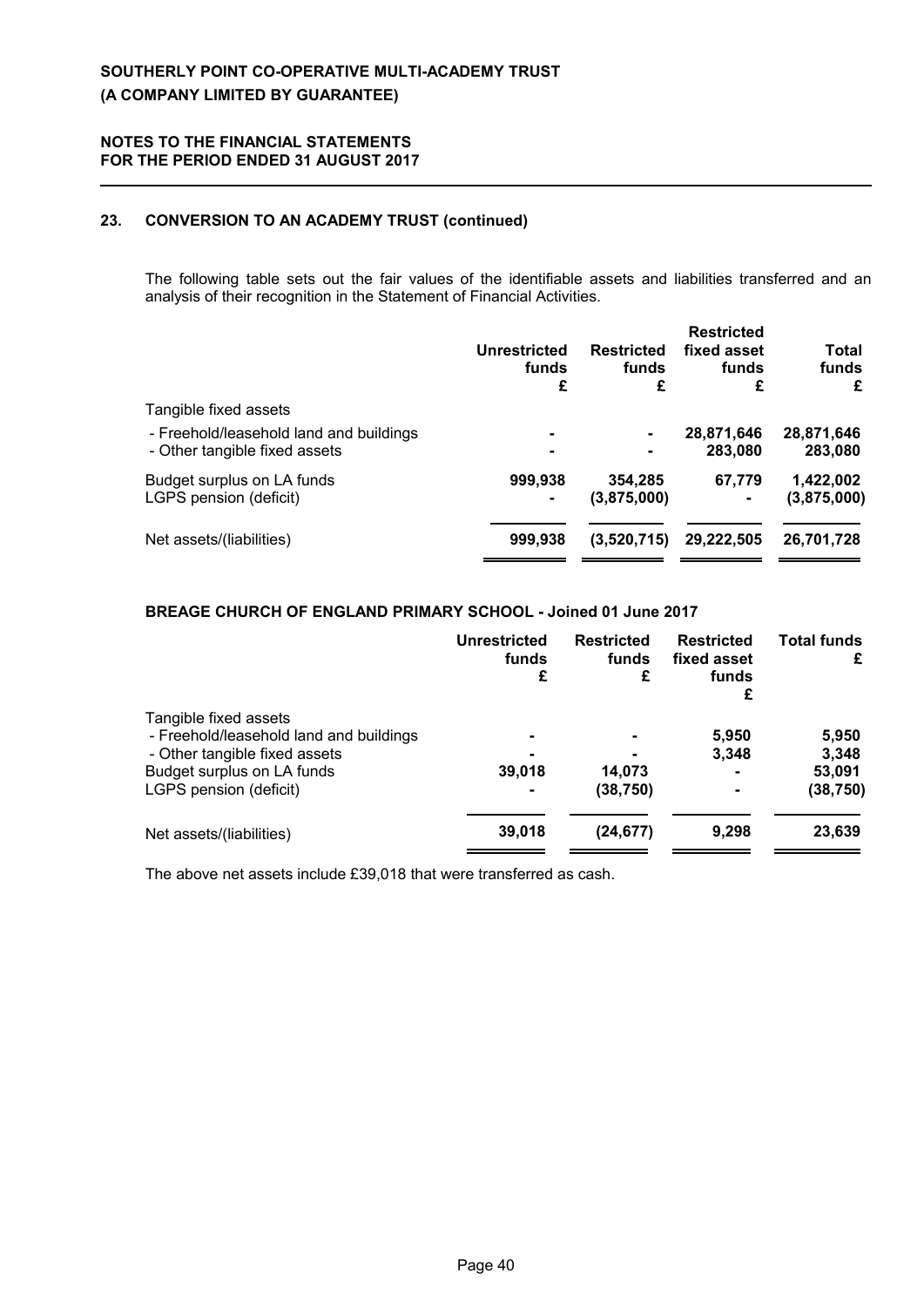### 23. CONVERSION TO AN ACADEMY TRUST (continued)

The following table sets out the fair values of the identifiable assets and liabilities transferred and an analysis of their recognition in the Statement of Financial Activities.

| | Unrestricted funds £ | Restricted funds £ | Restricted fixed asset funds £ | Total funds £ |
|---|---|---|---|---|
| Tangible fixed assets | | | | |
| - Freehold/leasehold land and buildings | - | - | 28,871,646 | 28,871,646 |
| - Other tangible fixed assets | - | - | 283,080 | 283,080 |
| Budget surplus on LA funds | 999,938 | 354,285 | 67,779 | 1,422,002 |
| LGPS pension (deficit) | - | (3,875,000) | - | (3,875,000) |
| Net assets/(liabilities) | 999,938 | (3,520,715) | 29,222,505 | 26,701,728 |

**BREAGE CHURCH OF ENGLAND PRIMARY SCHOOL - Joined 01 June 2017**

| | Unrestricted funds £ | Restricted funds £ | Restricted fixed asset funds £ | Total funds £ |
|---|---|---|---|---|
| Tangible fixed assets | | | | |
| - Freehold/leasehold land and buildings | - | - | 5,950 | 5,950 |
| - Other tangible fixed assets | - | - | 3,348 | 3,348 |
| Budget surplus on LA funds | 39,018 | 14,073 | - | 53,091 |
| LGPS pension (deficit) | - | (38,750) | - | (38,750) |
| Net assets/(liabilities) | 39,018 | (24,677) | 9,298 | 23,639 |

The above net assets include £39,018 that were transferred as cash.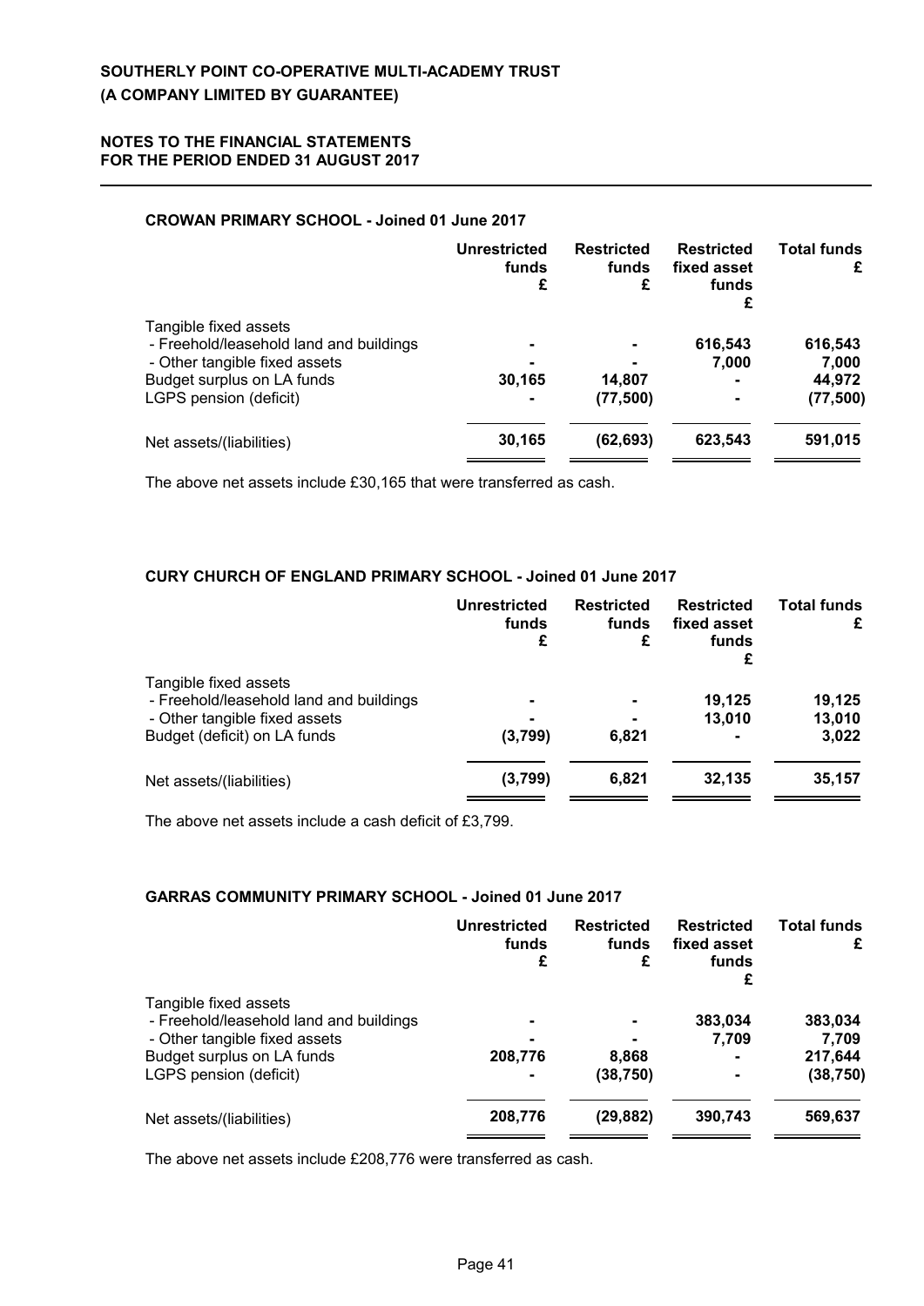### CROWAN PRIMARY SCHOOL - Joined 01 June 2017

| | Unrestricted funds £ | Restricted funds £ | Restricted fixed asset funds £ | Total funds £ |
|---|---|---|---|---|
| Tangible fixed assets | | | | |
| - Freehold/leasehold land and buildings | - | - | 616,543 | 616,543 |
| - Other tangible fixed assets | - | - | 7,000 | 7,000 |
| Budget surplus on LA funds | 30,165 | 14,807 | - | 44,972 |
| LGPS pension (deficit) | - | (77,500) | - | (77,500) |
| Net assets/(liabilities) | **30,165** | **(62,693)** | **623,543** | **591,015** |

The above net assets include £30,165 that were transferred as cash.

### CURY CHURCH OF ENGLAND PRIMARY SCHOOL - Joined 01 June 2017

| | Unrestricted funds £ | Restricted funds £ | Restricted fixed asset funds £ | Total funds £ |
|---|---|---|---|---|
| Tangible fixed assets | | | | |
| - Freehold/leasehold land and buildings | - | - | 19,125 | 19,125 |
| - Other tangible fixed assets | - | - | 13,010 | 13,010 |
| Budget (deficit) on LA funds | (3,799) | 6,821 | - | 3,022 |
| Net assets/(liabilities) | **(3,799)** | **6,821** | **32,135** | **35,157** |

The above net assets include a cash deficit of £3,799.

### GARRAS COMMUNITY PRIMARY SCHOOL - Joined 01 June 2017

| | Unrestricted funds £ | Restricted funds £ | Restricted fixed asset funds £ | Total funds £ |
|---|---|---|---|---|
| Tangible fixed assets | | | | |
| - Freehold/leasehold land and buildings | - | - | 383,034 | 383,034 |
| - Other tangible fixed assets | - | - | 7,709 | 7,709 |
| Budget surplus on LA funds | 208,776 | 8,868 | - | 217,644 |
| LGPS pension (deficit) | - | (38,750) | - | (38,750) |
| Net assets/(liabilities) | **208,776** | **(29,882)** | **390,743** | **569,637** |

The above net assets include £208,776 were transferred as cash.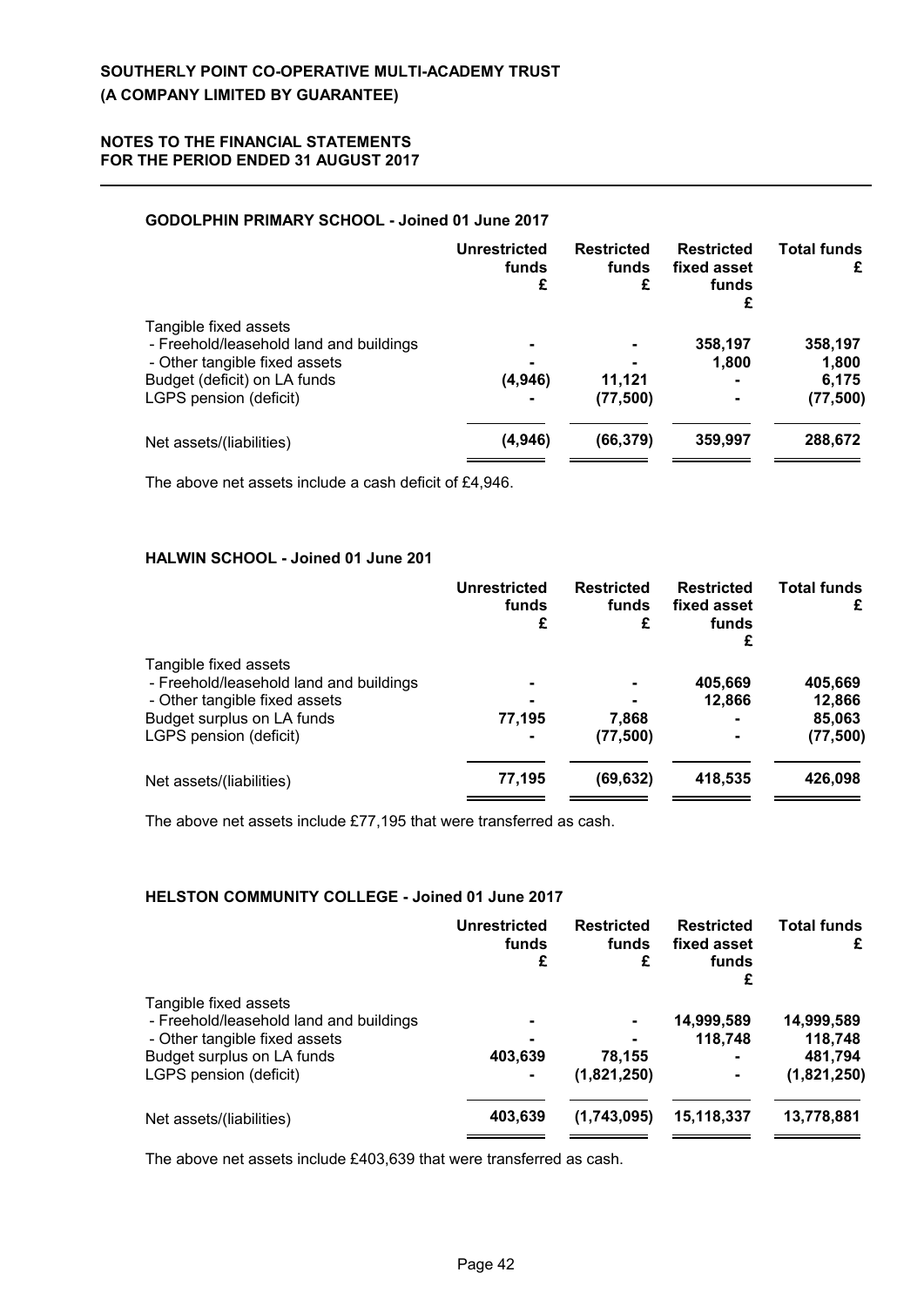**GODOLPHIN PRIMARY SCHOOL - Joined 01 June 2017**

| | Unrestricted funds £ | Restricted funds £ | Restricted fixed asset funds £ | Total funds £ |
|---|---|---|---|---|
| Tangible fixed assets | | | | |
| - Freehold/leasehold land and buildings | - | - | 358,197 | 358,197 |
| - Other tangible fixed assets | - | - | 1,800 | 1,800 |
| Budget (deficit) on LA funds | (4,946) | 11,121 | - | 6,175 |
| LGPS pension (deficit) | - | (77,500) | - | (77,500) |
| Net assets/(liabilities) | (4,946) | (66,379) | 359,997 | 288,672 |

The above net assets include a cash deficit of £4,946.

**HALWIN SCHOOL - Joined 01 June 201**

| | Unrestricted funds £ | Restricted funds £ | Restricted fixed asset funds £ | Total funds £ |
|---|---|---|---|---|
| Tangible fixed assets | | | | |
| - Freehold/leasehold land and buildings | - | - | 405,669 | 405,669 |
| - Other tangible fixed assets | - | - | 12,866 | 12,866 |
| Budget surplus on LA funds | 77,195 | 7,868 | - | 85,063 |
| LGPS pension (deficit) | - | (77,500) | - | (77,500) |
| Net assets/(liabilities) | 77,195 | (69,632) | 418,535 | 426,098 |

The above net assets include £77,195 that were transferred as cash.

**HELSTON COMMUNITY COLLEGE - Joined 01 June 2017**

| | Unrestricted funds £ | Restricted funds £ | Restricted fixed asset funds £ | Total funds £ |
|---|---|---|---|---|
| Tangible fixed assets | | | | |
| - Freehold/leasehold land and buildings | - | - | 14,999,589 | 14,999,589 |
| - Other tangible fixed assets | - | - | 118,748 | 118,748 |
| Budget surplus on LA funds | 403,639 | 78,155 | - | 481,794 |
| LGPS pension (deficit) | - | (1,821,250) | - | (1,821,250) |
| Net assets/(liabilities) | 403,639 | (1,743,095) | 15,118,337 | 13,778,881 |

The above net assets include £403,639 that were transferred as cash.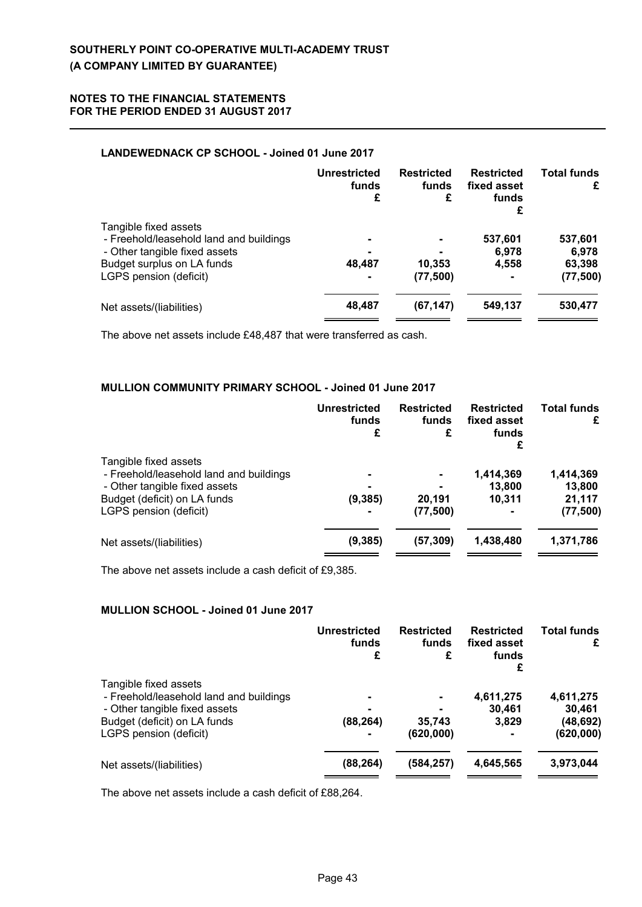### LANDEWEDNACK CP SCHOOL - Joined 01 June 2017

| | Unrestricted funds £ | Restricted funds £ | Restricted fixed asset funds £ | Total funds £ |
|---|---|---|---|---|
| Tangible fixed assets | | | | |
| - Freehold/leasehold land and buildings | - | - | 537,601 | 537,601 |
| - Other tangible fixed assets | - | - | 6,978 | 6,978 |
| Budget surplus on LA funds | 48,487 | 10,353 | 4,558 | 63,398 |
| LGPS pension (deficit) | - | (77,500) | - | (77,500) |
| Net assets/(liabilities) | 48,487 | (67,147) | 549,137 | 530,477 |

The above net assets include £48,487 that were transferred as cash.

### MULLION COMMUNITY PRIMARY SCHOOL - Joined 01 June 2017

| | Unrestricted funds £ | Restricted funds £ | Restricted fixed asset funds £ | Total funds £ |
|---|---|---|---|---|
| Tangible fixed assets | | | | |
| - Freehold/leasehold land and buildings | - | - | 1,414,369 | 1,414,369 |
| - Other tangible fixed assets | - | - | 13,800 | 13,800 |
| Budget (deficit) on LA funds | (9,385) | 20,191 | 10,311 | 21,117 |
| LGPS pension (deficit) | - | (77,500) | - | (77,500) |
| Net assets/(liabilities) | (9,385) | (57,309) | 1,438,480 | 1,371,786 |

The above net assets include a cash deficit of £9,385.

### MULLION SCHOOL - Joined 01 June 2017

| | Unrestricted funds £ | Restricted funds £ | Restricted fixed asset funds £ | Total funds £ |
|---|---|---|---|---|
| Tangible fixed assets | | | | |
| - Freehold/leasehold land and buildings | - | - | 4,611,275 | 4,611,275 |
| - Other tangible fixed assets | - | - | 30,461 | 30,461 |
| Budget (deficit) on LA funds | (88,264) | 35,743 | 3,829 | (48,692) |
| LGPS pension (deficit) | - | (620,000) | - | (620,000) |
| Net assets/(liabilities) | (88,264) | (584,257) | 4,645,565 | 3,973,044 |

The above net assets include a cash deficit of £88,264.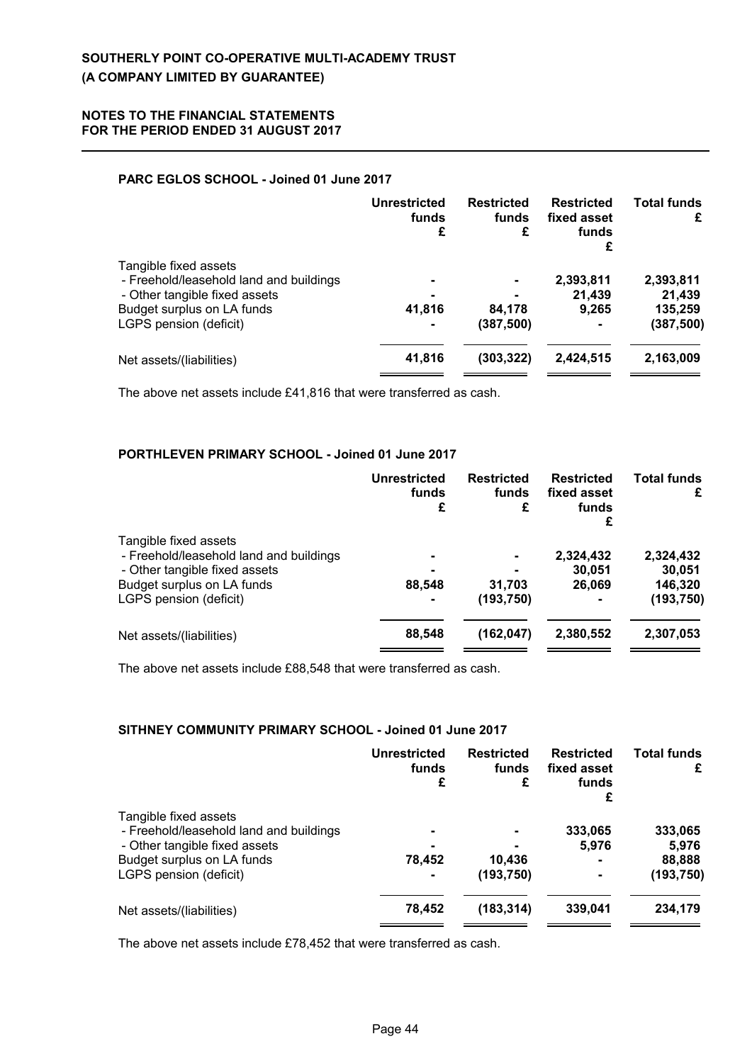### PARC EGLOS SCHOOL - Joined 01 June 2017

| | Unrestricted funds £ | Restricted funds £ | Restricted fixed asset funds £ | Total funds £ |
|---|---|---|---|---|
| Tangible fixed assets | | | | |
| - Freehold/leasehold land and buildings | - | - | 2,393,811 | 2,393,811 |
| - Other tangible fixed assets | - | - | 21,439 | 21,439 |
| Budget surplus on LA funds | 41,816 | 84,178 | 9,265 | 135,259 |
| LGPS pension (deficit) | - | (387,500) | - | (387,500) |
| Net assets/(liabilities) | 41,816 | (303,322) | 2,424,515 | 2,163,009 |

The above net assets include £41,816 that were transferred as cash.

### PORTHLEVEN PRIMARY SCHOOL - Joined 01 June 2017

| | Unrestricted funds £ | Restricted funds £ | Restricted fixed asset funds £ | Total funds £ |
|---|---|---|---|---|
| Tangible fixed assets | | | | |
| - Freehold/leasehold land and buildings | - | - | 2,324,432 | 2,324,432 |
| - Other tangible fixed assets | - | - | 30,051 | 30,051 |
| Budget surplus on LA funds | 88,548 | 31,703 | 26,069 | 146,320 |
| LGPS pension (deficit) | - | (193,750) | - | (193,750) |
| Net assets/(liabilities) | 88,548 | (162,047) | 2,380,552 | 2,307,053 |

The above net assets include £88,548 that were transferred as cash.

### SITHNEY COMMUNITY PRIMARY SCHOOL - Joined 01 June 2017

| | Unrestricted funds £ | Restricted funds £ | Restricted fixed asset funds £ | Total funds £ |
|---|---|---|---|---|
| Tangible fixed assets | | | | |
| - Freehold/leasehold land and buildings | - | - | 333,065 | 333,065 |
| - Other tangible fixed assets | - | - | 5,976 | 5,976 |
| Budget surplus on LA funds | 78,452 | 10,436 | - | 88,888 |
| LGPS pension (deficit) | - | (193,750) | - | (193,750) |
| Net assets/(liabilities) | 78,452 | (183,314) | 339,041 | 234,179 |

The above net assets include £78,452 that were transferred as cash.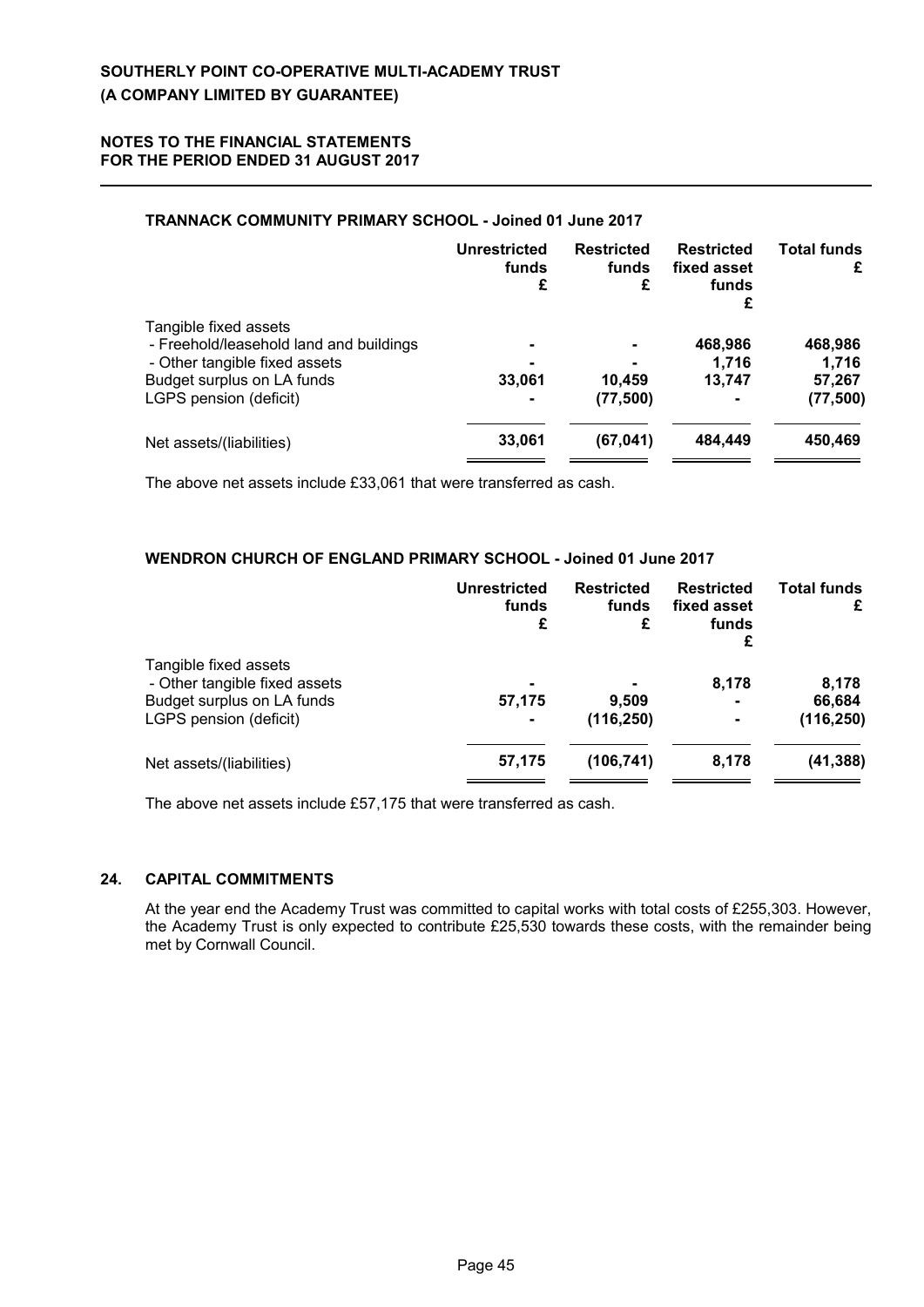#### TRANNACK COMMUNITY PRIMARY SCHOOL - Joined 01 June 2017

| | Unrestricted funds £ | Restricted funds £ | Restricted fixed asset funds £ | Total funds £ |
|---|---|---|---|---|
| Tangible fixed assets | | | | |
| - Freehold/leasehold land and buildings | - | - | 468,986 | 468,986 |
| - Other tangible fixed assets | - | - | 1,716 | 1,716 |
| Budget surplus on LA funds | 33,061 | 10,459 | 13,747 | 57,267 |
| LGPS pension (deficit) | - | (77,500) | - | (77,500) |
| Net assets/(liabilities) | 33,061 | (67,041) | 484,449 | 450,469 |

The above net assets include £33,061 that were transferred as cash.

#### WENDRON CHURCH OF ENGLAND PRIMARY SCHOOL - Joined 01 June 2017

| | Unrestricted funds £ | Restricted funds £ | Restricted fixed asset funds £ | Total funds £ |
|---|---|---|---|---|
| Tangible fixed assets | | | | |
| - Other tangible fixed assets | - | - | 8,178 | 8,178 |
| Budget surplus on LA funds | 57,175 | 9,509 | - | 66,684 |
| LGPS pension (deficit) | - | (116,250) | - | (116,250) |
| Net assets/(liabilities) | 57,175 | (106,741) | 8,178 | (41,388) |

The above net assets include £57,175 that were transferred as cash.

## 24. CAPITAL COMMITMENTS

At the year end the Academy Trust was committed to capital works with total costs of £255,303. However, the Academy Trust is only expected to contribute £25,530 towards these costs, with the remainder being met by Cornwall Council.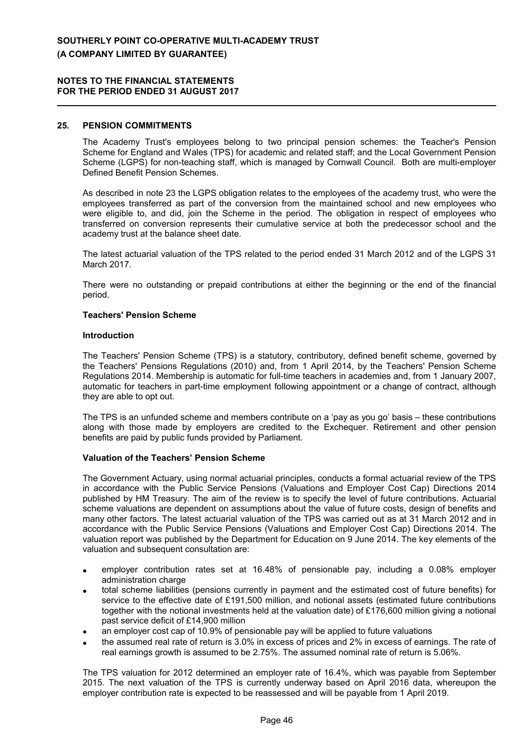## 25. PENSION COMMITMENTS

The Academy Trust's employees belong to two principal pension schemes: the Teacher's Pension Scheme for England and Wales (TPS) for academic and related staff; and the Local Government Pension Scheme (LGPS) for non-teaching staff, which is managed by Cornwall Council. Both are multi-employer Defined Benefit Pension Schemes.

As described in note 23 the LGPS obligation relates to the employees of the academy trust, who were the employees transferred as part of the conversion from the maintained school and new employees who were eligible to, and did, join the Scheme in the period. The obligation in respect of employees who transferred on conversion represents their cumulative service at both the predecessor school and the academy trust at the balance sheet date.

The latest actuarial valuation of the TPS related to the period ended 31 March 2012 and of the LGPS 31 March 2017.

There were no outstanding or prepaid contributions at either the beginning or the end of the financial period.

### Teachers' Pension Scheme

#### Introduction

The Teachers' Pension Scheme (TPS) is a statutory, contributory, defined benefit scheme, governed by the Teachers' Pensions Regulations (2010) and, from 1 April 2014, by the Teachers' Pension Scheme Regulations 2014. Membership is automatic for full-time teachers in academies and, from 1 January 2007, automatic for teachers in part-time employment following appointment or a change of contract, although they are able to opt out.

The TPS is an unfunded scheme and members contribute on a 'pay as you go' basis – these contributions along with those made by employers are credited to the Exchequer. Retirement and other pension benefits are paid by public funds provided by Parliament.

#### Valuation of the Teachers' Pension Scheme

The Government Actuary, using normal actuarial principles, conducts a formal actuarial review of the TPS in accordance with the Public Service Pensions (Valuations and Employer Cost Cap) Directions 2014 published by HM Treasury. The aim of the review is to specify the level of future contributions. Actuarial scheme valuations are dependent on assumptions about the value of future costs, design of benefits and many other factors. The latest actuarial valuation of the TPS was carried out as at 31 March 2012 and in accordance with the Public Service Pensions (Valuations and Employer Cost Cap) Directions 2014. The valuation report was published by the Department for Education on 9 June 2014. The key elements of the valuation and subsequent consultation are:

- employer contribution rates set at 16.48% of pensionable pay, including a 0.08% employer administration charge
- total scheme liabilities (pensions currently in payment and the estimated cost of future benefits) for service to the effective date of £191,500 million, and notional assets (estimated future contributions together with the notional investments held at the valuation date) of £176,600 million giving a notional past service deficit of £14,900 million
- an employer cost cap of 10.9% of pensionable pay will be applied to future valuations
- the assumed real rate of return is 3.0% in excess of prices and 2% in excess of earnings. The rate of real earnings growth is assumed to be 2.75%. The assumed nominal rate of return is 5.06%.

The TPS valuation for 2012 determined an employer rate of 16.4%, which was payable from September 2015. The next valuation of the TPS is currently underway based on April 2016 data, whereupon the employer contribution rate is expected to be reassessed and will be payable from 1 April 2019.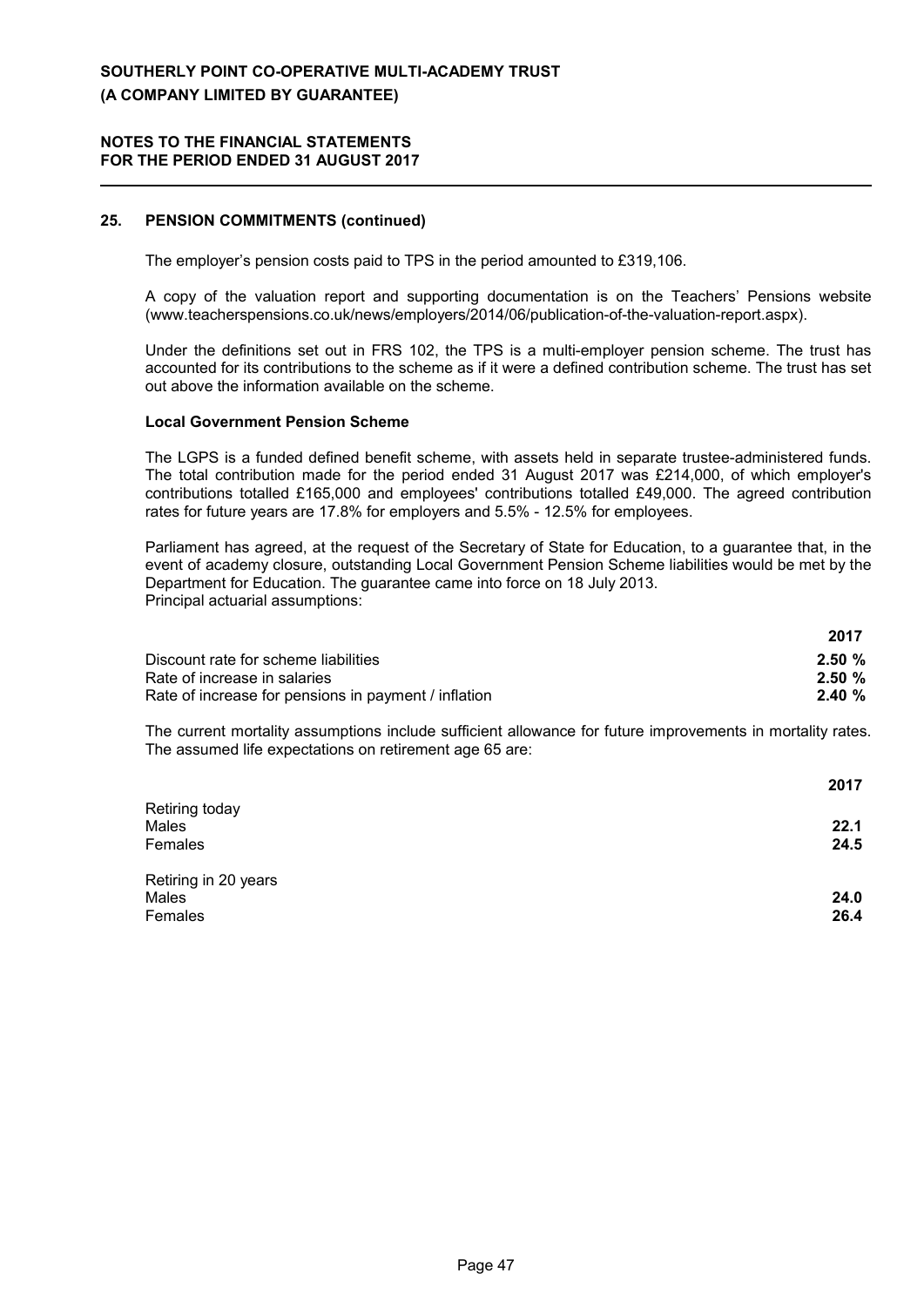## 25. PENSION COMMITMENTS (continued)

The employer's pension costs paid to TPS in the period amounted to £319,106.

A copy of the valuation report and supporting documentation is on the Teachers' Pensions website (www.teacherspensions.co.uk/news/employers/2014/06/publication-of-the-valuation-report.aspx).

Under the definitions set out in FRS 102, the TPS is a multi-employer pension scheme. The trust has accounted for its contributions to the scheme as if it were a defined contribution scheme. The trust has set out above the information available on the scheme.

### Local Government Pension Scheme

The LGPS is a funded defined benefit scheme, with assets held in separate trustee-administered funds. The total contribution made for the period ended 31 August 2017 was £214,000, of which employer's contributions totalled £165,000 and employees' contributions totalled £49,000. The agreed contribution rates for future years are 17.8% for employers and 5.5% - 12.5% for employees.

Parliament has agreed, at the request of the Secretary of State for Education, to a guarantee that, in the event of academy closure, outstanding Local Government Pension Scheme liabilities would be met by the Department for Education. The guarantee came into force on 18 July 2013.
Principal actuarial assumptions:

| | **2017** |
|---|---|
| Discount rate for scheme liabilities | **2.50 %** |
| Rate of increase in salaries | **2.50 %** |
| Rate of increase for pensions in payment / inflation | **2.40 %** |

The current mortality assumptions include sufficient allowance for future improvements in mortality rates. The assumed life expectations on retirement age 65 are:

| | **2017** |
|---|---|
| Retiring today | |
| Males | **22.1** |
| Females | **24.5** |
| | |
| Retiring in 20 years | |
| Males | **24.0** |
| Females | **26.4** |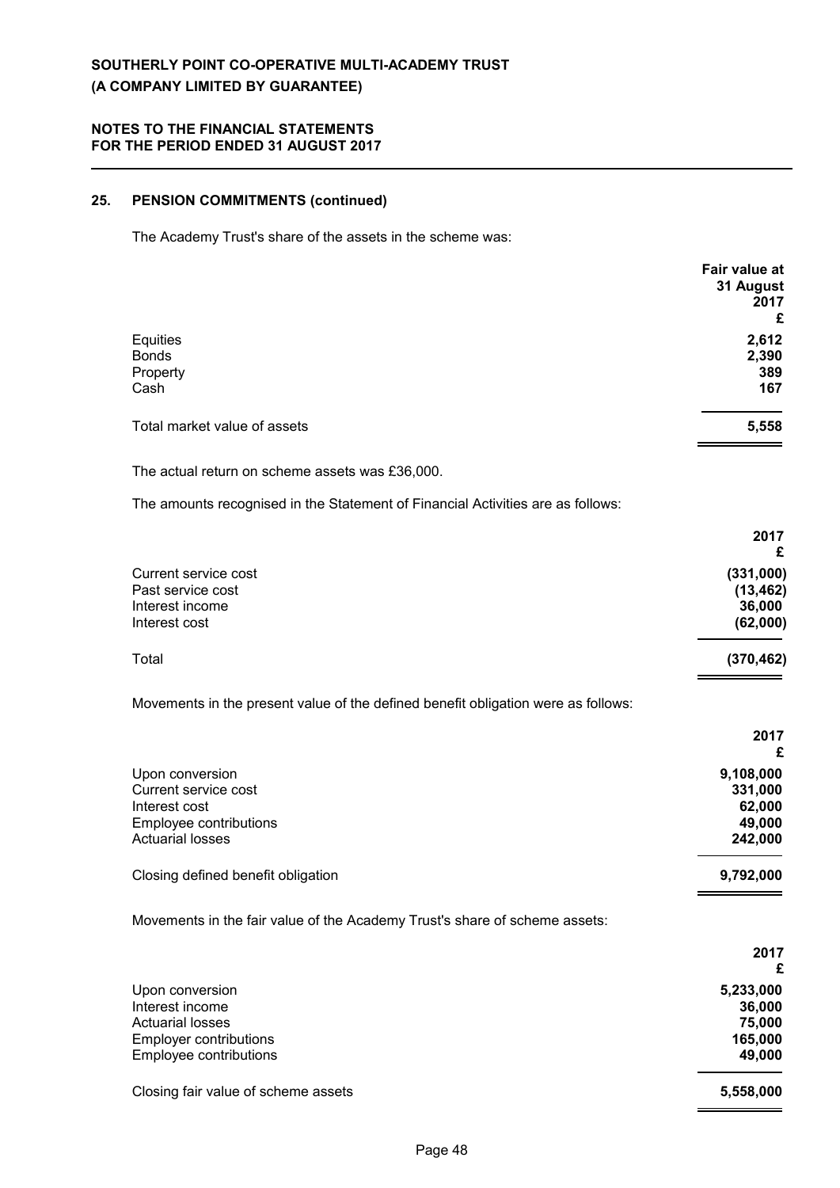## 25. PENSION COMMITMENTS (continued)

The Academy Trust's share of the assets in the scheme was:

| | Fair value at 31 August 2017 £ |
|---|---|
| Equities | 2,612 |
| Bonds | 2,390 |
| Property | 389 |
| Cash | 167 |
| Total market value of assets | 5,558 |

The actual return on scheme assets was £36,000.

The amounts recognised in the Statement of Financial Activities are as follows:

| | 2017 £ |
|---|---|
| Current service cost | (331,000) |
| Past service cost | (13,462) |
| Interest income | 36,000 |
| Interest cost | (62,000) |
| Total | (370,462) |

Movements in the present value of the defined benefit obligation were as follows:

| | 2017 £ |
|---|---|
| Upon conversion | 9,108,000 |
| Current service cost | 331,000 |
| Interest cost | 62,000 |
| Employee contributions | 49,000 |
| Actuarial losses | 242,000 |
| Closing defined benefit obligation | 9,792,000 |

Movements in the fair value of the Academy Trust's share of scheme assets:

| | 2017 £ |
|---|---|
| Upon conversion | 5,233,000 |
| Interest income | 36,000 |
| Actuarial losses | 75,000 |
| Employer contributions | 165,000 |
| Employee contributions | 49,000 |
| Closing fair value of scheme assets | 5,558,000 |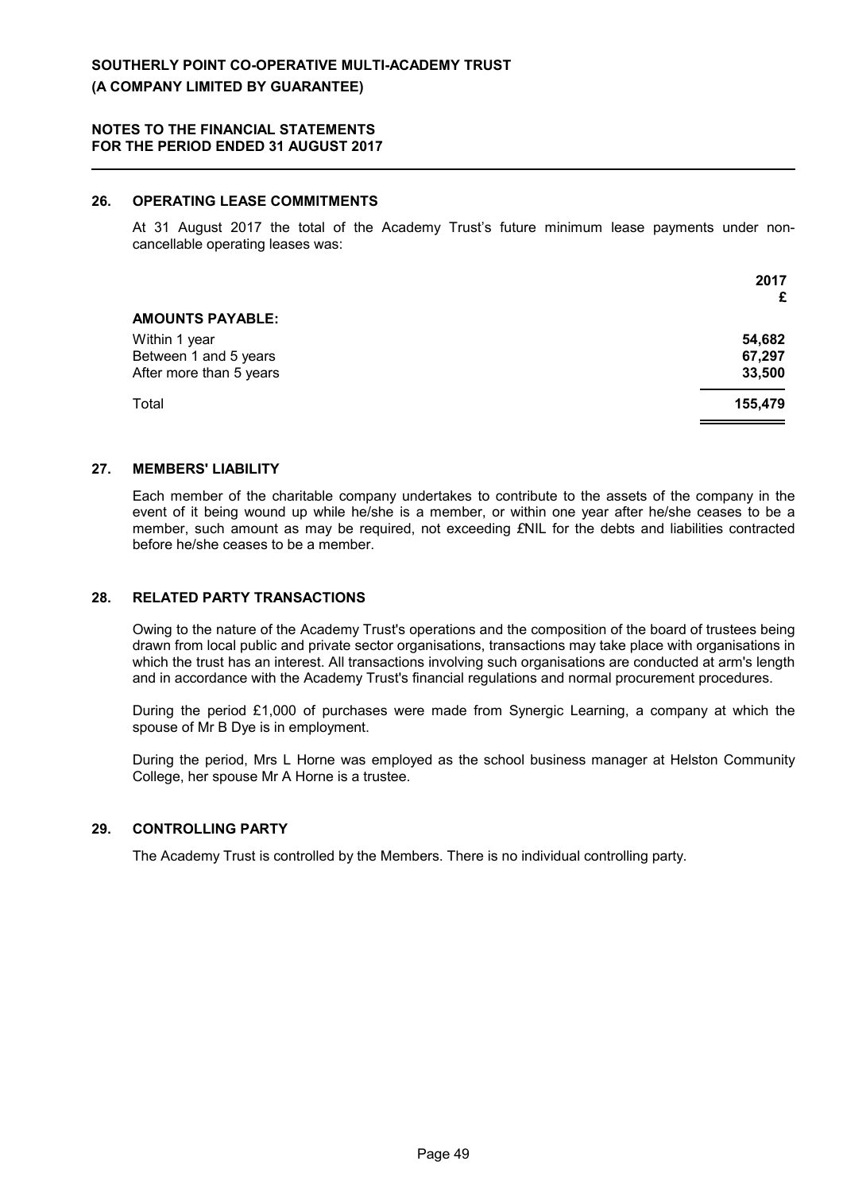## 26. OPERATING LEASE COMMITMENTS

At 31 August 2017 the total of the Academy Trust's future minimum lease payments under non-cancellable operating leases was:

| | 2017 £ |
|---|---|
| **AMOUNTS PAYABLE:** | |
| Within 1 year | **54,682** |
| Between 1 and 5 years | **67,297** |
| After more than 5 years | **33,500** |
| Total | **155,479** |

## 27. MEMBERS' LIABILITY

Each member of the charitable company undertakes to contribute to the assets of the company in the event of it being wound up while he/she is a member, or within one year after he/she ceases to be a member, such amount as may be required, not exceeding £NIL for the debts and liabilities contracted before he/she ceases to be a member.

## 28. RELATED PARTY TRANSACTIONS

Owing to the nature of the Academy Trust's operations and the composition of the board of trustees being drawn from local public and private sector organisations, transactions may take place with organisations in which the trust has an interest. All transactions involving such organisations are conducted at arm's length and in accordance with the Academy Trust's financial regulations and normal procurement procedures.

During the period £1,000 of purchases were made from Synergic Learning, a company at which the spouse of Mr B Dye is in employment.

During the period, Mrs L Horne was employed as the school business manager at Helston Community College, her spouse Mr A Horne is a trustee.

## 29. CONTROLLING PARTY

The Academy Trust is controlled by the Members. There is no individual controlling party.